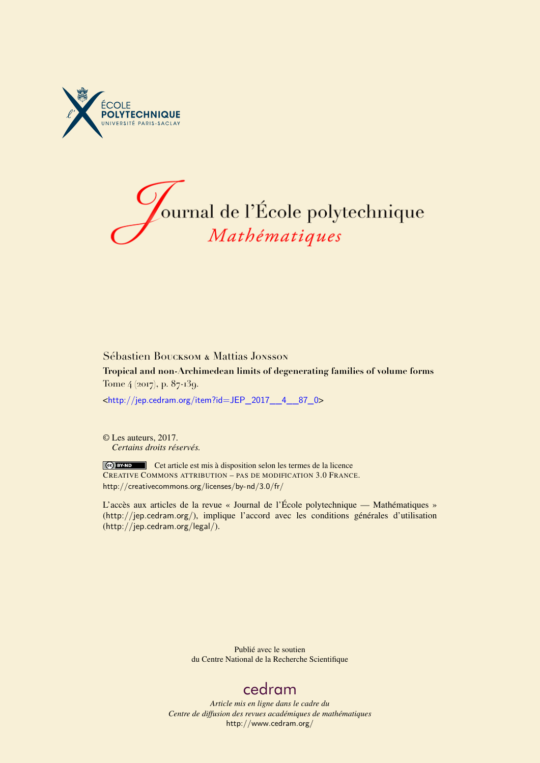ÉCOLE POLYTECHNIQUE
UNIVERSITÉ PARIS-SACLAY

# Journal de l'École polytechnique
## *Mathématiques*

Sébastien Boucksom & Mattias Jonsson

**Tropical and non-Archimedean limits of degenerating families of volume forms**

Tome 4 (2017), p. 87-139.

<http://jep.cedram.org/item?id=JEP_2017__4__87_0>

© Les auteurs, 2017.
*Certains droits réservés.*

Cet article est mis à disposition selon les termes de la licence
Creative Commons attribution – pas de modification 3.0 France.
http://creativecommons.org/licenses/by-nd/3.0/fr/

L'accès aux articles de la revue « Journal de l'École polytechnique — Mathématiques » (http://jep.cedram.org/), implique l'accord avec les conditions générales d'utilisation (http://jep.cedram.org/legal/).

Publié avec le soutien
du Centre National de la Recherche Scientifique

cedram

*Article mis en ligne dans le cadre du*
*Centre de diffusion des revues académiques de mathématiques*
http://www.cedram.org/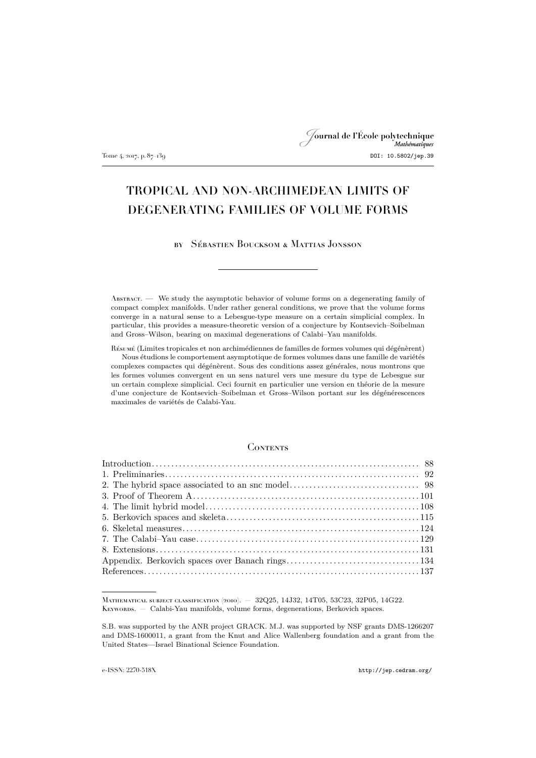# TROPICAL AND NON-ARCHIMEDEAN LIMITS OF DEGENERATING FAMILIES OF VOLUME FORMS

by Sébastien Boucksom & Mattias Jonsson

---

Abstract. — We study the asymptotic behavior of volume forms on a degenerating family of compact complex manifolds. Under rather general conditions, we prove that the volume forms converge in a natural sense to a Lebesgue-type measure on a certain simplicial complex. In particular, this provides a measure-theoretic version of a conjecture by Kontsevich–Soibelman and Gross–Wilson, bearing on maximal degenerations of Calabi–Yau manifolds.

Résumé (Limites tropicales et non archimédiennes de familles de formes volumes qui dégénèrent)
Nous étudions le comportement asymptotique de formes volumes dans une famille de variétés complexes compactes qui dégénèrent. Sous des conditions assez générales, nous montrons que les formes volumes convergent en un sens naturel vers une mesure du type de Lebesgue sur un certain complexe simplicial. Ceci fournit en particulier une version en théorie de la mesure d'une conjecture de Kontsevich–Soibelman et Gross–Wilson portant sur les dégénérescences maximales de variétés de Calabi-Yau.

## Contents

| | |
|---|---|
| Introduction | 88 |
| 1. Preliminaries | 92 |
| 2. The hybrid space associated to an snc model | 98 |
| 3. Proof of Theorem A | 101 |
| 4. The limit hybrid model | 108 |
| 5. Berkovich spaces and skeleta | 115 |
| 6. Skeletal measures | 124 |
| 7. The Calabi–Yau case | 129 |
| 8. Extensions | 131 |
| Appendix. Berkovich spaces over Banach rings | 134 |
| References | 137 |

---

Mathematical subject classification (2010). — 32Q25, 14J32, 14T05, 53C23, 32P05, 14G22.
Keywords. — Calabi-Yau manifolds, volume forms, degenerations, Berkovich spaces.

S.B. was supported by the ANR project GRACK. M.J. was supported by NSF grants DMS-1266207 and DMS-1600011, a grant from the Knut and Alice Wallenberg foundation and a grant from the United States—Israel Binational Science Foundation.

e-ISSN: 2270-518X http://jep.cedram.org/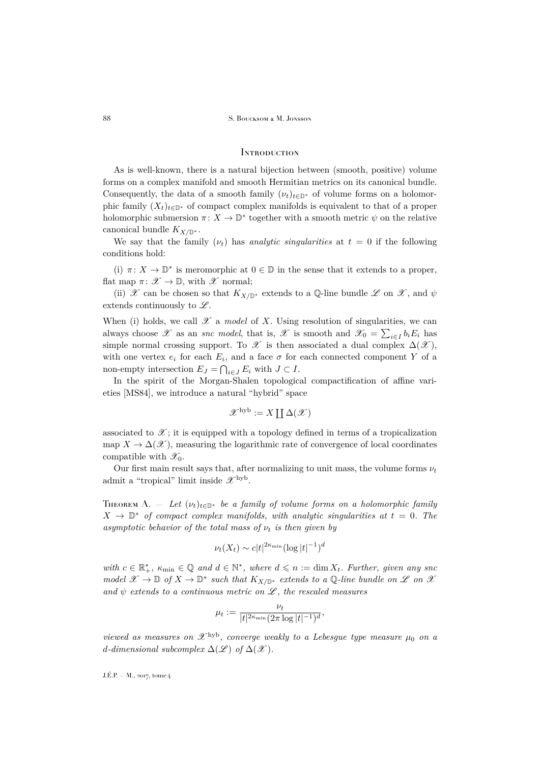## Introduction

As is well-known, there is a natural bijection between (smooth, positive) volume forms on a complex manifold and smooth Hermitian metrics on its canonical bundle. Consequently, the data of a smooth family $(\nu_t)_{t\in\mathbb{D}^*}$ of volume forms on a holomorphic family $(X_t)_{t\in\mathbb{D}^*}$ of compact complex manifolds is equivalent to that of a proper holomorphic submersion $\pi\colon X\to\mathbb{D}^*$ together with a smooth metric $\psi$ on the relative canonical bundle $K_{X/\mathbb{D}^*}$.

We say that the family $(\nu_t)$ has *analytic singularities* at $t=0$ if the following conditions hold:

(i) $\pi\colon X\to\mathbb{D}^*$ is meromorphic at $0\in\mathbb{D}$ in the sense that it extends to a proper, flat map $\pi\colon\mathscr{X}\to\mathbb{D}$, with $\mathscr{X}$ normal;

(ii) $\mathscr{X}$ can be chosen so that $K_{X/\mathbb{D}^*}$ extends to a $\mathbb{Q}$-line bundle $\mathscr{L}$ on $\mathscr{X}$, and $\psi$ extends continuously to $\mathscr{L}$.

When (i) holds, we call $\mathscr{X}$ a *model* of $X$. Using resolution of singularities, we can always choose $\mathscr{X}$ as an *snc model*, that is, $\mathscr{X}$ is smooth and $\mathscr{X}_0=\sum_{i\in I}b_iE_i$ has simple normal crossing support. To $\mathscr{X}$ is then associated a dual complex $\Delta(\mathscr{X})$, with one vertex $e_i$ for each $E_i$, and a face $\sigma$ for each connected component $Y$ of a non-empty intersection $E_J=\bigcap_{i\in J}E_i$ with $J\subset I$.

In the spirit of the Morgan-Shalen topological compactification of affine varieties [MS84], we introduce a natural "hybrid" space

$$\mathscr{X}^{\mathrm{hyb}}:=X\coprod\Delta(\mathscr{X})$$

associated to $\mathscr{X}$; it is equipped with a topology defined in terms of a tropicalization map $X\to\Delta(\mathscr{X})$, measuring the logarithmic rate of convergence of local coordinates compatible with $\mathscr{X}_0$.

Our first main result says that, after normalizing to unit mass, the volume forms $\nu_t$ admit a "tropical" limit inside $\mathscr{X}^{\mathrm{hyb}}$.

Theorem A. — *Let $(\nu_t)_{t\in\mathbb{D}^*}$ be a family of volume forms on a holomorphic family $X\to\mathbb{D}^*$ of compact complex manifolds, with analytic singularities at $t=0$. The asymptotic behavior of the total mass of $\nu_t$ is then given by*

$$\nu_t(X_t)\sim c|t|^{2\kappa_{\min}}(\log|t|^{-1})^d$$

*with $c\in\mathbb{R}_+^*$, $\kappa_{\min}\in\mathbb{Q}$ and $d\in\mathbb{N}^*$, where $d\leqslant n:=\dim X_t$. Further, given any snc model $\mathscr{X}\to\mathbb{D}$ of $X\to\mathbb{D}^*$ such that $K_{X/\mathbb{D}^*}$ extends to a $\mathbb{Q}$-line bundle on $\mathscr{L}$ on $\mathscr{X}$ and $\psi$ extends to a continuous metric on $\mathscr{L}$, the rescaled measures*

$$\mu_t:=\frac{\nu_t}{|t|^{2\kappa_{\min}}(2\pi\log|t|^{-1})^d},$$

*viewed as measures on $\mathscr{X}^{\mathrm{hyb}}$, converge weakly to a Lebesgue type measure $\mu_0$ on a $d$-dimensional subcomplex $\Delta(\mathscr{L})$ of $\Delta(\mathscr{X})$.*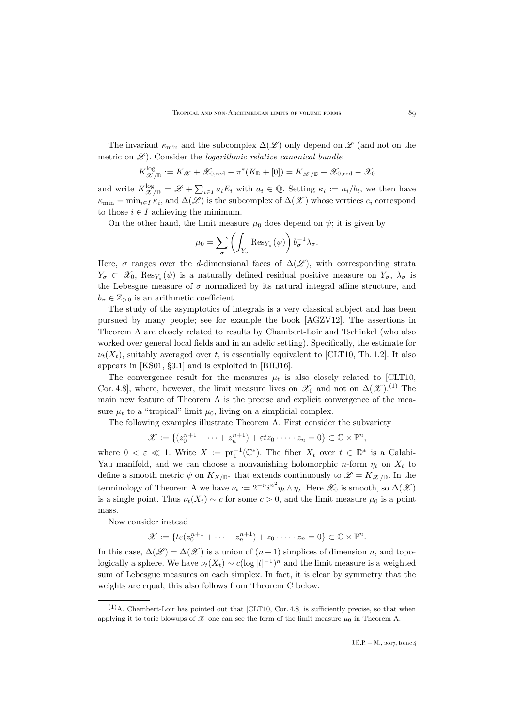The invariant $\kappa_{\min}$ and the subcomplex $\Delta(\mathscr{L})$ only depend on $\mathscr{L}$ (and not on the metric on $\mathscr{L}$). Consider the *logarithmic relative canonical bundle*

$$K^{\log}_{\mathscr{X}/\mathbb{D}} := K_{\mathscr{X}} + \mathscr{X}_{0,\mathrm{red}} - \pi^*(K_{\mathbb{D}} + [0]) = K_{\mathscr{X}/\mathbb{D}} + \mathscr{X}_{0,\mathrm{red}} - \mathscr{X}_0$$

and write $K^{\log}_{\mathscr{X}/\mathbb{D}} = \mathscr{L} + \sum_{i\in I} a_i E_i$ with $a_i \in \mathbb{Q}$. Setting $\kappa_i := a_i/b_i$, we then have $\kappa_{\min} = \min_{i\in I} \kappa_i$, and $\Delta(\mathscr{L})$ is the subcomplex of $\Delta(\mathscr{X})$ whose vertices $e_i$ correspond to those $i \in I$ achieving the minimum.

On the other hand, the limit measure $\mu_0$ does depend on $\psi$; it is given by

$$\mu_0 = \sum_\sigma \left( \int_{Y_\sigma} \mathrm{Res}_{Y_\sigma}(\psi) \right) b_\sigma^{-1} \lambda_\sigma.$$

Here, $\sigma$ ranges over the $d$-dimensional faces of $\Delta(\mathscr{L})$, with corresponding strata $Y_\sigma \subset \mathscr{X}_0$, $\mathrm{Res}_{Y_\sigma}(\psi)$ is a naturally defined residual positive measure on $Y_\sigma$, $\lambda_\sigma$ is the Lebesgue measure of $\sigma$ normalized by its natural integral affine structure, and $b_\sigma \in \mathbb{Z}_{>0}$ is an arithmetic coefficient.

The study of the asymptotics of integrals is a very classical subject and has been pursued by many people; see for example the book [AGZV12]. The assertions in Theorem A are closely related to results by Chambert-Loir and Tschinkel (who also worked over general local fields and in an adelic setting). Specifically, the estimate for $\nu_t(X_t)$, suitably averaged over $t$, is essentially equivalent to [CLT10, Th. 1.2]. It also appears in [KS01, §3.1] and is exploited in [BHJ16].

The convergence result for the measures $\mu_t$ is also closely related to [CLT10, Cor. 4.8], where, however, the limit measure lives on $\mathscr{X}_0$ and not on $\Delta(\mathscr{X})$.(1) The main new feature of Theorem A is the precise and explicit convergence of the measure $\mu_t$ to a "tropical" limit $\mu_0$, living on a simplicial complex.

The following examples illustrate Theorem A. First consider the subvariety

$$\mathscr{X} := \{(z_0^{n+1} + \cdots + z_n^{n+1}) + \varepsilon t z_0 \cdot \cdots \cdot z_n = 0\} \subset \mathbb{C} \times \mathbb{P}^n,$$

where $0 < \varepsilon \ll 1$. Write $X := \mathrm{pr}_1^{-1}(\mathbb{C}^*)$. The fiber $X_t$ over $t \in \mathbb{D}^*$ is a Calabi-Yau manifold, and we can choose a nonvanishing holomorphic $n$-form $\eta_t$ on $X_t$ to define a smooth metric $\psi$ on $K_{X/\mathbb{D}^*}$ that extends continuously to $\mathscr{L} = K_{\mathscr{X}/\mathbb{D}}$. In the terminology of Theorem A we have $\nu_t := 2^{-n} i^{n^2} \eta_t \wedge \overline{\eta}_t$. Here $\mathscr{X}_0$ is smooth, so $\Delta(\mathscr{X})$ is a single point. Thus $\nu_t(X_t) \sim c$ for some $c > 0$, and the limit measure $\mu_0$ is a point mass.

Now consider instead

$$\mathscr{X} := \{t\varepsilon(z_0^{n+1} + \cdots + z_n^{n+1}) + z_0 \cdot \cdots \cdot z_n = 0\} \subset \mathbb{C} \times \mathbb{P}^n.$$

In this case, $\Delta(\mathscr{L}) = \Delta(\mathscr{X})$ is a union of $(n+1)$ simplices of dimension $n$, and topologically a sphere. We have $\nu_t(X_t) \sim c(\log |t|^{-1})^n$ and the limit measure is a weighted sum of Lebesgue measures on each simplex. In fact, it is clear by symmetry that the weights are equal; this also follows from Theorem C below.

---

(1) A. Chambert-Loir has pointed out that [CLT10, Cor. 4.8] is sufficiently precise, so that when applying it to toric blowups of $\mathscr{X}$ one can see the form of the limit measure $\mu_0$ in Theorem A.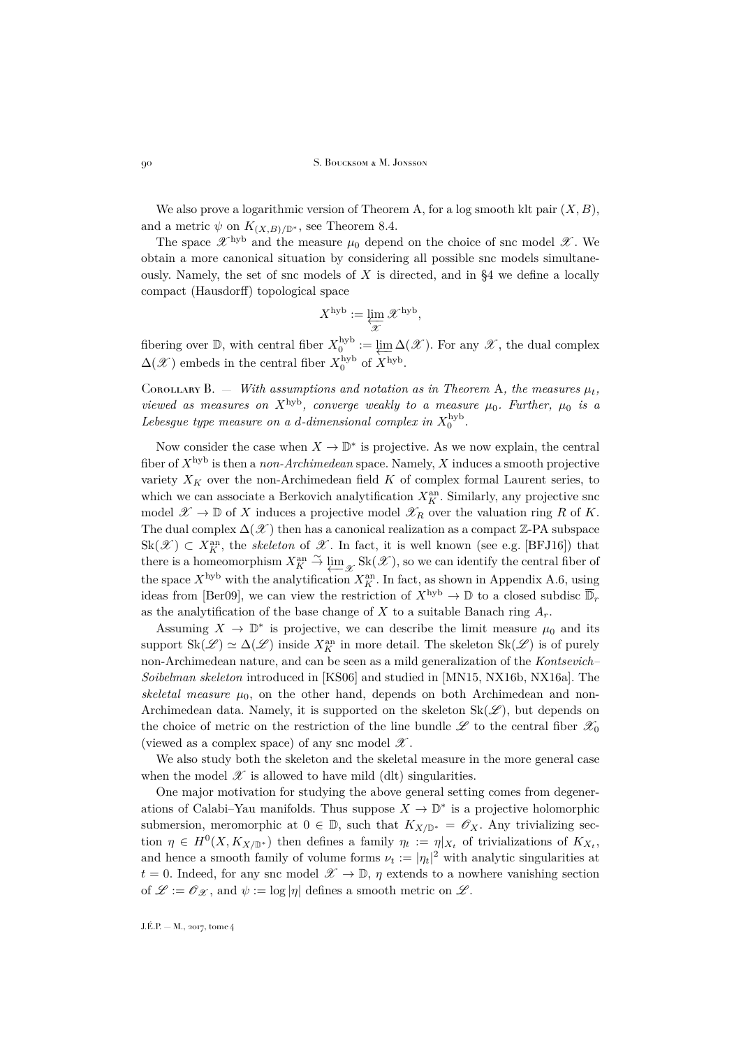We also prove a logarithmic version of Theorem A, for a log smooth klt pair $(X, B)$, and a metric $\psi$ on $K_{(X,B)/\mathbb{D}^*}$, see Theorem 8.4.

The space $\mathscr{X}^{\mathrm{hyb}}$ and the measure $\mu_0$ depend on the choice of snc model $\mathscr{X}$. We obtain a more canonical situation by considering all possible snc models simultaneously. Namely, the set of snc models of $X$ is directed, and in §4 we define a locally compact (Hausdorff) topological space

$$X^{\mathrm{hyb}} := \varprojlim_{\mathscr{X}} \mathscr{X}^{\mathrm{hyb}},$$

fibering over $\mathbb{D}$, with central fiber $X_0^{\mathrm{hyb}} := \varprojlim \Delta(\mathscr{X})$. For any $\mathscr{X}$, the dual complex $\Delta(\mathscr{X})$ embeds in the central fiber $X_0^{\mathrm{hyb}}$ of $X^{\mathrm{hyb}}$.

Corollary B. — *With assumptions and notation as in Theorem* A*, the measures $\mu_t$, viewed as measures on $X^{\mathrm{hyb}}$, converge weakly to a measure $\mu_0$. Further, $\mu_0$ is a Lebesgue type measure on a $d$-dimensional complex in $X_0^{\mathrm{hyb}}$.*

Now consider the case when $X \to \mathbb{D}^*$ is projective. As we now explain, the central fiber of $X^{\mathrm{hyb}}$ is then a *non-Archimedean* space. Namely, $X$ induces a smooth projective variety $X_K$ over the non-Archimedean field $K$ of complex formal Laurent series, to which we can associate a Berkovich analytification $X_K^{\mathrm{an}}$. Similarly, any projective snc model $\mathscr{X} \to \mathbb{D}$ of $X$ induces a projective model $\mathscr{X}_R$ over the valuation ring $R$ of $K$. The dual complex $\Delta(\mathscr{X})$ then has a canonical realization as a compact $\mathbb{Z}$-PA subspace $\mathrm{Sk}(\mathscr{X}) \subset X_K^{\mathrm{an}}$, the *skeleton* of $\mathscr{X}$. In fact, it is well known (see e.g. [BFJ16]) that there is a homeomorphism $X_K^{\mathrm{an}} \xrightarrow{\sim} \varprojlim_{\mathscr{X}} \mathrm{Sk}(\mathscr{X})$, so we can identify the central fiber of the space $X^{\mathrm{hyb}}$ with the analytification $X_K^{\mathrm{an}}$. In fact, as shown in Appendix A.6, using ideas from [Ber09], we can view the restriction of $X^{\mathrm{hyb}} \to \mathbb{D}$ to a closed subdisc $\overline{\mathbb{D}}_r$ as the analytification of the base change of $X$ to a suitable Banach ring $A_r$.

Assuming $X \to \mathbb{D}^*$ is projective, we can describe the limit measure $\mu_0$ and its support $\mathrm{Sk}(\mathscr{L}) \simeq \Delta(\mathscr{L})$ inside $X_K^{\mathrm{an}}$ in more detail. The skeleton $\mathrm{Sk}(\mathscr{L})$ is of purely non-Archimedean nature, and can be seen as a mild generalization of the *Kontsevich–Soibelman skeleton* introduced in [KS06] and studied in [MN15, NX16b, NX16a]. The *skeletal measure* $\mu_0$, on the other hand, depends on both Archimedean and non-Archimedean data. Namely, it is supported on the skeleton $\mathrm{Sk}(\mathscr{L})$, but depends on the choice of metric on the restriction of the line bundle $\mathscr{L}$ to the central fiber $\mathscr{X}_0$ (viewed as a complex space) of any snc model $\mathscr{X}$.

We also study both the skeleton and the skeletal measure in the more general case when the model $\mathscr{X}$ is allowed to have mild (dlt) singularities.

One major motivation for studying the above general setting comes from degenerations of Calabi–Yau manifolds. Thus suppose $X \to \mathbb{D}^*$ is a projective holomorphic submersion, meromorphic at $0 \in \mathbb{D}$, such that $K_{X/\mathbb{D}^*} = \mathscr{O}_X$. Any trivializing section $\eta \in H^0(X, K_{X/\mathbb{D}^*})$ then defines a family $\eta_t := \eta|_{X_t}$ of trivializations of $K_{X_t}$, and hence a smooth family of volume forms $\nu_t := |\eta_t|^2$ with analytic singularities at $t = 0$. Indeed, for any snc model $\mathscr{X} \to \mathbb{D}$, $\eta$ extends to a nowhere vanishing section of $\mathscr{L} := \mathscr{O}_{\mathscr{X}}$, and $\psi := \log |\eta|$ defines a smooth metric on $\mathscr{L}$.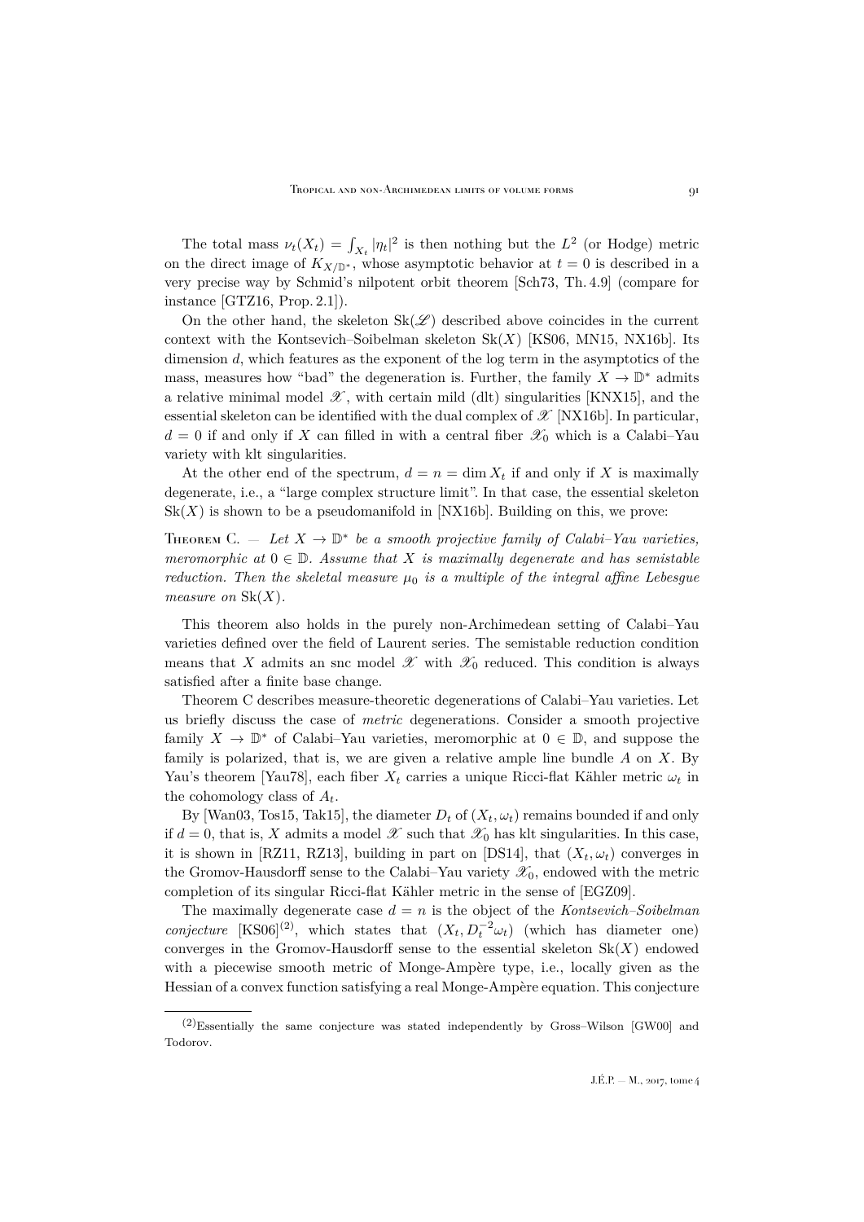The total mass $\nu_t(X_t) = \int_{X_t} |\eta_t|^2$ is then nothing but the $L^2$ (or Hodge) metric on the direct image of $K_{X/\mathbb{D}^*}$, whose asymptotic behavior at $t = 0$ is described in a very precise way by Schmid's nilpotent orbit theorem [Sch73, Th. 4.9] (compare for instance [GTZ16, Prop. 2.1]).

On the other hand, the skeleton $\mathrm{Sk}(\mathscr{L})$ described above coincides in the current context with the Kontsevich–Soibelman skeleton $\mathrm{Sk}(X)$ [KS06, MN15, NX16b]. Its dimension $d$, which features as the exponent of the log term in the asymptotics of the mass, measures how "bad" the degeneration is. Further, the family $X \to \mathbb{D}^*$ admits a relative minimal model $\mathscr{X}$, with certain mild (dlt) singularities [KNX15], and the essential skeleton can be identified with the dual complex of $\mathscr{X}$ [NX16b]. In particular, $d = 0$ if and only if $X$ can filled in with a central fiber $\mathscr{X}_0$ which is a Calabi–Yau variety with klt singularities.

At the other end of the spectrum, $d = n = \dim X_t$ if and only if $X$ is maximally degenerate, i.e., a "large complex structure limit". In that case, the essential skeleton $\mathrm{Sk}(X)$ is shown to be a pseudomanifold in [NX16b]. Building on this, we prove:

Theorem C. — *Let $X \to \mathbb{D}^*$ be a smooth projective family of Calabi–Yau varieties, meromorphic at $0 \in \mathbb{D}$. Assume that $X$ is maximally degenerate and has semistable reduction. Then the skeletal measure $\mu_0$ is a multiple of the integral affine Lebesgue measure on $\mathrm{Sk}(X)$.*

This theorem also holds in the purely non-Archimedean setting of Calabi–Yau varieties defined over the field of Laurent series. The semistable reduction condition means that $X$ admits an snc model $\mathscr{X}$ with $\mathscr{X}_0$ reduced. This condition is always satisfied after a finite base change.

Theorem C describes measure-theoretic degenerations of Calabi–Yau varieties. Let us briefly discuss the case of *metric* degenerations. Consider a smooth projective family $X \to \mathbb{D}^*$ of Calabi–Yau varieties, meromorphic at $0 \in \mathbb{D}$, and suppose the family is polarized, that is, we are given a relative ample line bundle $A$ on $X$. By Yau's theorem [Yau78], each fiber $X_t$ carries a unique Ricci-flat Kähler metric $\omega_t$ in the cohomology class of $A_t$.

By [Wan03, Tos15, Tak15], the diameter $D_t$ of $(X_t, \omega_t)$ remains bounded if and only if $d = 0$, that is, $X$ admits a model $\mathscr{X}$ such that $\mathscr{X}_0$ has klt singularities. In this case, it is shown in [RZ11, RZ13], building in part on [DS14], that $(X_t, \omega_t)$ converges in the Gromov-Hausdorff sense to the Calabi–Yau variety $\mathscr{X}_0$, endowed with the metric completion of its singular Ricci-flat Kähler metric in the sense of [EGZ09].

The maximally degenerate case $d = n$ is the object of the *Kontsevich–Soibelman conjecture* [KS06][(2)], which states that $(X_t, D_t^{-2}\omega_t)$ (which has diameter one) converges in the Gromov-Hausdorff sense to the essential skeleton $\mathrm{Sk}(X)$ endowed with a piecewise smooth metric of Monge-Ampère type, i.e., locally given as the Hessian of a convex function satisfying a real Monge-Ampère equation. This conjecture

(2) Essentially the same conjecture was stated independently by Gross–Wilson [GW00] and Todorov.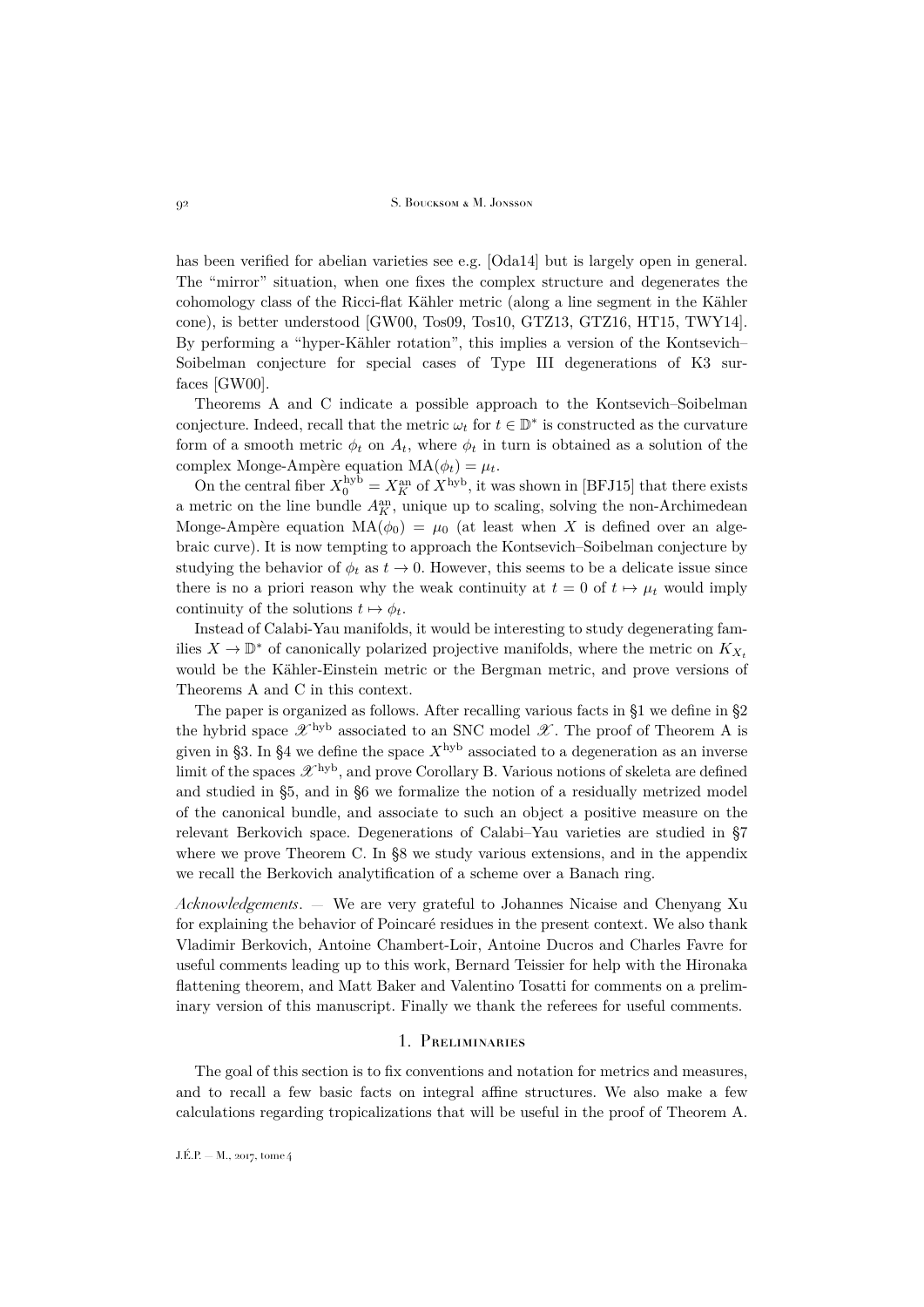has been verified for abelian varieties see e.g. [Oda14] but is largely open in general. The "mirror" situation, when one fixes the complex structure and degenerates the cohomology class of the Ricci-flat Kähler metric (along a line segment in the Kähler cone), is better understood [GW00, Tos09, Tos10, GTZ13, GTZ16, HT15, TWY14]. By performing a "hyper-Kähler rotation", this implies a version of the Kontsevich–Soibelman conjecture for special cases of Type III degenerations of K3 surfaces [GW00].

Theorems A and C indicate a possible approach to the Kontsevich–Soibelman conjecture. Indeed, recall that the metric $\omega_t$ for $t \in \mathbb{D}^*$ is constructed as the curvature form of a smooth metric $\phi_t$ on $A_t$, where $\phi_t$ in turn is obtained as a solution of the complex Monge-Ampère equation $\mathrm{MA}(\phi_t) = \mu_t$.

On the central fiber $X_0^{\mathrm{hyb}} = X_K^{\mathrm{an}}$ of $X^{\mathrm{hyb}}$, it was shown in [BFJ15] that there exists a metric on the line bundle $A_K^{\mathrm{an}}$, unique up to scaling, solving the non-Archimedean Monge-Ampère equation $\mathrm{MA}(\phi_0) = \mu_0$ (at least when $X$ is defined over an algebraic curve). It is now tempting to approach the Kontsevich–Soibelman conjecture by studying the behavior of $\phi_t$ as $t \to 0$. However, this seems to be a delicate issue since there is no a priori reason why the weak continuity at $t = 0$ of $t \mapsto \mu_t$ would imply continuity of the solutions $t \mapsto \phi_t$.

Instead of Calabi-Yau manifolds, it would be interesting to study degenerating families $X \to \mathbb{D}^*$ of canonically polarized projective manifolds, where the metric on $K_{X_t}$ would be the Kähler-Einstein metric or the Bergman metric, and prove versions of Theorems A and C in this context.

The paper is organized as follows. After recalling various facts in §1 we define in §2 the hybrid space $\mathscr{X}^{\mathrm{hyb}}$ associated to an SNC model $\mathscr{X}$. The proof of Theorem A is given in §3. In §4 we define the space $X^{\mathrm{hyb}}$ associated to a degeneration as an inverse limit of the spaces $\mathscr{X}^{\mathrm{hyb}}$, and prove Corollary B. Various notions of skeleta are defined and studied in §5, and in §6 we formalize the notion of a residually metrized model of the canonical bundle, and associate to such an object a positive measure on the relevant Berkovich space. Degenerations of Calabi–Yau varieties are studied in §7 where we prove Theorem C. In §8 we study various extensions, and in the appendix we recall the Berkovich analytification of a scheme over a Banach ring.

*Acknowledgements*. — We are very grateful to Johannes Nicaise and Chenyang Xu for explaining the behavior of Poincaré residues in the present context. We also thank Vladimir Berkovich, Antoine Chambert-Loir, Antoine Ducros and Charles Favre for useful comments leading up to this work, Bernard Teissier for help with the Hironaka flattening theorem, and Matt Baker and Valentino Tosatti for comments on a preliminary version of this manuscript. Finally we thank the referees for useful comments.

## 1. Preliminaries

The goal of this section is to fix conventions and notation for metrics and measures, and to recall a few basic facts on integral affine structures. We also make a few calculations regarding tropicalizations that will be useful in the proof of Theorem A.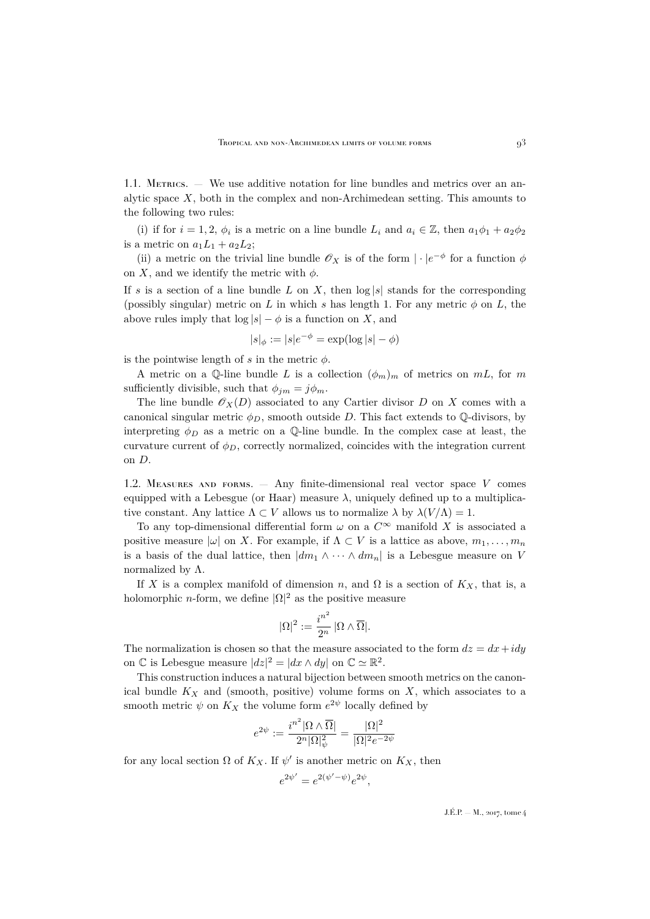1.1. Metrics. — We use additive notation for line bundles and metrics over an analytic space $X$, both in the complex and non-Archimedean setting. This amounts to the following two rules:

(i) if for $i = 1, 2$, $\phi_i$ is a metric on a line bundle $L_i$ and $a_i \in \mathbb{Z}$, then $a_1\phi_1 + a_2\phi_2$ is a metric on $a_1L_1 + a_2L_2$;

(ii) a metric on the trivial line bundle $\mathscr{O}_X$ is of the form $|\cdot|e^{-\phi}$ for a function $\phi$ on $X$, and we identify the metric with $\phi$.

If $s$ is a section of a line bundle $L$ on $X$, then $\log|s|$ stands for the corresponding (possibly singular) metric on $L$ in which $s$ has length 1. For any metric $\phi$ on $L$, the above rules imply that $\log|s| - \phi$ is a function on $X$, and

$$|s|_\phi := |s|e^{-\phi} = \exp(\log|s| - \phi)$$

is the pointwise length of $s$ in the metric $\phi$.

A metric on a $\mathbb{Q}$-line bundle $L$ is a collection $(\phi_m)_m$ of metrics on $mL$, for $m$ sufficiently divisible, such that $\phi_{jm} = j\phi_m$.

The line bundle $\mathscr{O}_X(D)$ associated to any Cartier divisor $D$ on $X$ comes with a canonical singular metric $\phi_D$, smooth outside $D$. This fact extends to $\mathbb{Q}$-divisors, by interpreting $\phi_D$ as a metric on a $\mathbb{Q}$-line bundle. In the complex case at least, the curvature current of $\phi_D$, correctly normalized, coincides with the integration current on $D$.

1.2. Measures and forms. — Any finite-dimensional real vector space $V$ comes equipped with a Lebesgue (or Haar) measure $\lambda$, uniquely defined up to a multiplicative constant. Any lattice $\Lambda \subset V$ allows us to normalize $\lambda$ by $\lambda(V/\Lambda) = 1$.

To any top-dimensional differential form $\omega$ on a $C^\infty$ manifold $X$ is associated a positive measure $|\omega|$ on $X$. For example, if $\Lambda \subset V$ is a lattice as above, $m_1, \dots, m_n$ is a basis of the dual lattice, then $|dm_1 \wedge \cdots \wedge dm_n|$ is a Lebesgue measure on $V$ normalized by $\Lambda$.

If $X$ is a complex manifold of dimension $n$, and $\Omega$ is a section of $K_X$, that is, a holomorphic $n$-form, we define $|\Omega|^2$ as the positive measure

$$|\Omega|^2 := \frac{i^{n^2}}{2^n}\,|\Omega \wedge \overline{\Omega}|.$$

The normalization is chosen so that the measure associated to the form $dz = dx + idy$ on $\mathbb{C}$ is Lebesgue measure $|dz|^2 = |dx \wedge dy|$ on $\mathbb{C} \simeq \mathbb{R}^2$.

This construction induces a natural bijection between smooth metrics on the canonical bundle $K_X$ and (smooth, positive) volume forms on $X$, which associates to a smooth metric $\psi$ on $K_X$ the volume form $e^{2\psi}$ locally defined by

$$e^{2\psi} := \frac{i^{n^2}|\Omega \wedge \overline{\Omega}|}{2^n|\Omega|^2_\psi} = \frac{|\Omega|^2}{|\Omega|^2 e^{-2\psi}}$$

for any local section $\Omega$ of $K_X$. If $\psi'$ is another metric on $K_X$, then

$$e^{2\psi'} = e^{2(\psi' - \psi)}e^{2\psi},$$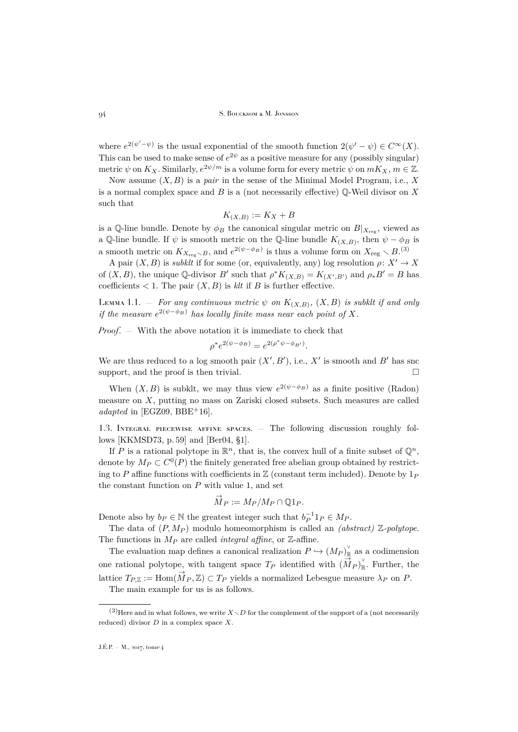where $e^{2(\psi'-\psi)}$ is the usual exponential of the smooth function $2(\psi'-\psi) \in C^\infty(X)$. This can be used to make sense of $e^{2\psi}$ as a positive measure for any (possibly singular) metric $\psi$ on $K_X$. Similarly, $e^{2\psi/m}$ is a volume form for every metric $\psi$ on $mK_X$, $m \in \mathbb{Z}$.

Now assume $(X, B)$ is a *pair* in the sense of the Minimal Model Program, i.e., $X$ is a normal complex space and $B$ is a (not necessarily effective) $\mathbb{Q}$-Weil divisor on $X$ such that

$$K_{(X,B)} := K_X + B$$

is a $\mathbb{Q}$-line bundle. Denote by $\phi_B$ the canonical singular metric on $B|_{X_{\mathrm{reg}}}$, viewed as a $\mathbb{Q}$-line bundle. If $\psi$ is smooth metric on the $\mathbb{Q}$-line bundle $K_{(X,B)}$, then $\psi - \phi_B$ is a smooth metric on $K_{X_{\mathrm{reg}} \smallsetminus B}$, and $e^{2(\psi-\phi_B)}$ is thus a volume form on $X_{\mathrm{reg}} \smallsetminus B$.[3]

A pair $(X, B)$ is *subklt* if for some (or, equivalently, any) log resolution $\rho\colon X' \to X$ of $(X, B)$, the unique $\mathbb{Q}$-divisor $B'$ such that $\rho^* K_{(X,B)} = K_{(X',B')}$ and $\rho_* B' = B$ has coefficients $< 1$. The pair $(X, B)$ is *klt* if $B$ is further effective.

Lemma 1.1. — *For any continuous metric $\psi$ on $K_{(X,B)}$, $(X, B)$ is subklt if and only if the measure $e^{2(\psi-\phi_B)}$ has locally finite mass near each point of $X$.*

*Proof*. — With the above notation it is immediate to check that

$$\rho^* e^{2(\psi-\phi_B)} = e^{2(\rho^*\psi - \phi_{B'})}.$$

We are thus reduced to a log smooth pair $(X', B')$, i.e., $X'$ is smooth and $B'$ has snc support, and the proof is then trivial. □

When $(X, B)$ is subklt, we may thus view $e^{2(\psi-\phi_B)}$ as a finite positive (Radon) measure on $X$, putting no mass on Zariski closed subsets. Such measures are called *adapted* in [EGZ09, BBE+16].

1.3. Integral piecewise affine spaces. — The following discussion roughly follows [KKMSD73, p. 59] and [Ber04, §1].

If $P$ is a rational polytope in $\mathbb{R}^n$, that is, the convex hull of a finite subset of $\mathbb{Q}^n$, denote by $M_P \subset C^0(P)$ the finitely generated free abelian group obtained by restricting to $P$ affine functions with coefficients in $\mathbb{Z}$ (constant term included). Denote by $1_P$ the constant function on $P$ with value 1, and set

$$\vec{M}_P := M_P / M_P \cap \mathbb{Q}1_P.$$

Denote also by $b_P \in \mathbb{N}$ the greatest integer such that $b_P^{-1} 1_P \in M_P$.

The data of $(P, M_P)$ modulo homeomorphism is called an *(abstract) $\mathbb{Z}$-polytope*. The functions in $M_P$ are called *integral affine*, or $\mathbb{Z}$-*affine*.

The evaluation map defines a canonical realization $P \hookrightarrow (M_P)^\vee_{\mathbb{R}}$ as a codimension one rational polytope, with tangent space $T_P$ identified with $(\vec{M}_P)^\vee_{\mathbb{R}}$. Further, the lattice $T_{P,\mathbb{Z}} := \mathrm{Hom}(\vec{M}_P, \mathbb{Z}) \subset T_P$ yields a normalized Lebesgue measure $\lambda_P$ on $P$.

The main example for us is as follows.

[3] Here and in what follows, we write $X \smallsetminus D$ for the complement of the support of a (not necessarily reduced) divisor $D$ in a complex space $X$.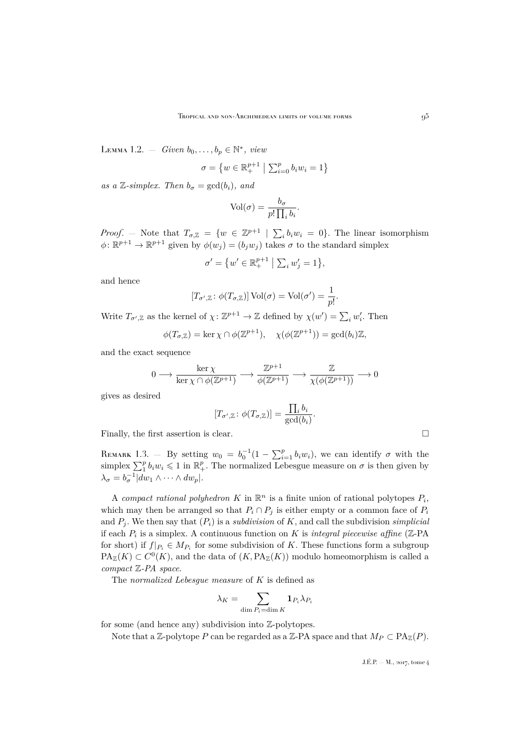Lemma 1.2. — *Given $b_0, \dots, b_p \in \mathbb{N}^*$, view*

$$\sigma = \left\{ w \in \mathbb{R}_+^{p+1} \;\middle|\; \textstyle\sum_{i=0}^p b_i w_i = 1 \right\}$$

*as a $\mathbb{Z}$-simplex. Then $b_\sigma = \gcd(b_i)$, and*

$$\operatorname{Vol}(\sigma) = \frac{b_\sigma}{p! \prod_i b_i}.$$

*Proof*. — Note that $T_{\sigma,\mathbb{Z}} = \{w \in \mathbb{Z}^{p+1} \mid \sum_i b_i w_i = 0\}$. The linear isomorphism $\phi\colon \mathbb{R}^{p+1} \to \mathbb{R}^{p+1}$ given by $\phi(w_j) = (b_j w_j)$ takes $\sigma$ to the standard simplex

$$\sigma' = \left\{ w' \in \mathbb{R}_+^{p+1} \;\middle|\; \textstyle\sum_i w'_j = 1 \right\},$$

and hence

$$[T_{\sigma',\mathbb{Z}} \colon \phi(T_{\sigma,\mathbb{Z}})] \operatorname{Vol}(\sigma) = \operatorname{Vol}(\sigma') = \frac{1}{p!}.$$

Write $T_{\sigma',\mathbb{Z}}$ as the kernel of $\chi\colon \mathbb{Z}^{p+1} \to \mathbb{Z}$ defined by $\chi(w') = \sum_i w'_i$. Then

$$\phi(T_{\sigma,\mathbb{Z}}) = \ker \chi \cap \phi(\mathbb{Z}^{p+1}), \quad \chi(\phi(\mathbb{Z}^{p+1})) = \gcd(b_i)\mathbb{Z},$$

and the exact sequence

$$0 \longrightarrow \frac{\ker \chi}{\ker \chi \cap \phi(\mathbb{Z}^{p+1})} \longrightarrow \frac{\mathbb{Z}^{p+1}}{\phi(\mathbb{Z}^{p+1})} \longrightarrow \frac{\mathbb{Z}}{\chi(\phi(\mathbb{Z}^{p+1}))} \longrightarrow 0$$

gives as desired

$$[T_{\sigma',\mathbb{Z}} \colon \phi(T_{\sigma,\mathbb{Z}})] = \frac{\prod_i b_i}{\gcd(b_i)}.$$

Finally, the first assertion is clear. $\square$

Remark 1.3. — By setting $w_0 = b_0^{-1}(1 - \sum_{i=1}^p b_i w_i)$, we can identify $\sigma$ with the simplex $\sum_1^p b_i w_i \leqslant 1$ in $\mathbb{R}_+^p$. The normalized Lebesgue measure on $\sigma$ is then given by $\lambda_\sigma = b_\sigma^{-1} |dw_1 \wedge \cdots \wedge dw_p|$.

A *compact rational polyhedron* $K$ in $\mathbb{R}^n$ is a finite union of rational polytopes $P_i$, which may then be arranged so that $P_i \cap P_j$ is either empty or a common face of $P_i$ and $P_j$. We then say that $(P_i)$ is a *subdivision* of $K$, and call the subdivision *simplicial* if each $P_i$ is a simplex. A continuous function on $K$ is *integral piecewise affine* ($\mathbb{Z}$-PA for short) if $f|_{P_i} \in M_{P_i}$ for some subdivision of $K$. These functions form a subgroup $\mathrm{PA}_\mathbb{Z}(K) \subset C^0(K)$, and the data of $(K, \mathrm{PA}_\mathbb{Z}(K))$ modulo homeomorphism is called a *compact $\mathbb{Z}$-PA space*.

The *normalized Lebesgue measure* of $K$ is defined as

$$\lambda_K = \sum_{\dim P_i = \dim K} \mathbf{1}_{P_i} \lambda_{P_i}$$

for some (and hence any) subdivision into $\mathbb{Z}$-polytopes.

Note that a $\mathbb{Z}$-polytope $P$ can be regarded as a $\mathbb{Z}$-PA space and that $M_P \subset \mathrm{PA}_\mathbb{Z}(P)$.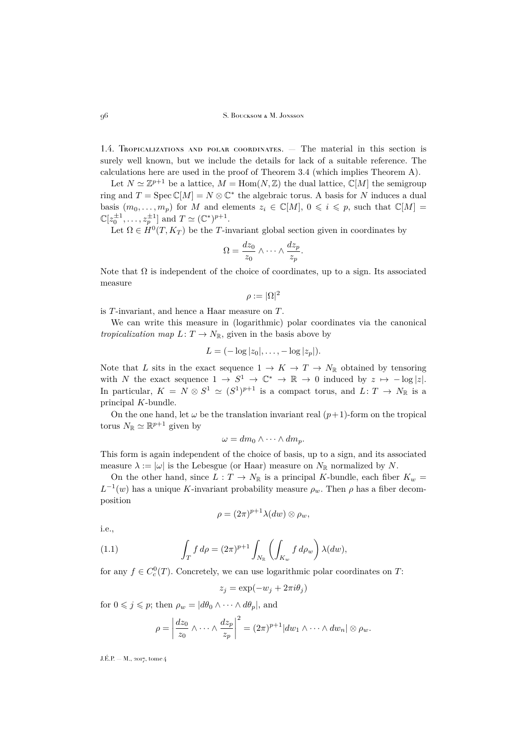### 1.4. Tropicalizations and polar coordinates.

— The material in this section is surely well known, but we include the details for lack of a suitable reference. The calculations here are used in the proof of Theorem 3.4 (which implies Theorem A).

Let $N \simeq \mathbb{Z}^{p+1}$ be a lattice, $M = \operatorname{Hom}(N, \mathbb{Z})$ the dual lattice, $\mathbb{C}[M]$ the semigroup ring and $T = \operatorname{Spec} \mathbb{C}[M] = N \otimes \mathbb{C}^*$ the algebraic torus. A basis for $N$ induces a dual basis $(m_0, \ldots, m_p)$ for $M$ and elements $z_i \in \mathbb{C}[M]$, $0 \leqslant i \leqslant p$, such that $\mathbb{C}[M] = \mathbb{C}[z_0^{\pm 1}, \ldots, z_p^{\pm 1}]$ and $T \simeq (\mathbb{C}^*)^{p+1}$.

Let $\Omega \in H^0(T, K_T)$ be the $T$-invariant global section given in coordinates by

$$\Omega = \frac{dz_0}{z_0} \wedge \cdots \wedge \frac{dz_p}{z_p}.$$

Note that $\Omega$ is independent of the choice of coordinates, up to a sign. Its associated measure

$$\rho := |\Omega|^2$$

is $T$-invariant, and hence a Haar measure on $T$.

We can write this measure in (logarithmic) polar coordinates via the canonical *tropicalization map* $L\colon T \to N_{\mathbb{R}}$, given in the basis above by

$$L = (-\log |z_0|, \ldots, -\log |z_p|).$$

Note that $L$ sits in the exact sequence $1 \to K \to T \to N_{\mathbb{R}}$ obtained by tensoring with $N$ the exact sequence $1 \to S^1 \to \mathbb{C}^* \to \mathbb{R} \to 0$ induced by $z \mapsto -\log |z|$. In particular, $K = N \otimes S^1 \simeq (S^1)^{p+1}$ is a compact torus, and $L\colon T \to N_{\mathbb{R}}$ is a principal $K$-bundle.

On the one hand, let $\omega$ be the translation invariant real $(p+1)$-form on the tropical torus $N_{\mathbb{R}} \simeq \mathbb{R}^{p+1}$ given by

$$\omega = dm_0 \wedge \cdots \wedge dm_p.$$

This form is again independent of the choice of basis, up to a sign, and its associated measure $\lambda := |\omega|$ is the Lebesgue (or Haar) measure on $N_{\mathbb{R}}$ normalized by $N$.

On the other hand, since $L : T \to N_{\mathbb{R}}$ is a principal $K$-bundle, each fiber $K_w = L^{-1}(w)$ has a unique $K$-invariant probability measure $\rho_w$. Then $\rho$ has a fiber decomposition

$$\rho = (2\pi)^{p+1} \lambda(dw) \otimes \rho_w,$$

i.e.,

$$\int_T f \, d\rho = (2\pi)^{p+1} \int_{N_{\mathbb{R}}} \left( \int_{K_w} f \, d\rho_w \right) \lambda(dw), \tag{1.1}$$

for any $f \in C_c^0(T)$. Concretely, we can use logarithmic polar coordinates on $T$:

$$z_j = \exp(-w_j + 2\pi i \theta_j)$$

for $0 \leqslant j \leqslant p$; then $\rho_w = |d\theta_0 \wedge \cdots \wedge d\theta_p|$, and

$$\rho = \left| \frac{dz_0}{z_0} \wedge \cdots \wedge \frac{dz_p}{z_p} \right|^2 = (2\pi)^{p+1} |dw_1 \wedge \cdots \wedge dw_n| \otimes \rho_w.$$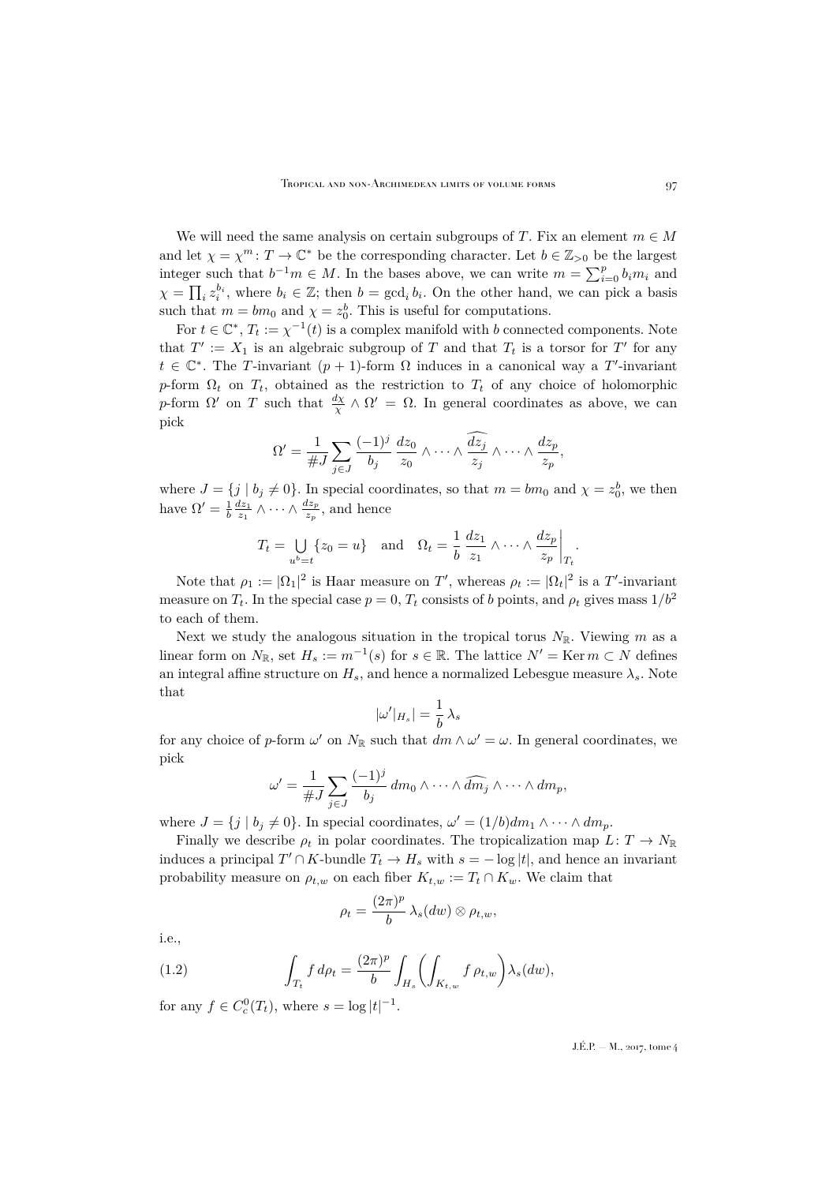We will need the same analysis on certain subgroups of $T$. Fix an element $m \in M$ and let $\chi = \chi^m \colon T \to \mathbb{C}^*$ be the corresponding character. Let $b \in \mathbb{Z}_{>0}$ be the largest integer such that $b^{-1}m \in M$. In the bases above, we can write $m = \sum_{i=0}^p b_i m_i$ and $\chi = \prod_i z_i^{b_i}$, where $b_i \in \mathbb{Z}$; then $b = \gcd_i b_i$. On the other hand, we can pick a basis such that $m = bm_0$ and $\chi = z_0^b$. This is useful for computations.

For $t \in \mathbb{C}^*$, $T_t := \chi^{-1}(t)$ is a complex manifold with $b$ connected components. Note that $T' := X_1$ is an algebraic subgroup of $T$ and that $T_t$ is a torsor for $T'$ for any $t \in \mathbb{C}^*$. The $T$-invariant $(p+1)$-form $\Omega$ induces in a canonical way a $T'$-invariant $p$-form $\Omega_t$ on $T_t$, obtained as the restriction to $T_t$ of any choice of holomorphic $p$-form $\Omega'$ on $T$ such that $\frac{d\chi}{\chi} \wedge \Omega' = \Omega$. In general coordinates as above, we can pick

$$\Omega' = \frac{1}{\# J} \sum_{j \in J} \frac{(-1)^j}{b_j} \frac{dz_0}{z_0} \wedge \cdots \wedge \widehat{\frac{dz_j}{z_j}} \wedge \cdots \wedge \frac{dz_p}{z_p},$$

where $J = \{j \mid b_j \neq 0\}$. In special coordinates, so that $m = bm_0$ and $\chi = z_0^b$, we then have $\Omega' = \frac{1}{b} \frac{dz_1}{z_1} \wedge \cdots \wedge \frac{dz_p}{z_p}$, and hence

$$T_t = \bigcup_{u^b = t} \{z_0 = u\} \quad \text{and} \quad \Omega_t = \frac{1}{b} \frac{dz_1}{z_1} \wedge \cdots \wedge \frac{dz_p}{z_p} \bigg|_{T_t}.$$

Note that $\rho_1 := |\Omega_1|^2$ is Haar measure on $T'$, whereas $\rho_t := |\Omega_t|^2$ is a $T'$-invariant measure on $T_t$. In the special case $p = 0$, $T_t$ consists of $b$ points, and $\rho_t$ gives mass $1/b^2$ to each of them.

Next we study the analogous situation in the tropical torus $N_\mathbb{R}$. Viewing $m$ as a linear form on $N_\mathbb{R}$, set $H_s := m^{-1}(s)$ for $s \in \mathbb{R}$. The lattice $N' = \operatorname{Ker} m \subset N$ defines an integral affine structure on $H_s$, and hence a normalized Lebesgue measure $\lambda_s$. Note that

$$|\omega'|_{H_s}| = \frac{1}{b} \lambda_s$$

for any choice of $p$-form $\omega'$ on $N_\mathbb{R}$ such that $dm \wedge \omega' = \omega$. In general coordinates, we pick

$$\omega' = \frac{1}{\# J} \sum_{j \in J} \frac{(-1)^j}{b_j} dm_0 \wedge \cdots \wedge \widehat{dm_j} \wedge \cdots \wedge dm_p,$$

where $J = \{j \mid b_j \neq 0\}$. In special coordinates, $\omega' = (1/b) dm_1 \wedge \cdots \wedge dm_p$.

Finally we describe $\rho_t$ in polar coordinates. The tropicalization map $L \colon T \to N_\mathbb{R}$ induces a principal $T' \cap K$-bundle $T_t \to H_s$ with $s = -\log|t|$, and hence an invariant probability measure on $\rho_{t,w}$ on each fiber $K_{t,w} := T_t \cap K_w$. We claim that

$$\rho_t = \frac{(2\pi)^p}{b} \lambda_s(dw) \otimes \rho_{t,w},$$

i.e.,

$$\int_{T_t} f \, d\rho_t = \frac{(2\pi)^p}{b} \int_{H_s} \left( \int_{K_{t,w}} f \, \rho_{t,w} \right) \lambda_s(dw), \tag{1.2}$$

for any $f \in C_c^0(T_t)$, where $s = \log|t|^{-1}$.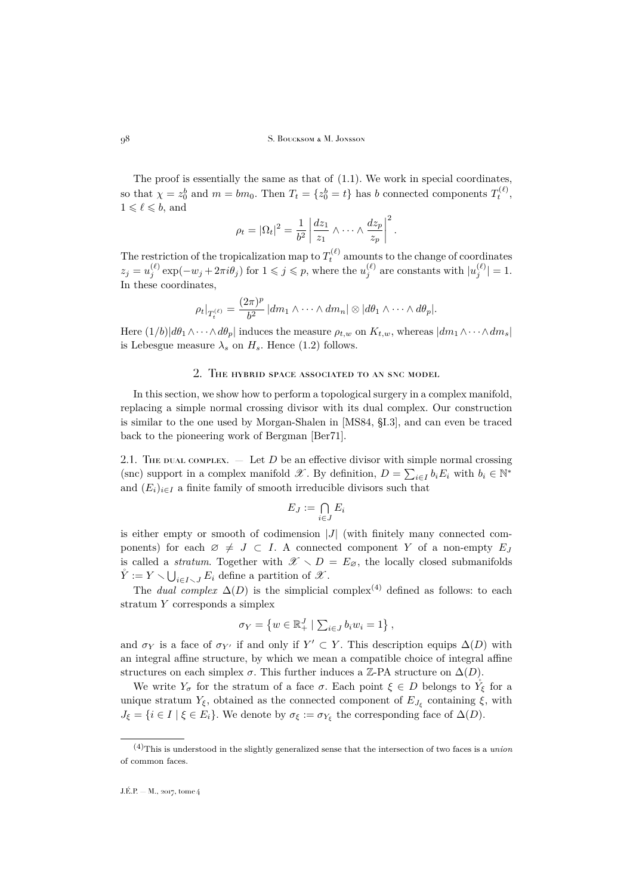The proof is essentially the same as that of (1.1). We work in special coordinates, so that $\chi = z_0^b$ and $m = bm_0$. Then $T_t = \{z_0^b = t\}$ has $b$ connected components $T_t^{(\ell)}$, $1 \leqslant \ell \leqslant b$, and

$$\rho_t = |\Omega_t|^2 = \frac{1}{b^2}\left|\frac{dz_1}{z_1} \wedge \cdots \wedge \frac{dz_p}{z_p}\right|^2.$$

The restriction of the tropicalization map to $T_t^{(\ell)}$ amounts to the change of coordinates $z_j = u_j^{(\ell)} \exp(-w_j + 2\pi i\theta_j)$ for $1 \leqslant j \leqslant p$, where the $u_j^{(\ell)}$ are constants with $|u_j^{(\ell)}| = 1$. In these coordinates,

$$\rho_t|_{T_t^{(\ell)}} = \frac{(2\pi)^p}{b^2}\, |dm_1 \wedge \cdots \wedge dm_n| \otimes |d\theta_1 \wedge \cdots \wedge d\theta_p|.$$

Here $(1/b)|d\theta_1 \wedge \cdots \wedge d\theta_p|$ induces the measure $\rho_{t,w}$ on $K_{t,w}$, whereas $|dm_1 \wedge \cdots \wedge dm_s|$ is Lebesgue measure $\lambda_s$ on $H_s$. Hence (1.2) follows.

## 2. The hybrid space associated to an snc model

In this section, we show how to perform a topological surgery in a complex manifold, replacing a simple normal crossing divisor with its dual complex. Our construction is similar to the one used by Morgan-Shalen in [MS84, §I.3], and can even be traced back to the pioneering work of Bergman [Ber71].

2.1. The dual complex. — Let $D$ be an effective divisor with simple normal crossing (snc) support in a complex manifold $\mathscr{X}$. By definition, $D = \sum_{i\in I} b_i E_i$ with $b_i \in \mathbb{N}^*$ and $(E_i)_{i\in I}$ a finite family of smooth irreducible divisors such that

$$E_J := \bigcap_{i\in J} E_i$$

is either empty or smooth of codimension $|J|$ (with finitely many connected components) for each $\varnothing \neq J \subset I$. A connected component $Y$ of a non-empty $E_J$ is called a *stratum*. Together with $\mathscr{X} \smallsetminus D = E_\varnothing$, the locally closed submanifolds $\mathring{Y} := Y \smallsetminus \bigcup_{i\in I\smallsetminus J} E_i$ define a partition of $\mathscr{X}$.

The *dual complex* $\Delta(D)$ is the simplicial complex[(4)] defined as follows: to each stratum $Y$ corresponds a simplex

$$\sigma_Y = \left\{ w \in \mathbb{R}_+^J \mid \textstyle\sum_{i\in J} b_i w_i = 1 \right\},$$

and $\sigma_Y$ is a face of $\sigma_{Y'}$ if and only if $Y' \subset Y$. This description equips $\Delta(D)$ with an integral affine structure, by which we mean a compatible choice of integral affine structures on each simplex $\sigma$. This further induces a $\mathbb{Z}$-PA structure on $\Delta(D)$.

We write $Y_\sigma$ for the stratum of a face $\sigma$. Each point $\xi \in D$ belongs to $\mathring{Y}_\xi$ for a unique stratum $Y_\xi$, obtained as the connected component of $E_{J_\xi}$ containing $\xi$, with $J_\xi = \{i \in I \mid \xi \in E_i\}$. We denote by $\sigma_\xi := \sigma_{Y_\xi}$ the corresponding face of $\Delta(D)$.

---

(4) This is understood in the slightly generalized sense that the intersection of two faces is a *union* of common faces.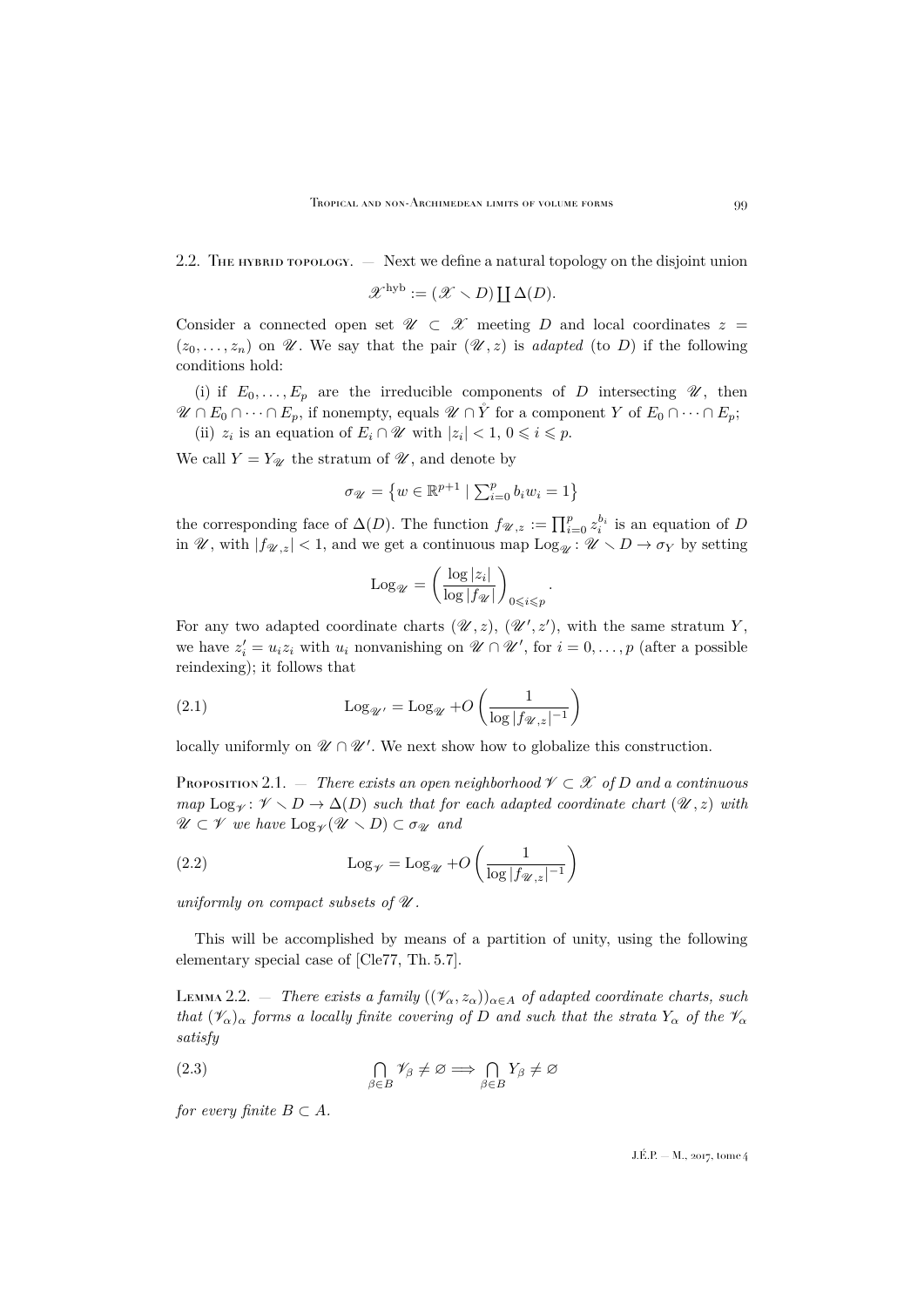### 2.2. The hybrid topology.

— Next we define a natural topology on the disjoint union

$$\mathscr{X}^{\mathrm{hyb}} := (\mathscr{X} \smallsetminus D) \coprod \Delta(D).$$

Consider a connected open set $\mathscr{U} \subset \mathscr{X}$ meeting $D$ and local coordinates $z = (z_0, \dots, z_n)$ on $\mathscr{U}$. We say that the pair $(\mathscr{U}, z)$ is *adapted* (to $D$) if the following conditions hold:

(i) if $E_0, \dots, E_p$ are the irreducible components of $D$ intersecting $\mathscr{U}$, then $\mathscr{U} \cap E_0 \cap \dots \cap E_p$, if nonempty, equals $\mathscr{U} \cap \mathring{Y}$ for a component $Y$ of $E_0 \cap \dots \cap E_p$;

(ii) $z_i$ is an equation of $E_i \cap \mathscr{U}$ with $|z_i| < 1$, $0 \leqslant i \leqslant p$.

We call $Y = Y_{\mathscr{U}}$ the stratum of $\mathscr{U}$, and denote by

$$\sigma_{\mathscr{U}} = \left\{ w \in \mathbb{R}^{p+1} \mid \textstyle\sum_{i=0}^{p} b_i w_i = 1 \right\}$$

the corresponding face of $\Delta(D)$. The function $f_{\mathscr{U}, z} := \prod_{i=0}^{p} z_i^{b_i}$ is an equation of $D$ in $\mathscr{U}$, with $|f_{\mathscr{U}, z}| < 1$, and we get a continuous map $\mathrm{Log}_{\mathscr{U}} \colon \mathscr{U} \smallsetminus D \to \sigma_Y$ by setting

$$\mathrm{Log}_{\mathscr{U}} = \left( \frac{\log |z_i|}{\log |f_{\mathscr{U}}|} \right)_{0 \leqslant i \leqslant p}.$$

For any two adapted coordinate charts $(\mathscr{U}, z)$, $(\mathscr{U}', z')$, with the same stratum $Y$, we have $z'_i = u_i z_i$ with $u_i$ nonvanishing on $\mathscr{U} \cap \mathscr{U}'$, for $i = 0, \dots, p$ (after a possible reindexing); it follows that

$$\mathrm{Log}_{\mathscr{U}'} = \mathrm{Log}_{\mathscr{U}} + O\left( \frac{1}{\log |f_{\mathscr{U}, z}|^{-1}} \right) \tag{2.1}$$

locally uniformly on $\mathscr{U} \cap \mathscr{U}'$. We next show how to globalize this construction.

**Proposition 2.1.** — *There exists an open neighborhood $\mathscr{V} \subset \mathscr{X}$ of $D$ and a continuous map $\mathrm{Log}_{\mathscr{V}} \colon \mathscr{V} \smallsetminus D \to \Delta(D)$ such that for each adapted coordinate chart $(\mathscr{U}, z)$ with $\mathscr{U} \subset \mathscr{V}$ we have $\mathrm{Log}_{\mathscr{V}}(\mathscr{U} \smallsetminus D) \subset \sigma_{\mathscr{U}}$ and*

$$\mathrm{Log}_{\mathscr{V}} = \mathrm{Log}_{\mathscr{U}} + O\left( \frac{1}{\log |f_{\mathscr{U}, z}|^{-1}} \right) \tag{2.2}$$

*uniformly on compact subsets of $\mathscr{U}$.*

This will be accomplished by means of a partition of unity, using the following elementary special case of [Cle77, Th. 5.7].

**Lemma 2.2.** — *There exists a family $((\mathscr{V}_\alpha, z_\alpha))_{\alpha \in A}$ of adapted coordinate charts, such that $(\mathscr{V}_\alpha)_\alpha$ forms a locally finite covering of $D$ and such that the strata $Y_\alpha$ of the $\mathscr{V}_\alpha$ satisfy*

$$\bigcap_{\beta \in B} \mathscr{V}_\beta \neq \varnothing \Longrightarrow \bigcap_{\beta \in B} Y_\beta \neq \varnothing \tag{2.3}$$

*for every finite $B \subset A$.*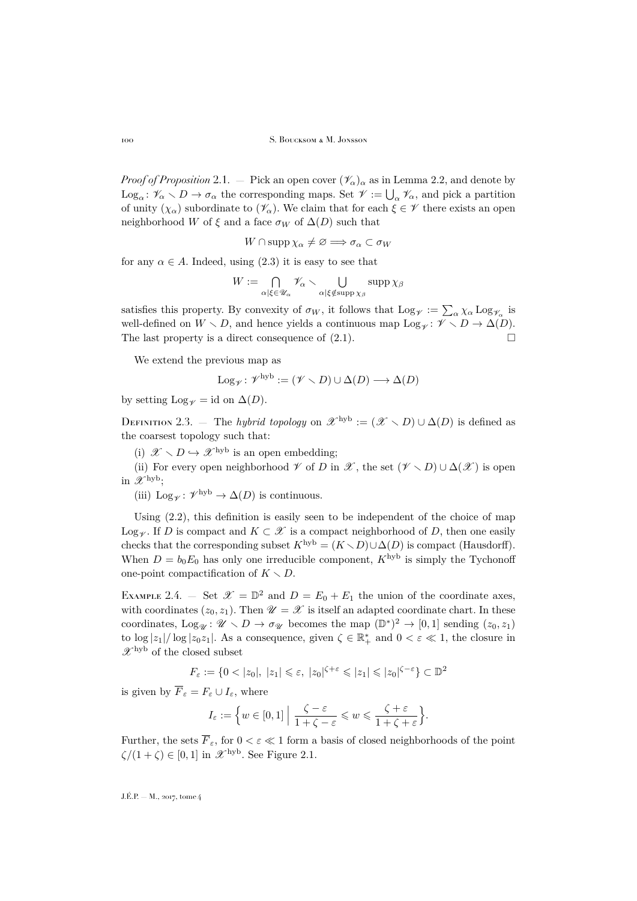*Proof of Proposition* 2.1. — Pick an open cover $(\mathscr{V}_\alpha)_\alpha$ as in Lemma 2.2, and denote by $\mathrm{Log}_\alpha\colon \mathscr{V}_\alpha \smallsetminus D \to \sigma_\alpha$ the corresponding maps. Set $\mathscr{V} := \bigcup_\alpha \mathscr{V}_\alpha$, and pick a partition of unity $(\chi_\alpha)$ subordinate to $(\mathscr{V}_\alpha)$. We claim that for each $\xi \in \mathscr{V}$ there exists an open neighborhood $W$ of $\xi$ and a face $\sigma_W$ of $\Delta(D)$ such that

$$W \cap \operatorname{supp} \chi_\alpha \neq \varnothing \Longrightarrow \sigma_\alpha \subset \sigma_W$$

for any $\alpha \in A$. Indeed, using (2.3) it is easy to see that

$$W := \bigcap_{\alpha \mid \xi \in \mathscr{U}_\alpha} \mathscr{V}_\alpha \smallsetminus \bigcup_{\alpha \mid \xi \notin \operatorname{supp} \chi_\beta} \operatorname{supp} \chi_\beta$$

satisfies this property. By convexity of $\sigma_W$, it follows that $\mathrm{Log}_{\mathscr{V}} := \sum_\alpha \chi_\alpha \mathrm{Log}_{\mathscr{V}_\alpha}$ is well-defined on $W \smallsetminus D$, and hence yields a continuous map $\mathrm{Log}_{\mathscr{V}}\colon \mathscr{V} \smallsetminus D \to \Delta(D)$. The last property is a direct consequence of (2.1). $\square$

We extend the previous map as

$$\mathrm{Log}_{\mathscr{V}}\colon \mathscr{V}^{\mathrm{hyb}} := (\mathscr{V} \smallsetminus D) \cup \Delta(D) \longrightarrow \Delta(D)$$

by setting $\mathrm{Log}_{\mathscr{V}} = \mathrm{id}$ on $\Delta(D)$.

Definition 2.3. — The *hybrid topology* on $\mathscr{X}^{\mathrm{hyb}} := (\mathscr{X} \smallsetminus D) \cup \Delta(D)$ is defined as the coarsest topology such that:

(i) $\mathscr{X} \smallsetminus D \hookrightarrow \mathscr{X}^{\mathrm{hyb}}$ is an open embedding;

(ii) For every open neighborhood $\mathscr{V}$ of $D$ in $\mathscr{X}$, the set $(\mathscr{V} \smallsetminus D) \cup \Delta(\mathscr{X})$ is open in $\mathscr{X}^{\mathrm{hyb}}$;

(iii) $\mathrm{Log}_{\mathscr{V}}\colon \mathscr{V}^{\mathrm{hyb}} \to \Delta(D)$ is continuous.

Using (2.2), this definition is easily seen to be independent of the choice of map $\mathrm{Log}_{\mathscr{V}}$. If $D$ is compact and $K \subset \mathscr{X}$ is a compact neighborhood of $D$, then one easily checks that the corresponding subset $K^{\mathrm{hyb}} = (K \smallsetminus D) \cup \Delta(D)$ is compact (Hausdorff). When $D = b_0 E_0$ has only one irreducible component, $K^{\mathrm{hyb}}$ is simply the Tychonoff one-point compactification of $K \smallsetminus D$.

Example 2.4. — Set $\mathscr{X} = \mathbb{D}^2$ and $D = E_0 + E_1$ the union of the coordinate axes, with coordinates $(z_0, z_1)$. Then $\mathscr{U} = \mathscr{X}$ is itself an adapted coordinate chart. In these coordinates, $\mathrm{Log}_{\mathscr{U}}\colon \mathscr{U} \smallsetminus D \to \sigma_{\mathscr{U}}$ becomes the map $(\mathbb{D}^*)^2 \to [0,1]$ sending $(z_0, z_1)$ to $\log|z_1| / \log|z_0 z_1|$. As a consequence, given $\zeta \in \mathbb{R}_+^*$ and $0 < \varepsilon \ll 1$, the closure in $\mathscr{X}^{\mathrm{hyb}}$ of the closed subset

$$F_\varepsilon := \{0 < |z_0|,\ |z_1| \leqslant \varepsilon,\ |z_0|^{\zeta+\varepsilon} \leqslant |z_1| \leqslant |z_0|^{\zeta-\varepsilon}\} \subset \mathbb{D}^2$$

is given by $\overline{F}_\varepsilon = F_\varepsilon \cup I_\varepsilon$, where

$$I_\varepsilon := \Big\{ w \in [0,1] \ \Big|\ \frac{\zeta - \varepsilon}{1 + \zeta - \varepsilon} \leqslant w \leqslant \frac{\zeta + \varepsilon}{1 + \zeta + \varepsilon} \Big\}.$$

Further, the sets $\overline{F}_\varepsilon$, for $0 < \varepsilon \ll 1$ form a basis of closed neighborhoods of the point $\zeta/(1+\zeta) \in [0,1]$ in $\mathscr{X}^{\mathrm{hyb}}$. See Figure 2.1.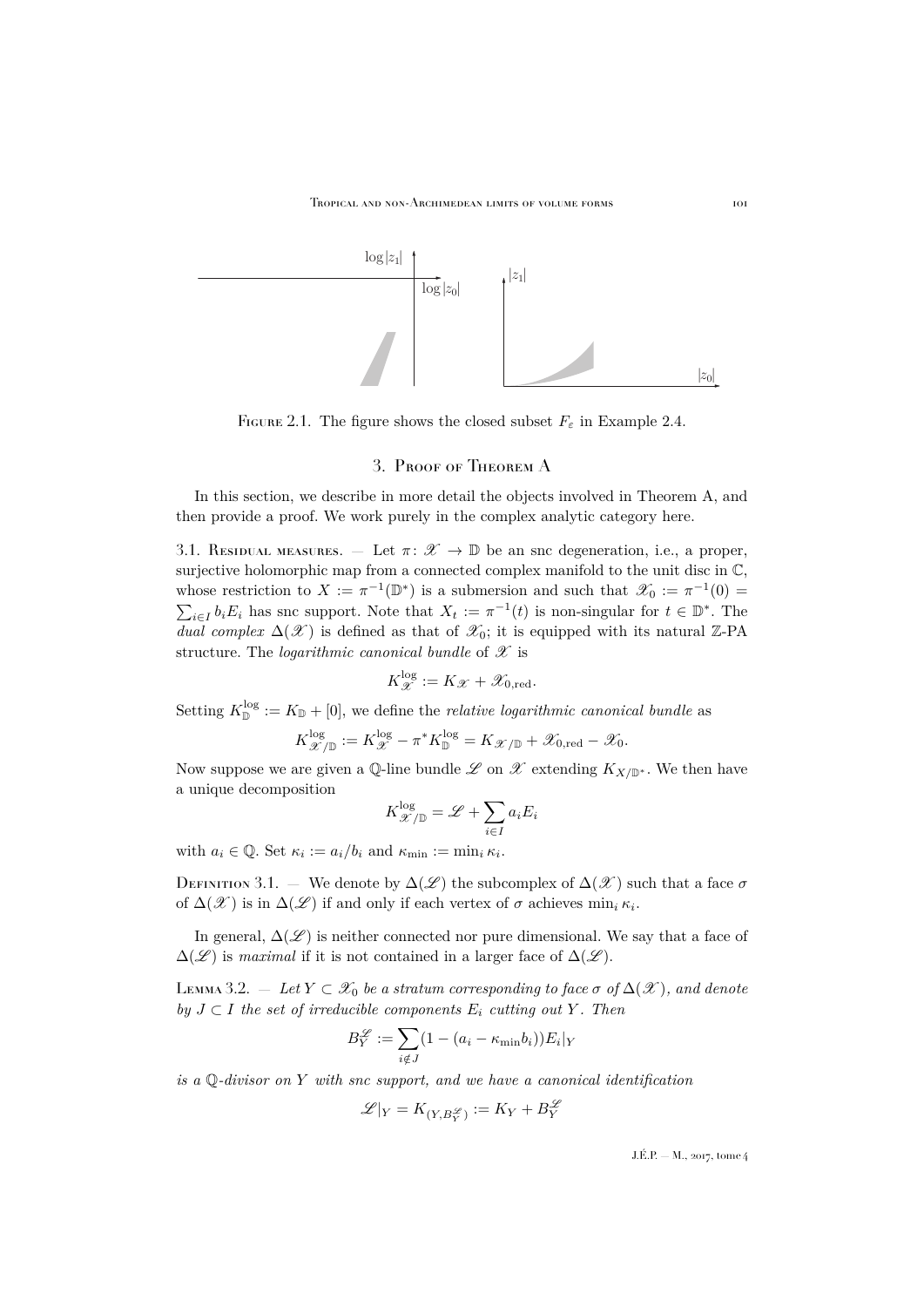Figure 2.1. The figure shows the closed subset $F_\varepsilon$ in Example 2.4.

## 3. Proof of Theorem A

In this section, we describe in more detail the objects involved in Theorem A, and then provide a proof. We work purely in the complex analytic category here.

3.1. Residual measures. — Let $\pi\colon \mathscr{X} \to \mathbb{D}$ be an snc degeneration, i.e., a proper, surjective holomorphic map from a connected complex manifold to the unit disc in $\mathbb{C}$, whose restriction to $X := \pi^{-1}(\mathbb{D}^*)$ is a submersion and such that $\mathscr{X}_0 := \pi^{-1}(0) = \sum_{i\in I} b_i E_i$ has snc support. Note that $X_t := \pi^{-1}(t)$ is non-singular for $t \in \mathbb{D}^*$. The *dual complex* $\Delta(\mathscr{X})$ is defined as that of $\mathscr{X}_0$; it is equipped with its natural $\mathbb{Z}$-PA structure. The *logarithmic canonical bundle* of $\mathscr{X}$ is

$$K_{\mathscr{X}}^{\log} := K_{\mathscr{X}} + \mathscr{X}_{0,\mathrm{red}}.$$

Setting $K_{\mathbb{D}}^{\log} := K_{\mathbb{D}} + [0]$, we define the *relative logarithmic canonical bundle* as

$$K_{\mathscr{X}/\mathbb{D}}^{\log} := K_{\mathscr{X}}^{\log} - \pi^* K_{\mathbb{D}}^{\log} = K_{\mathscr{X}/\mathbb{D}} + \mathscr{X}_{0,\mathrm{red}} - \mathscr{X}_0.$$

Now suppose we are given a $\mathbb{Q}$-line bundle $\mathscr{L}$ on $\mathscr{X}$ extending $K_{X/\mathbb{D}^*}$. We then have a unique decomposition

$$K_{\mathscr{X}/\mathbb{D}}^{\log} = \mathscr{L} + \sum_{i\in I} a_i E_i$$

with $a_i \in \mathbb{Q}$. Set $\kappa_i := a_i/b_i$ and $\kappa_{\min} := \min_i \kappa_i$.

Definition 3.1. — We denote by $\Delta(\mathscr{L})$ the subcomplex of $\Delta(\mathscr{X})$ such that a face $\sigma$ of $\Delta(\mathscr{X})$ is in $\Delta(\mathscr{L})$ if and only if each vertex of $\sigma$ achieves $\min_i \kappa_i$.

In general, $\Delta(\mathscr{L})$ is neither connected nor pure dimensional. We say that a face of $\Delta(\mathscr{L})$ is *maximal* if it is not contained in a larger face of $\Delta(\mathscr{L})$.

Lemma 3.2. — *Let $Y \subset \mathscr{X}_0$ be a stratum corresponding to face $\sigma$ of $\Delta(\mathscr{X})$, and denote by $J \subset I$ the set of irreducible components $E_i$ cutting out $Y$. Then*

$$B_Y^{\mathscr{L}} := \sum_{i\notin J} (1 - (a_i - \kappa_{\min} b_i)) E_i|_Y$$

*is a $\mathbb{Q}$-divisor on $Y$ with snc support, and we have a canonical identification*

$$\mathscr{L}|_Y = K_{(Y, B_Y^{\mathscr{L}})} := K_Y + B_Y^{\mathscr{L}}$$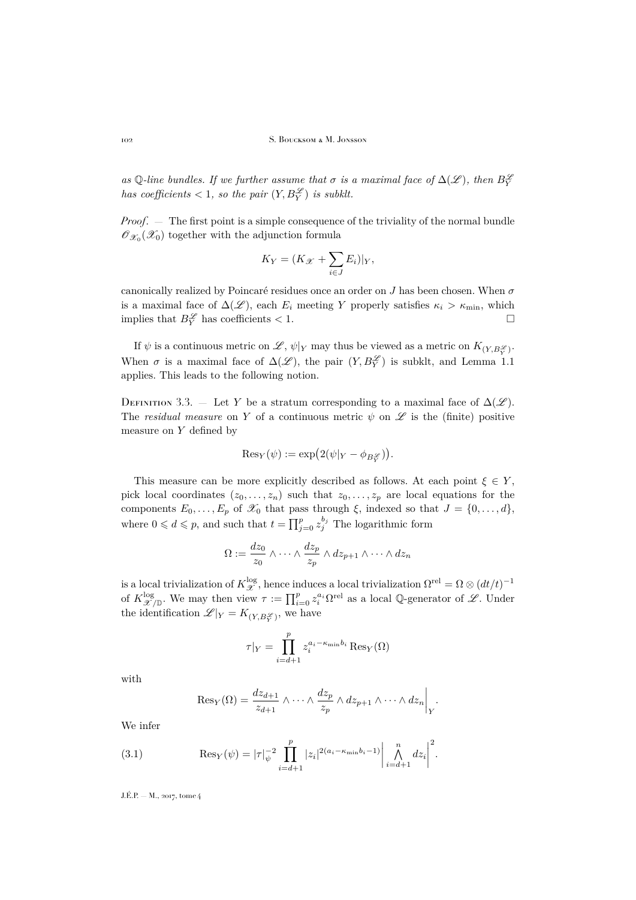*as $\mathbb{Q}$-line bundles. If we further assume that $\sigma$ is a maximal face of $\Delta(\mathscr{L})$, then $B_Y^{\mathscr{L}}$ has coefficients $< 1$, so the pair $(Y, B_Y^{\mathscr{L}})$ is subklt.*

*Proof*. — The first point is a simple consequence of the triviality of the normal bundle $\mathscr{O}_{\mathscr{X}_0}(\mathscr{X}_0)$ together with the adjunction formula

$$K_Y = (K_{\mathscr{X}} + \sum_{i \in J} E_i)|_Y,$$

canonically realized by Poincaré residues once an order on $J$ has been chosen. When $\sigma$ is a maximal face of $\Delta(\mathscr{L})$, each $E_i$ meeting $Y$ properly satisfies $\kappa_i > \kappa_{\min}$, which implies that $B_Y^{\mathscr{L}}$ has coefficients $< 1$. $\square$

If $\psi$ is a continuous metric on $\mathscr{L}$, $\psi|_Y$ may thus be viewed as a metric on $K_{(Y, B_Y^{\mathscr{L}})}$. When $\sigma$ is a maximal face of $\Delta(\mathscr{L})$, the pair $(Y, B_Y^{\mathscr{L}})$ is subklt, and Lemma 1.1 applies. This leads to the following notion.

Definition 3.3. — Let $Y$ be a stratum corresponding to a maximal face of $\Delta(\mathscr{L})$. The *residual measure* on $Y$ of a continuous metric $\psi$ on $\mathscr{L}$ is the (finite) positive measure on $Y$ defined by

$$\operatorname{Res}_Y(\psi) := \exp\bigl(2(\psi|_Y - \phi_{B_Y^{\mathscr{L}}})\bigr).$$

This measure can be more explicitly described as follows. At each point $\xi \in Y$, pick local coordinates $(z_0, \ldots, z_n)$ such that $z_0, \ldots, z_p$ are local equations for the components $E_0, \ldots, E_p$ of $\mathscr{X}_0$ that pass through $\xi$, indexed so that $J = \{0, \ldots, d\}$, where $0 \leqslant d \leqslant p$, and such that $t = \prod_{j=0}^p z_j^{b_j}$ The logarithmic form

$$\Omega := \frac{dz_0}{z_0} \wedge \cdots \wedge \frac{dz_p}{z_p} \wedge dz_{p+1} \wedge \cdots \wedge dz_n$$

is a local trivialization of $K_{\mathscr{X}}^{\log}$, hence induces a local trivialization $\Omega^{\mathrm{rel}} = \Omega \otimes (dt/t)^{-1}$ of $K_{\mathscr{X}/\mathbb{D}}^{\log}$. We may then view $\tau := \prod_{i=0}^p z_i^{a_i} \Omega^{\mathrm{rel}}$ as a local $\mathbb{Q}$-generator of $\mathscr{L}$. Under the identification $\mathscr{L}|_Y = K_{(Y, B_Y^{\mathscr{L}})}$, we have

$$\tau|_Y = \prod_{i=d+1}^p z_i^{a_i - \kappa_{\min} b_i} \operatorname{Res}_Y(\Omega)$$

with

$$\operatorname{Res}_Y(\Omega) = \frac{dz_{d+1}}{z_{d+1}} \wedge \cdots \wedge \frac{dz_p}{z_p} \wedge dz_{p+1} \wedge \cdots \wedge dz_n \bigg|_Y.$$

We infer

$$\operatorname{Res}_Y(\psi) = |\tau|_\psi^{-2} \prod_{i=d+1}^p |z_i|^{2(a_i - \kappa_{\min} b_i - 1)} \left| \bigwedge_{i=d+1}^n dz_i \right|^2. \tag{3.1}$$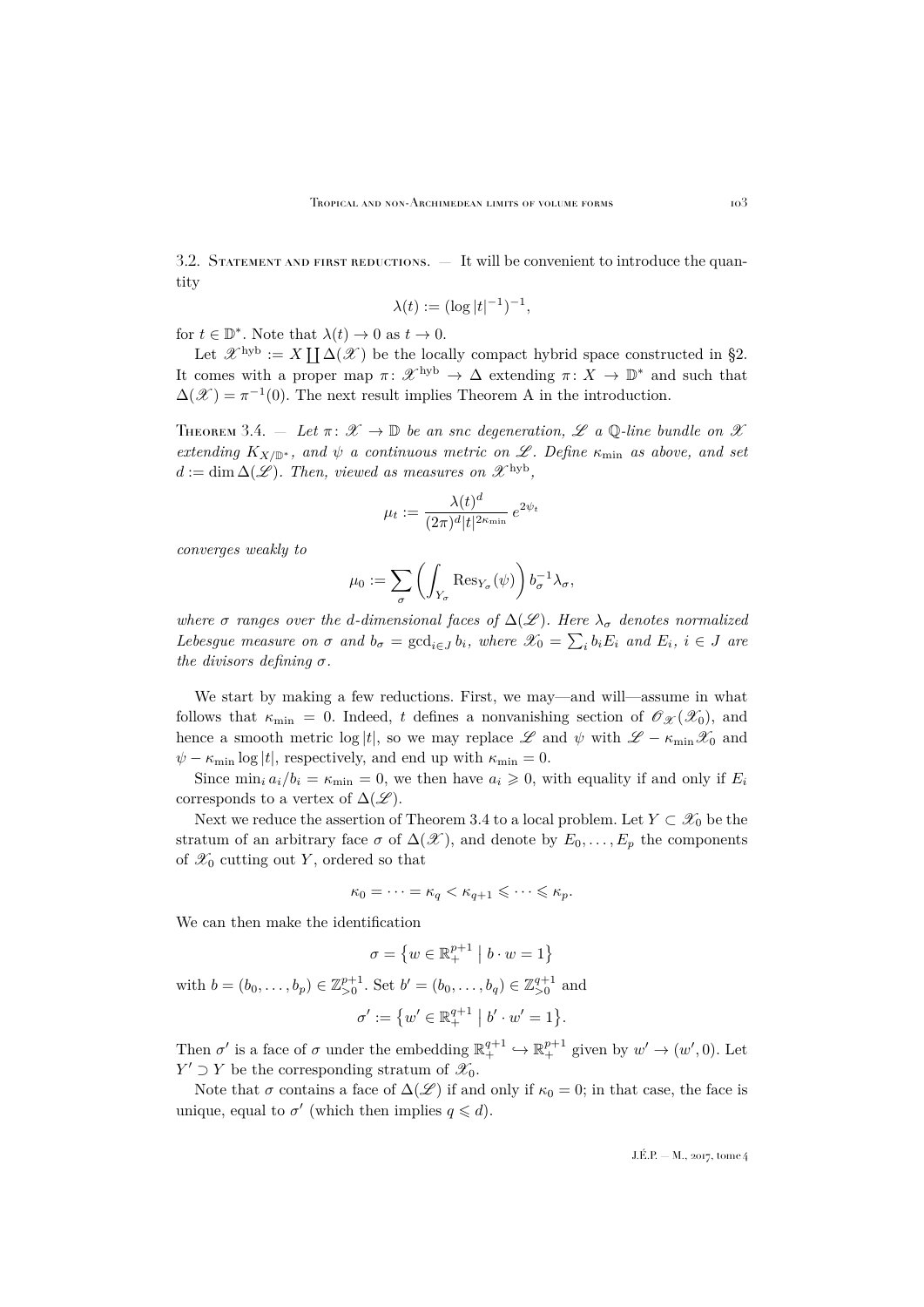3.2. Statement and first reductions. — It will be convenient to introduce the quantity

$$\lambda(t) := (\log |t|^{-1})^{-1},$$

for $t \in \mathbb{D}^*$. Note that $\lambda(t) \to 0$ as $t \to 0$.

Let $\mathscr{X}^{\mathrm{hyb}} := X \coprod \Delta(\mathscr{X})$ be the locally compact hybrid space constructed in §2. It comes with a proper map $\pi \colon \mathscr{X}^{\mathrm{hyb}} \to \Delta$ extending $\pi \colon X \to \mathbb{D}^*$ and such that $\Delta(\mathscr{X}) = \pi^{-1}(0)$. The next result implies Theorem A in the introduction.

**Theorem 3.4.** — *Let $\pi \colon \mathscr{X} \to \mathbb{D}$ be an snc degeneration, $\mathscr{L}$ a $\mathbb{Q}$-line bundle on $\mathscr{X}$ extending $K_{X/\mathbb{D}^*}$, and $\psi$ a continuous metric on $\mathscr{L}$. Define $\kappa_{\min}$ as above, and set $d := \dim \Delta(\mathscr{L})$. Then, viewed as measures on $\mathscr{X}^{\mathrm{hyb}}$,*

$$\mu_t := \frac{\lambda(t)^d}{(2\pi)^d |t|^{2\kappa_{\min}}}\, e^{2\psi_t}$$

*converges weakly to*

$$\mu_0 := \sum_\sigma \left( \int_{Y_\sigma} \operatorname{Res}_{Y_\sigma}(\psi) \right) b_\sigma^{-1} \lambda_\sigma,$$

*where $\sigma$ ranges over the $d$-dimensional faces of $\Delta(\mathscr{L})$. Here $\lambda_\sigma$ denotes normalized Lebesgue measure on $\sigma$ and $b_\sigma = \gcd_{i \in J} b_i$, where $\mathscr{X}_0 = \sum_i b_i E_i$ and $E_i$, $i \in J$ are the divisors defining $\sigma$.*

We start by making a few reductions. First, we may—and will—assume in what follows that $\kappa_{\min} = 0$. Indeed, $t$ defines a nonvanishing section of $\mathscr{O}_{\mathscr{X}}(\mathscr{X}_0)$, and hence a smooth metric $\log |t|$, so we may replace $\mathscr{L}$ and $\psi$ with $\mathscr{L} - \kappa_{\min} \mathscr{X}_0$ and $\psi - \kappa_{\min} \log |t|$, respectively, and end up with $\kappa_{\min} = 0$.

Since $\min_i a_i / b_i = \kappa_{\min} = 0$, we then have $a_i \geqslant 0$, with equality if and only if $E_i$ corresponds to a vertex of $\Delta(\mathscr{L})$.

Next we reduce the assertion of Theorem 3.4 to a local problem. Let $Y \subset \mathscr{X}_0$ be the stratum of an arbitrary face $\sigma$ of $\Delta(\mathscr{X})$, and denote by $E_0, \ldots, E_p$ the components of $\mathscr{X}_0$ cutting out $Y$, ordered so that

$$\kappa_0 = \cdots = \kappa_q < \kappa_{q+1} \leqslant \cdots \leqslant \kappa_p.$$

We can then make the identification

$$\sigma = \left\{ w \in \mathbb{R}_+^{p+1} \;\middle|\; b \cdot w = 1 \right\}$$

with $b = (b_0, \ldots, b_p) \in \mathbb{Z}_{>0}^{p+1}$. Set $b' = (b_0, \ldots, b_q) \in \mathbb{Z}_{>0}^{q+1}$ and

$$\sigma' := \left\{ w' \in \mathbb{R}_+^{q+1} \;\middle|\; b' \cdot w' = 1 \right\}.$$

Then $\sigma'$ is a face of $\sigma$ under the embedding $\mathbb{R}_+^{q+1} \hookrightarrow \mathbb{R}_+^{p+1}$ given by $w' \to (w', 0)$. Let $Y' \supset Y$ be the corresponding stratum of $\mathscr{X}_0$.

Note that $\sigma$ contains a face of $\Delta(\mathscr{L})$ if and only if $\kappa_0 = 0$; in that case, the face is unique, equal to $\sigma'$ (which then implies $q \leqslant d$).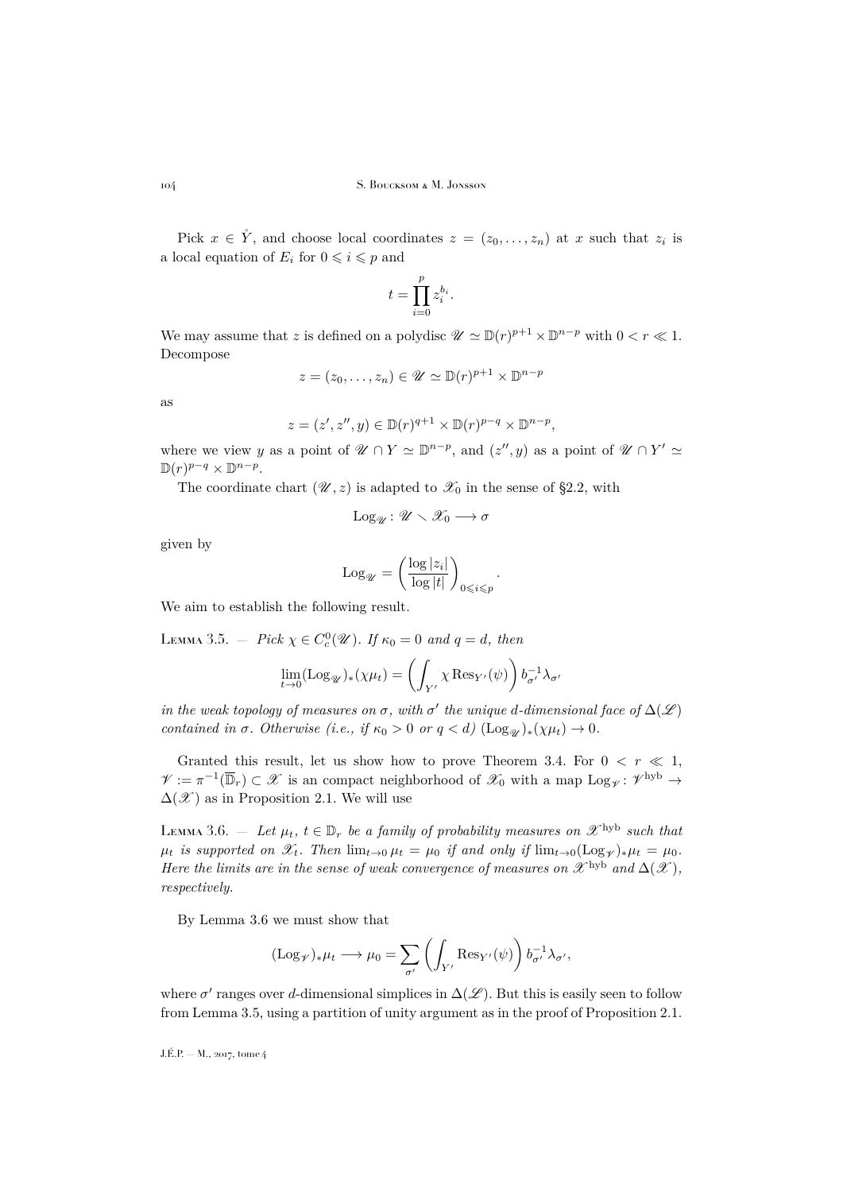Pick $x \in \mathring{Y}$, and choose local coordinates $z = (z_0, \dots, z_n)$ at $x$ such that $z_i$ is a local equation of $E_i$ for $0 \leqslant i \leqslant p$ and

$$t = \prod_{i=0}^{p} z_i^{b_i}.$$

We may assume that $z$ is defined on a polydisc $\mathscr{U} \simeq \mathbb{D}(r)^{p+1} \times \mathbb{D}^{n-p}$ with $0 < r \ll 1$. Decompose

$$z = (z_0, \dots, z_n) \in \mathscr{U} \simeq \mathbb{D}(r)^{p+1} \times \mathbb{D}^{n-p}$$

as

$$z = (z', z'', y) \in \mathbb{D}(r)^{q+1} \times \mathbb{D}(r)^{p-q} \times \mathbb{D}^{n-p},$$

where we view $y$ as a point of $\mathscr{U} \cap Y \simeq \mathbb{D}^{n-p}$, and $(z'', y)$ as a point of $\mathscr{U} \cap Y' \simeq \mathbb{D}(r)^{p-q} \times \mathbb{D}^{n-p}$.

The coordinate chart $(\mathscr{U}, z)$ is adapted to $\mathscr{X}_0$ in the sense of §2.2, with

$$\operatorname{Log}_{\mathscr{U}} : \mathscr{U} \smallsetminus \mathscr{X}_0 \longrightarrow \sigma$$

given by

$$\operatorname{Log}_{\mathscr{U}} = \left( \frac{\log |z_i|}{\log |t|} \right)_{0 \leqslant i \leqslant p}.$$

We aim to establish the following result.

Lemma 3.5. — *Pick $\chi \in C_c^0(\mathscr{U})$. If $\kappa_0 = 0$ and $q = d$, then*

$$\lim_{t \to 0} (\operatorname{Log}_{\mathscr{U}})_* (\chi \mu_t) = \left( \int_{Y'} \chi \operatorname{Res}_{Y'}(\psi) \right) b_{\sigma'}^{-1} \lambda_{\sigma'}$$

*in the weak topology of measures on $\sigma$, with $\sigma'$ the unique $d$-dimensional face of $\Delta(\mathscr{L})$ contained in $\sigma$. Otherwise (i.e., if $\kappa_0 > 0$ or $q < d$) $(\operatorname{Log}_{\mathscr{U}})_* (\chi \mu_t) \to 0$.*

Granted this result, let us show how to prove Theorem 3.4. For $0 < r \ll 1$, $\mathscr{V} := \pi^{-1}(\overline{\mathbb{D}}_r) \subset \mathscr{X}$ is an compact neighborhood of $\mathscr{X}_0$ with a map $\operatorname{Log}_{\mathscr{V}} : \mathscr{V}^{\mathrm{hyb}} \to \Delta(\mathscr{X})$ as in Proposition 2.1. We will use

Lemma 3.6. — *Let $\mu_t$, $t \in \mathbb{D}_r$ be a family of probability measures on $\mathscr{X}^{\mathrm{hyb}}$ such that $\mu_t$ is supported on $\mathscr{X}_t$. Then $\lim_{t \to 0} \mu_t = \mu_0$ if and only if $\lim_{t \to 0} (\operatorname{Log}_{\mathscr{V}})_* \mu_t = \mu_0$. Here the limits are in the sense of weak convergence of measures on $\mathscr{X}^{\mathrm{hyb}}$ and $\Delta(\mathscr{X})$, respectively.*

By Lemma 3.6 we must show that

$$(\operatorname{Log}_{\mathscr{V}})_* \mu_t \longrightarrow \mu_0 = \sum_{\sigma'} \left( \int_{Y'} \operatorname{Res}_{Y'}(\psi) \right) b_{\sigma'}^{-1} \lambda_{\sigma'},$$

where $\sigma'$ ranges over $d$-dimensional simplices in $\Delta(\mathscr{L})$. But this is easily seen to follow from Lemma 3.5, using a partition of unity argument as in the proof of Proposition 2.1.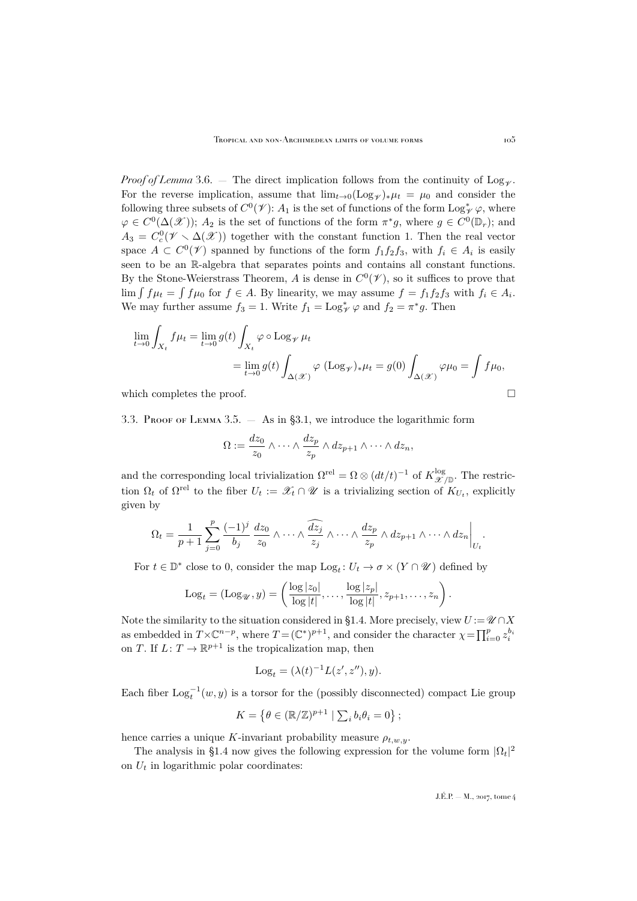*Proof of Lemma* 3.6. — The direct implication follows from the continuity of $\mathrm{Log}_{\mathscr{V}}$. For the reverse implication, assume that $\lim_{t\to 0}(\mathrm{Log}_{\mathscr{V}})_*\mu_t = \mu_0$ and consider the following three subsets of $C^0(\mathscr{V})$: $A_1$ is the set of functions of the form $\mathrm{Log}_{\mathscr{V}}^*\varphi$, where $\varphi \in C^0(\Delta(\mathscr{X}))$; $A_2$ is the set of functions of the form $\pi^* g$, where $g \in C^0(\mathbb{D}_r)$; and $A_3 = C^0_c(\mathscr{V} \smallsetminus \Delta(\mathscr{X}))$ together with the constant function 1. Then the real vector space $A \subset C^0(\mathscr{V})$ spanned by functions of the form $f_1 f_2 f_3$, with $f_i \in A_i$ is easily seen to be an $\mathbb{R}$-algebra that separates points and contains all constant functions. By the Stone-Weierstrass Theorem, $A$ is dense in $C^0(\mathscr{V})$, so it suffices to prove that $\lim \int f\mu_t = \int f\mu_0$ for $f \in A$. By linearity, we may assume $f = f_1 f_2 f_3$ with $f_i \in A_i$. We may further assume $f_3 = 1$. Write $f_1 = \mathrm{Log}_{\mathscr{V}}^*\varphi$ and $f_2 = \pi^* g$. Then

$$\lim_{t\to 0}\int_{X_t} f\mu_t = \lim_{t\to 0} g(t)\int_{X_t}\varphi\circ \mathrm{Log}_{\mathscr{V}}\,\mu_t$$
$$= \lim_{t\to 0} g(t)\int_{\Delta(\mathscr{X})}\varphi\ (\mathrm{Log}_{\mathscr{V}})_*\mu_t = g(0)\int_{\Delta(\mathscr{X})}\varphi\mu_0 = \int f\mu_0,$$

which completes the proof. $\square$

## 3.3. Proof of Lemma 3.5.

— As in §3.1, we introduce the logarithmic form

$$\Omega := \frac{dz_0}{z_0}\wedge\cdots\wedge\frac{dz_p}{z_p}\wedge dz_{p+1}\wedge\cdots\wedge dz_n,$$

and the corresponding local trivialization $\Omega^{\mathrm{rel}} = \Omega \otimes (dt/t)^{-1}$ of $K^{\log}_{\mathscr{X}/\mathbb{D}}$. The restriction $\Omega_t$ of $\Omega^{\mathrm{rel}}$ to the fiber $U_t := \mathscr{X}_t \cap \mathscr{U}$ is a trivializing section of $K_{U_t}$, explicitly given by

$$\Omega_t = \frac{1}{p+1}\sum_{j=0}^{p}\frac{(-1)^j}{b_j}\,\frac{dz_0}{z_0}\wedge\cdots\wedge\widehat{\frac{dz_j}{z_j}}\wedge\cdots\wedge\frac{dz_p}{z_p}\wedge dz_{p+1}\wedge\cdots\wedge dz_n\bigg|_{U_t}.$$

For $t\in\mathbb{D}^*$ close to 0, consider the map $\mathrm{Log}_t\colon U_t \to \sigma\times(Y\cap\mathscr{U})$ defined by

$$\mathrm{Log}_t = (\mathrm{Log}_{\mathscr{U}}, y) = \left(\frac{\log|z_0|}{\log|t|},\dots,\frac{\log|z_p|}{\log|t|}, z_{p+1},\dots,z_n\right).$$

Note the similarity to the situation considered in §1.4. More precisely, view $U := \mathscr{U}\cap X$ as embedded in $T\times\mathbb{C}^{n-p}$, where $T = (\mathbb{C}^*)^{p+1}$, and consider the character $\chi = \prod_{i=0}^{p} z_i^{b_i}$ on $T$. If $L\colon T\to\mathbb{R}^{p+1}$ is the tropicalization map, then

$$\mathrm{Log}_t = (\lambda(t)^{-1}L(z', z''), y).$$

Each fiber $\mathrm{Log}_t^{-1}(w,y)$ is a torsor for the (possibly disconnected) compact Lie group

$$K = \left\{\theta\in(\mathbb{R}/\mathbb{Z})^{p+1} \mid \textstyle\sum_i b_i\theta_i = 0\right\};$$

hence carries a unique $K$-invariant probability measure $\rho_{t,w,y}$.

The analysis in §1.4 now gives the following expression for the volume form $|\Omega_t|^2$ on $U_t$ in logarithmic polar coordinates: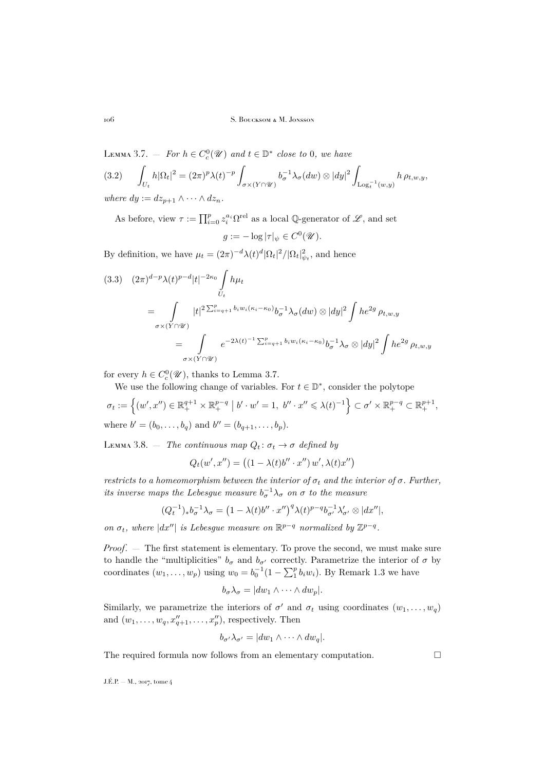**Lemma 3.7.** — *For $h \in C^0_c(\mathscr{U})$ and $t \in \mathbb{D}^*$ close to $0$, we have*

$$\int_{U_t} h|\Omega_t|^2 = (2\pi)^p \lambda(t)^{-p} \int_{\sigma\times(Y\cap\mathscr{U})} b_\sigma^{-1}\lambda_\sigma(dw)\otimes|dy|^2 \int_{\operatorname{Log}_t^{-1}(w,y)} h\,\rho_{t,w,y}, \tag{3.2}$$

*where $dy := dz_{p+1}\wedge\cdots\wedge dz_n$.*

As before, view $\tau := \prod_{i=0}^p z_i^{a_i}\Omega^{\mathrm{rel}}$ as a local $\mathbb{Q}$-generator of $\mathscr{L}$, and set

$$g := -\log|\tau|_\psi \in C^0(\mathscr{U}).$$

By definition, we have $\mu_t = (2\pi)^{-d}\lambda(t)^d|\Omega_t|^2/|\Omega_t|^2_{\psi_t}$, and hence

$$\begin{aligned}
(3.3)\quad (2\pi)^{d-p}\lambda(t)^{p-d}|t|^{-2\kappa_0}\int_{U_t} h\mu_t
&= \int_{\sigma\times(Y\cap\mathscr{U})} |t|^{2\sum_{i=q+1}^p b_i w_i(\kappa_i-\kappa_0)} b_\sigma^{-1}\lambda_\sigma(dw)\otimes|dy|^2\int he^{2g}\,\rho_{t,w,y}\\
&= \int_{\sigma\times(Y\cap\mathscr{U})} e^{-2\lambda(t)^{-1}\sum_{i=q+1}^p b_i w_i(\kappa_i-\kappa_0)} b_\sigma^{-1}\lambda_\sigma\otimes|dy|^2\int he^{2g}\,\rho_{t,w,y}
\end{aligned}$$

for every $h\in C^0_c(\mathscr{U})$, thanks to Lemma 3.7.

We use the following change of variables. For $t\in\mathbb{D}^*$, consider the polytope

$$\sigma_t := \Big\{(w',x'')\in\mathbb{R}_+^{q+1}\times\mathbb{R}_+^{p-q}\ \big|\ b'\cdot w'=1,\ b''\cdot x''\leqslant\lambda(t)^{-1}\Big\}\subset\sigma'\times\mathbb{R}_+^{p-q}\subset\mathbb{R}_+^{p+1},$$

where $b'=(b_0,\dots,b_q)$ and $b''=(b_{q+1},\dots,b_p)$.

**Lemma 3.8.** — *The continuous map $Q_t\colon\sigma_t\to\sigma$ defined by*

$$Q_t(w',x'') = \big((1-\lambda(t)b''\cdot x'')\,w',\lambda(t)x''\big)$$

*restricts to a homeomorphism between the interior of $\sigma_t$ and the interior of $\sigma$. Further, its inverse maps the Lebesgue measure $b_\sigma^{-1}\lambda_\sigma$ on $\sigma$ to the measure*

$$(Q_t^{-1})_*b_\sigma^{-1}\lambda_\sigma = \big(1-\lambda(t)b''\cdot x''\big)^q\lambda(t)^{p-q}b_{\sigma'}^{-1}\lambda'_{\sigma'}\otimes|dx''|,$$

*on $\sigma_t$, where $|dx''|$ is Lebesgue measure on $\mathbb{R}^{p-q}$ normalized by $\mathbb{Z}^{p-q}$.*

*Proof.* — The first statement is elementary. To prove the second, we must make sure to handle the "multiplicities" $b_\sigma$ and $b_{\sigma'}$ correctly. Parametrize the interior of $\sigma$ by coordinates $(w_1,\dots,w_p)$ using $w_0=b_0^{-1}(1-\sum_1^p b_iw_i)$. By Remark 1.3 we have

$$b_\sigma\lambda_\sigma = |dw_1\wedge\cdots\wedge dw_p|.$$

Similarly, we parametrize the interiors of $\sigma'$ and $\sigma_t$ using coordinates $(w_1,\dots,w_q)$ and $(w_1,\dots,w_q,x''_{q+1},\dots,x''_p)$, respectively. Then

$$b_{\sigma'}\lambda_{\sigma'} = |dw_1\wedge\cdots\wedge dw_q|.$$

The required formula now follows from an elementary computation. $\square$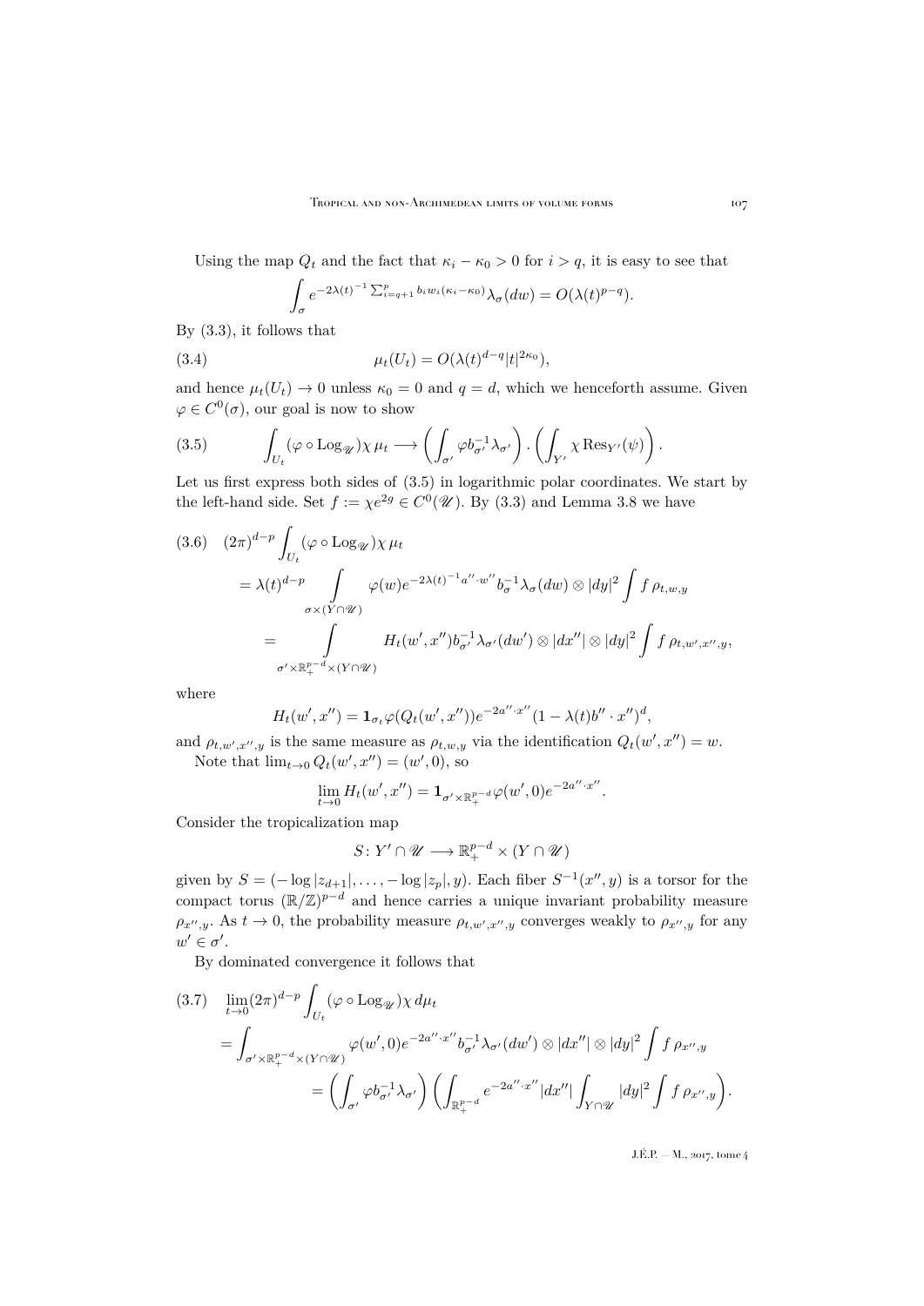Using the map $Q_t$ and the fact that $\kappa_i - \kappa_0 > 0$ for $i > q$, it is easy to see that

$$\int_\sigma e^{-2\lambda(t)^{-1}\sum_{i=q+1}^p b_i w_i(\kappa_i-\kappa_0)}\lambda_\sigma(dw) = O(\lambda(t)^{p-q}).$$

By (3.3), it follows that

$$\mu_t(U_t) = O(\lambda(t)^{d-q}|t|^{2\kappa_0}), \tag{3.4}$$

and hence $\mu_t(U_t) \to 0$ unless $\kappa_0 = 0$ and $q = d$, which we henceforth assume. Given $\varphi \in C^0(\sigma)$, our goal is now to show

$$\int_{U_t} (\varphi \circ \mathrm{Log}_{\mathscr{U}})\chi\,\mu_t \longrightarrow \left(\int_{\sigma'} \varphi b_{\sigma'}^{-1}\lambda_{\sigma'}\right)\cdot\left(\int_{Y'} \chi\,\mathrm{Res}_{Y'}(\psi)\right). \tag{3.5}$$

Let us first express both sides of (3.5) in logarithmic polar coordinates. We start by the left-hand side. Set $f := \chi e^{2g} \in C^0(\mathscr{U})$. By (3.3) and Lemma 3.8 we have

$$\begin{aligned}
(3.6)\quad (2\pi)^{d-p}&\int_{U_t} (\varphi \circ \mathrm{Log}_{\mathscr{U}})\chi\,\mu_t \\
&= \lambda(t)^{d-p}\int_{\sigma\times(Y\cap\mathscr{U})} \varphi(w)e^{-2\lambda(t)^{-1}a''\cdot w''}b_\sigma^{-1}\lambda_\sigma(dw)\otimes|dy|^2\int f\,\rho_{t,w,y} \\
&= \int_{\sigma'\times\mathbb{R}_+^{p-d}\times(Y\cap\mathscr{U})} H_t(w',x'')b_{\sigma'}^{-1}\lambda_{\sigma'}(dw')\otimes|dx''|\otimes|dy|^2\int f\,\rho_{t,w',x'',y},
\end{aligned}$$

where

$$H_t(w',x'') = \mathbf{1}_{\sigma_t}\varphi(Q_t(w',x''))e^{-2a''\cdot x''}(1-\lambda(t)b''\cdot x'')^d,$$

and $\rho_{t,w',x'',y}$ is the same measure as $\rho_{t,w,y}$ via the identification $Q_t(w',x'') = w$.

Note that $\lim_{t\to 0} Q_t(w',x'') = (w',0)$, so

$$\lim_{t\to 0} H_t(w',x'') = \mathbf{1}_{\sigma'\times\mathbb{R}_+^{p-d}}\varphi(w',0)e^{-2a''\cdot x''}.$$

Consider the tropicalization map

$$S\colon Y'\cap\mathscr{U} \longrightarrow \mathbb{R}_+^{p-d}\times(Y\cap\mathscr{U})$$

given by $S = (-\log|z_{d+1}|,\ldots,-\log|z_p|,y)$. Each fiber $S^{-1}(x'',y)$ is a torsor for the compact torus $(\mathbb{R}/\mathbb{Z})^{p-d}$ and hence carries a unique invariant probability measure $\rho_{x'',y}$. As $t \to 0$, the probability measure $\rho_{t,w',x'',y}$ converges weakly to $\rho_{x'',y}$ for any $w' \in \sigma'$.

By dominated convergence it follows that

$$\begin{aligned}
(3.7)\quad \lim_{t\to 0}&(2\pi)^{d-p}\int_{U_t} (\varphi \circ \mathrm{Log}_{\mathscr{U}})\chi\,d\mu_t \\
&= \int_{\sigma'\times\mathbb{R}_+^{p-d}\times(Y\cap\mathscr{U})} \varphi(w',0)e^{-2a''\cdot x''}b_{\sigma'}^{-1}\lambda_{\sigma'}(dw')\otimes|dx''|\otimes|dy|^2\int f\,\rho_{x'',y} \\
&= \left(\int_{\sigma'}\varphi b_{\sigma'}^{-1}\lambda_{\sigma'}\right)\left(\int_{\mathbb{R}_+^{p-d}} e^{-2a''\cdot x''}|dx''|\int_{Y\cap\mathscr{U}}|dy|^2\int f\,\rho_{x'',y}\right).
\end{aligned}$$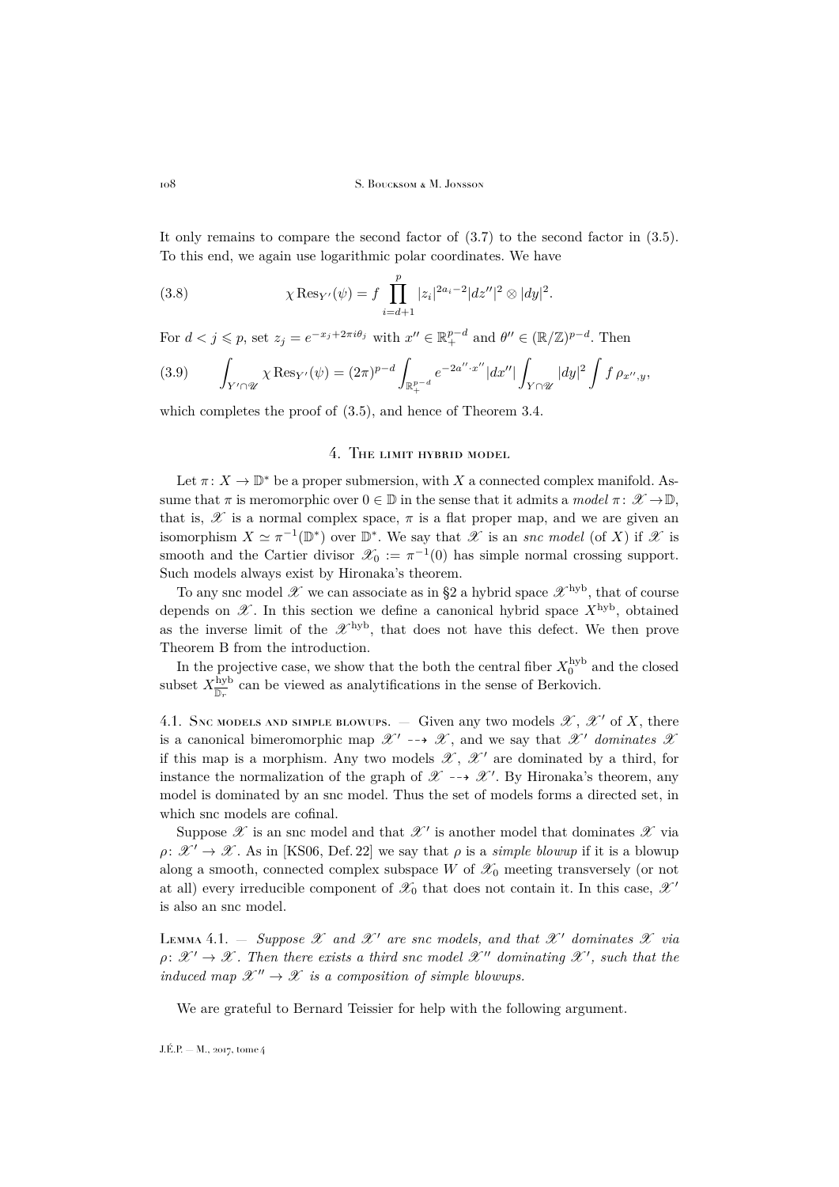It only remains to compare the second factor of (3.7) to the second factor in (3.5). To this end, we again use logarithmic polar coordinates. We have

$$\chi \operatorname{Res}_{Y'}(\psi) = f \prod_{i=d+1}^{p} |z_i|^{2a_i-2} |dz''|^2 \otimes |dy|^2. \tag{3.8}$$

For $d < j \leqslant p$, set $z_j = e^{-x_j + 2\pi i \theta_j}$ with $x'' \in \mathbb{R}_+^{p-d}$ and $\theta'' \in (\mathbb{R}/\mathbb{Z})^{p-d}$. Then

$$\int_{Y' \cap \mathscr{U}} \chi \operatorname{Res}_{Y'}(\psi) = (2\pi)^{p-d} \int_{\mathbb{R}_+^{p-d}} e^{-2a'' \cdot x''} |dx''| \int_{Y \cap \mathscr{U}} |dy|^2 \int f \rho_{x'',y}, \tag{3.9}$$

which completes the proof of (3.5), and hence of Theorem 3.4.

## 4. The limit hybrid model

Let $\pi \colon X \to \mathbb{D}^*$ be a proper submersion, with $X$ a connected complex manifold. Assume that $\pi$ is meromorphic over $0 \in \mathbb{D}$ in the sense that it admits a *model* $\pi \colon \mathscr{X} \to \mathbb{D}$, that is, $\mathscr{X}$ is a normal complex space, $\pi$ is a flat proper map, and we are given an isomorphism $X \simeq \pi^{-1}(\mathbb{D}^*)$ over $\mathbb{D}^*$. We say that $\mathscr{X}$ is an *snc model* (of $X$) if $\mathscr{X}$ is smooth and the Cartier divisor $\mathscr{X}_0 := \pi^{-1}(0)$ has simple normal crossing support. Such models always exist by Hironaka's theorem.

To any snc model $\mathscr{X}$ we can associate as in §2 a hybrid space $\mathscr{X}^{\mathrm{hyb}}$, that of course depends on $\mathscr{X}$. In this section we define a canonical hybrid space $X^{\mathrm{hyb}}$, obtained as the inverse limit of the $\mathscr{X}^{\mathrm{hyb}}$, that does not have this defect. We then prove Theorem B from the introduction.

In the projective case, we show that the both the central fiber $X_0^{\mathrm{hyb}}$ and the closed subset $X_{\overline{\mathbb{D}}_r}^{\mathrm{hyb}}$ can be viewed as analytifications in the sense of Berkovich.

### 4.1. Snc models and simple blowups.

— Given any two models $\mathscr{X}$, $\mathscr{X}'$ of $X$, there is a canonical bimeromorphic map $\mathscr{X}' \dashrightarrow \mathscr{X}$, and we say that $\mathscr{X}'$ *dominates* $\mathscr{X}$ if this map is a morphism. Any two models $\mathscr{X}$, $\mathscr{X}'$ are dominated by a third, for instance the normalization of the graph of $\mathscr{X} \dashrightarrow \mathscr{X}'$. By Hironaka's theorem, any model is dominated by an snc model. Thus the set of models forms a directed set, in which snc models are cofinal.

Suppose $\mathscr{X}$ is an snc model and that $\mathscr{X}'$ is another model that dominates $\mathscr{X}$ via $\rho \colon \mathscr{X}' \to \mathscr{X}$. As in [KS06, Def. 22] we say that $\rho$ is a *simple blowup* if it is a blowup along a smooth, connected complex subspace $W$ of $\mathscr{X}_0$ meeting transversely (or not at all) every irreducible component of $\mathscr{X}_0$ that does not contain it. In this case, $\mathscr{X}'$ is also an snc model.

**Lemma 4.1.** — *Suppose $\mathscr{X}$ and $\mathscr{X}'$ are snc models, and that $\mathscr{X}'$ dominates $\mathscr{X}$ via $\rho \colon \mathscr{X}' \to \mathscr{X}$. Then there exists a third snc model $\mathscr{X}''$ dominating $\mathscr{X}'$, such that the induced map $\mathscr{X}'' \to \mathscr{X}$ is a composition of simple blowups.*

We are grateful to Bernard Teissier for help with the following argument.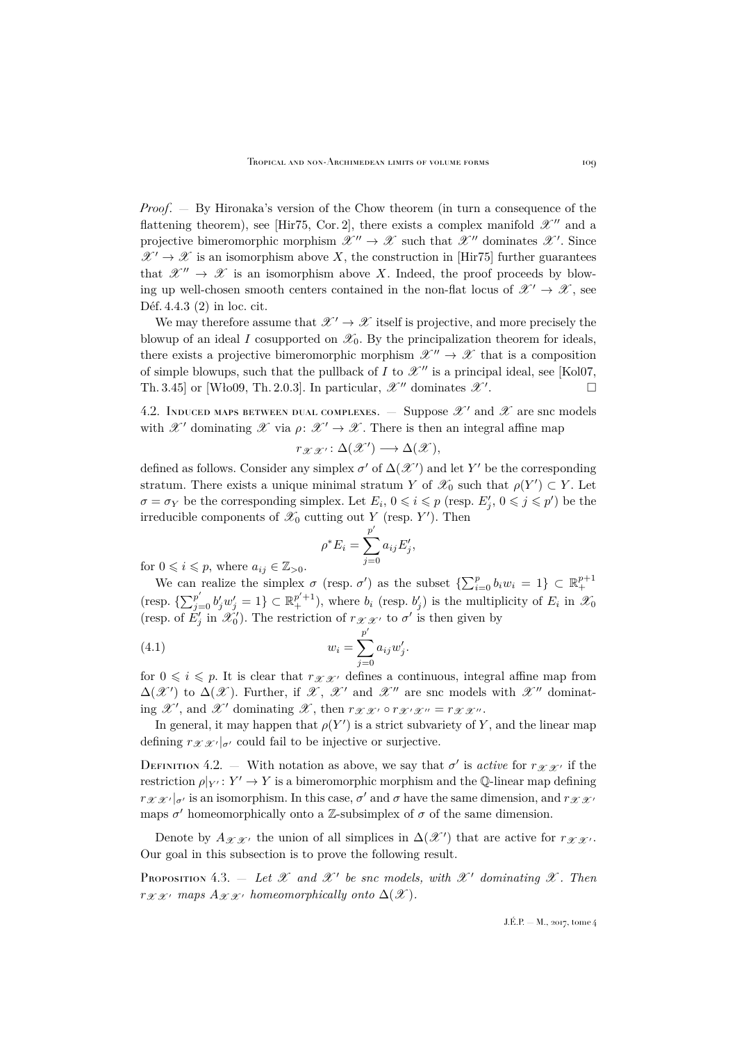*Proof*. — By Hironaka's version of the Chow theorem (in turn a consequence of the flattening theorem), see [Hir75, Cor. 2], there exists a complex manifold $\mathscr{X}''$ and a projective bimeromorphic morphism $\mathscr{X}'' \to \mathscr{X}$ such that $\mathscr{X}''$ dominates $\mathscr{X}'$. Since $\mathscr{X}' \to \mathscr{X}$ is an isomorphism above $X$, the construction in [Hir75] further guarantees that $\mathscr{X}'' \to \mathscr{X}$ is an isomorphism above $X$. Indeed, the proof proceeds by blowing up well-chosen smooth centers contained in the non-flat locus of $\mathscr{X}' \to \mathscr{X}$, see Déf. 4.4.3 (2) in loc. cit.

We may therefore assume that $\mathscr{X}' \to \mathscr{X}$ itself is projective, and more precisely the blowup of an ideal $I$ cosupported on $\mathscr{X}_0$. By the principalization theorem for ideals, there exists a projective bimeromorphic morphism $\mathscr{X}'' \to \mathscr{X}$ that is a composition of simple blowups, such that the pullback of $I$ to $\mathscr{X}''$ is a principal ideal, see [Kol07, Th. 3.45] or [Wło09, Th. 2.0.3]. In particular, $\mathscr{X}''$ dominates $\mathscr{X}'$. $\square$

4.2. Induced maps between dual complexes. — Suppose $\mathscr{X}'$ and $\mathscr{X}$ are snc models with $\mathscr{X}'$ dominating $\mathscr{X}$ via $\rho\colon \mathscr{X}' \to \mathscr{X}$. There is then an integral affine map

$$r_{\mathscr{X}\mathscr{X}'}\colon \Delta(\mathscr{X}') \longrightarrow \Delta(\mathscr{X}),$$

defined as follows. Consider any simplex $\sigma'$ of $\Delta(\mathscr{X}')$ and let $Y'$ be the corresponding stratum. There exists a unique minimal stratum $Y$ of $\mathscr{X}_0$ such that $\rho(Y') \subset Y$. Let $\sigma = \sigma_Y$ be the corresponding simplex. Let $E_i$, $0 \leqslant i \leqslant p$ (resp. $E'_j$, $0 \leqslant j \leqslant p'$) be the irreducible components of $\mathscr{X}_0$ cutting out $Y$ (resp. $Y'$). Then

$$\rho^* E_i = \sum_{j=0}^{p'} a_{ij} E'_j,$$

for $0 \leqslant i \leqslant p$, where $a_{ij} \in \mathbb{Z}_{>0}$.

We can realize the simplex $\sigma$ (resp. $\sigma'$) as the subset $\{\sum_{i=0}^{p} b_i w_i = 1\} \subset \mathbb{R}_+^{p+1}$ (resp. $\{\sum_{j=0}^{p'} b'_j w'_j = 1\} \subset \mathbb{R}_+^{p'+1}$), where $b_i$ (resp. $b'_j$) is the multiplicity of $E_i$ in $\mathscr{X}_0$ (resp. of $E'_j$ in $\mathscr{X}'_0$). The restriction of $r_{\mathscr{X}\mathscr{X}'}$ to $\sigma'$ is then given by

$$w_i = \sum_{j=0}^{p'} a_{ij} w'_j. \tag{4.1}$$

for $0 \leqslant i \leqslant p$. It is clear that $r_{\mathscr{X}\mathscr{X}'}$ defines a continuous, integral affine map from $\Delta(\mathscr{X}')$ to $\Delta(\mathscr{X})$. Further, if $\mathscr{X}$, $\mathscr{X}'$ and $\mathscr{X}''$ are snc models with $\mathscr{X}''$ dominating $\mathscr{X}'$, and $\mathscr{X}'$ dominating $\mathscr{X}$, then $r_{\mathscr{X}\mathscr{X}'} \circ r_{\mathscr{X}'\mathscr{X}''} = r_{\mathscr{X}\mathscr{X}''}$.

In general, it may happen that $\rho(Y')$ is a strict subvariety of $Y$, and the linear map defining $r_{\mathscr{X}\mathscr{X}'}|_{\sigma'}$ could fail to be injective or surjective.

Definition 4.2. — With notation as above, we say that $\sigma'$ is *active* for $r_{\mathscr{X}\mathscr{X}'}$ if the restriction $\rho|_{Y'}\colon Y' \to Y$ is a bimeromorphic morphism and the $\mathbb{Q}$-linear map defining $r_{\mathscr{X}\mathscr{X}'}|_{\sigma'}$ is an isomorphism. In this case, $\sigma'$ and $\sigma$ have the same dimension, and $r_{\mathscr{X}\mathscr{X}'}$ maps $\sigma'$ homeomorphically onto a $\mathbb{Z}$-subsimplex of $\sigma$ of the same dimension.

Denote by $A_{\mathscr{X}\mathscr{X}'}$ the union of all simplices in $\Delta(\mathscr{X}')$ that are active for $r_{\mathscr{X}\mathscr{X}'}$. Our goal in this subsection is to prove the following result.

Proposition 4.3. — *Let $\mathscr{X}$ and $\mathscr{X}'$ be snc models, with $\mathscr{X}'$ dominating $\mathscr{X}$. Then $r_{\mathscr{X}\mathscr{X}'}$ maps $A_{\mathscr{X}\mathscr{X}'}$ homeomorphically onto $\Delta(\mathscr{X})$.*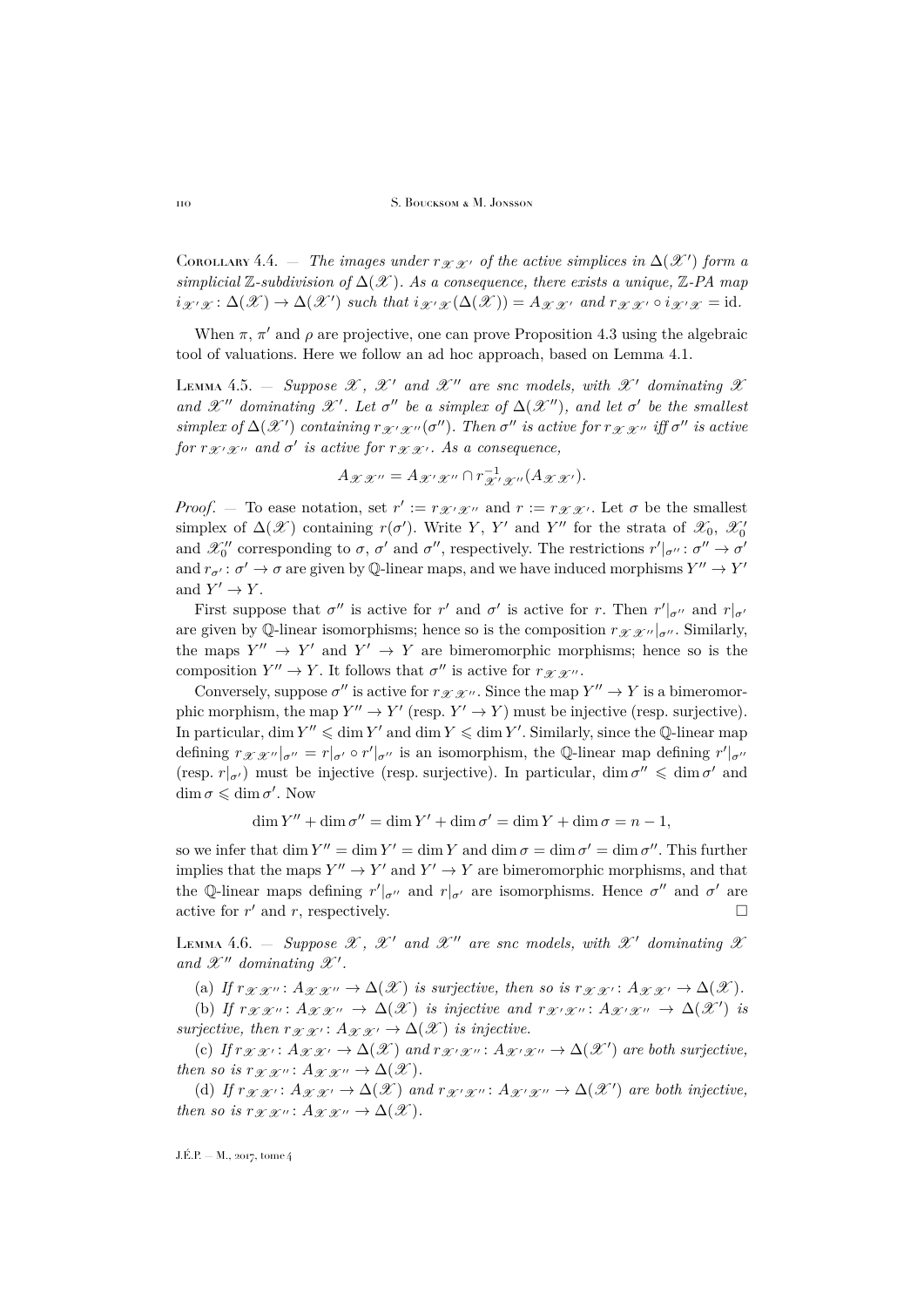**Corollary 4.4.** — *The images under $r_{\mathscr{X}\mathscr{X}'}$ of the active simplices in $\Delta(\mathscr{X}')$ form a simplicial $\mathbb{Z}$-subdivision of $\Delta(\mathscr{X})$. As a consequence, there exists a unique, $\mathbb{Z}$-PA map $i_{\mathscr{X}'\mathscr{X}}\colon \Delta(\mathscr{X}) \to \Delta(\mathscr{X}')$ such that $i_{\mathscr{X}'\mathscr{X}}(\Delta(\mathscr{X})) = A_{\mathscr{X}\mathscr{X}'}$ and $r_{\mathscr{X}\mathscr{X}'} \circ i_{\mathscr{X}'\mathscr{X}} = \mathrm{id}$.*

When $\pi$, $\pi'$ and $\rho$ are projective, one can prove Proposition 4.3 using the algebraic tool of valuations. Here we follow an ad hoc approach, based on Lemma 4.1.

**Lemma 4.5.** — *Suppose $\mathscr{X}$, $\mathscr{X}'$ and $\mathscr{X}''$ are snc models, with $\mathscr{X}'$ dominating $\mathscr{X}$ and $\mathscr{X}''$ dominating $\mathscr{X}'$. Let $\sigma''$ be a simplex of $\Delta(\mathscr{X}'')$, and let $\sigma'$ be the smallest simplex of $\Delta(\mathscr{X}')$ containing $r_{\mathscr{X}'\mathscr{X}''}(\sigma'')$. Then $\sigma''$ is active for $r_{\mathscr{X}\mathscr{X}''}$ iff $\sigma''$ is active for $r_{\mathscr{X}'\mathscr{X}''}$ and $\sigma'$ is active for $r_{\mathscr{X}\mathscr{X}'}$. As a consequence,*

$$A_{\mathscr{X}\mathscr{X}''} = A_{\mathscr{X}'\mathscr{X}''} \cap r^{-1}_{\mathscr{X}'\mathscr{X}''}(A_{\mathscr{X}\mathscr{X}'}).$$

*Proof.* — To ease notation, set $r' := r_{\mathscr{X}'\mathscr{X}''}$ and $r := r_{\mathscr{X}\mathscr{X}'}$. Let $\sigma$ be the smallest simplex of $\Delta(\mathscr{X})$ containing $r(\sigma')$. Write $Y$, $Y'$ and $Y''$ for the strata of $\mathscr{X}_0$, $\mathscr{X}'_0$ and $\mathscr{X}''_0$ corresponding to $\sigma$, $\sigma'$ and $\sigma''$, respectively. The restrictions $r'|_{\sigma''}\colon \sigma'' \to \sigma'$ and $r_{\sigma'}\colon \sigma' \to \sigma$ are given by $\mathbb{Q}$-linear maps, and we have induced morphisms $Y'' \to Y'$ and $Y' \to Y$.

First suppose that $\sigma''$ is active for $r'$ and $\sigma'$ is active for $r$. Then $r'|_{\sigma''}$ and $r|_{\sigma'}$ are given by $\mathbb{Q}$-linear isomorphisms; hence so is the composition $r_{\mathscr{X}\mathscr{X}''}|_{\sigma''}$. Similarly, the maps $Y'' \to Y'$ and $Y' \to Y$ are bimeromorphic morphisms; hence so is the composition $Y'' \to Y$. It follows that $\sigma''$ is active for $r_{\mathscr{X}\mathscr{X}''}$.

Conversely, suppose $\sigma''$ is active for $r_{\mathscr{X}\mathscr{X}''}$. Since the map $Y'' \to Y$ is a bimeromorphic morphism, the map $Y'' \to Y'$ (resp. $Y' \to Y$) must be injective (resp. surjective). In particular, $\dim Y'' \leqslant \dim Y'$ and $\dim Y \leqslant \dim Y'$. Similarly, since the $\mathbb{Q}$-linear map defining $r_{\mathscr{X}\mathscr{X}''}|_{\sigma''} = r|_{\sigma'} \circ r'|_{\sigma''}$ is an isomorphism, the $\mathbb{Q}$-linear map defining $r'|_{\sigma''}$ (resp. $r|_{\sigma'}$) must be injective (resp. surjective). In particular, $\dim \sigma'' \leqslant \dim \sigma'$ and $\dim \sigma \leqslant \dim \sigma'$. Now

$$\dim Y'' + \dim \sigma'' = \dim Y' + \dim \sigma' = \dim Y + \dim \sigma = n-1,$$

so we infer that $\dim Y'' = \dim Y' = \dim Y$ and $\dim \sigma = \dim \sigma' = \dim \sigma''$. This further implies that the maps $Y'' \to Y'$ and $Y' \to Y$ are bimeromorphic morphisms, and that the $\mathbb{Q}$-linear maps defining $r'|_{\sigma''}$ and $r|_{\sigma'}$ are isomorphisms. Hence $\sigma''$ and $\sigma'$ are active for $r'$ and $r$, respectively. $\square$

**Lemma 4.6.** — *Suppose $\mathscr{X}$, $\mathscr{X}'$ and $\mathscr{X}''$ are snc models, with $\mathscr{X}'$ dominating $\mathscr{X}$ and $\mathscr{X}''$ dominating $\mathscr{X}'$.*

(a) *If $r_{\mathscr{X}\mathscr{X}''}\colon A_{\mathscr{X}\mathscr{X}''} \to \Delta(\mathscr{X})$ is surjective, then so is $r_{\mathscr{X}\mathscr{X}'}\colon A_{\mathscr{X}\mathscr{X}'} \to \Delta(\mathscr{X})$.*

(b) *If $r_{\mathscr{X}\mathscr{X}''}\colon A_{\mathscr{X}\mathscr{X}''} \to \Delta(\mathscr{X})$ is injective and $r_{\mathscr{X}'\mathscr{X}''}\colon A_{\mathscr{X}'\mathscr{X}''} \to \Delta(\mathscr{X}')$ is surjective, then $r_{\mathscr{X}\mathscr{X}'}\colon A_{\mathscr{X}\mathscr{X}'} \to \Delta(\mathscr{X})$ is injective.*

(c) *If $r_{\mathscr{X}\mathscr{X}'}\colon A_{\mathscr{X}\mathscr{X}'} \to \Delta(\mathscr{X})$ and $r_{\mathscr{X}'\mathscr{X}''}\colon A_{\mathscr{X}'\mathscr{X}''} \to \Delta(\mathscr{X}')$ are both surjective, then so is $r_{\mathscr{X}\mathscr{X}''}\colon A_{\mathscr{X}\mathscr{X}''} \to \Delta(\mathscr{X})$.*

(d) *If $r_{\mathscr{X}\mathscr{X}'}\colon A_{\mathscr{X}\mathscr{X}'} \to \Delta(\mathscr{X})$ and $r_{\mathscr{X}'\mathscr{X}''}\colon A_{\mathscr{X}'\mathscr{X}''} \to \Delta(\mathscr{X}')$ are both injective, then so is $r_{\mathscr{X}\mathscr{X}''}\colon A_{\mathscr{X}\mathscr{X}''} \to \Delta(\mathscr{X})$.*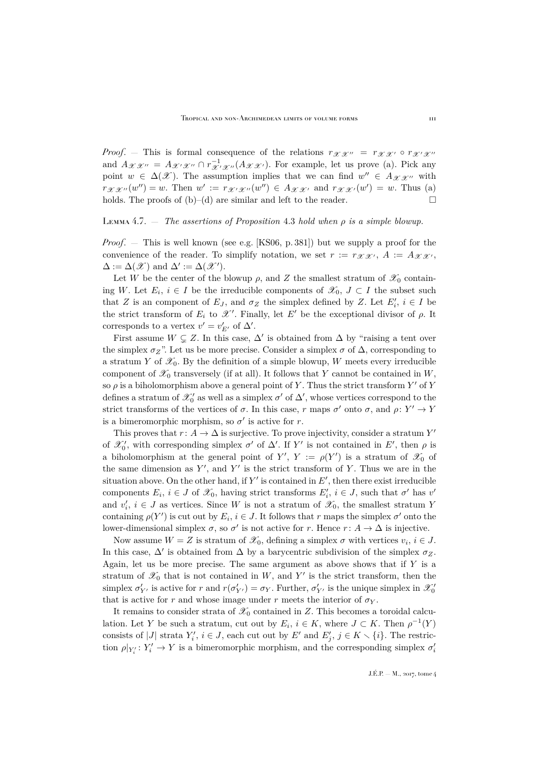*Proof*. — This is formal consequence of the relations $r_{\mathscr{X}\mathscr{X}''} = r_{\mathscr{X}\mathscr{X}'} \circ r_{\mathscr{X}'\mathscr{X}''}$ and $A_{\mathscr{X}\mathscr{X}''} = A_{\mathscr{X}'\mathscr{X}''} \cap r_{\mathscr{X}'\mathscr{X}''}^{-1}(A_{\mathscr{X}\mathscr{X}'})$. For example, let us prove (a). Pick any point $w \in \Delta(\mathscr{X})$. The assumption implies that we can find $w'' \in A_{\mathscr{X}\mathscr{X}''}$ with $r_{\mathscr{X}\mathscr{X}''}(w'') = w$. Then $w' := r_{\mathscr{X}'\mathscr{X}''}(w'') \in A_{\mathscr{X}\mathscr{X}'}$ and $r_{\mathscr{X}\mathscr{X}'}(w') = w$. Thus (a) holds. The proofs of (b)–(d) are similar and left to the reader. □

Lemma 4.7. — *The assertions of Proposition* 4.3 *hold when* $\rho$ *is a simple blowup.*

*Proof*. — This is well known (see e.g. [KS06, p. 381]) but we supply a proof for the convenience of the reader. To simplify notation, we set $r := r_{\mathscr{X}\mathscr{X}'}$, $A := A_{\mathscr{X}\mathscr{X}'}$, $\Delta := \Delta(\mathscr{X})$ and $\Delta' := \Delta(\mathscr{X}')$.

Let $W$ be the center of the blowup $\rho$, and $Z$ the smallest stratum of $\mathscr{X}_0$ containing $W$. Let $E_i$, $i \in I$ be the irreducible components of $\mathscr{X}_0$, $J \subset I$ the subset such that $Z$ is an component of $E_J$, and $\sigma_Z$ the simplex defined by $Z$. Let $E'_i$, $i \in I$ be the strict transform of $E_i$ to $\mathscr{X}'$. Finally, let $E'$ be the exceptional divisor of $\rho$. It corresponds to a vertex $v' = v'_{E'}$ of $\Delta'$.

First assume $W \subsetneq Z$. In this case, $\Delta'$ is obtained from $\Delta$ by "raising a tent over the simplex $\sigma_Z$". Let us be more precise. Consider a simplex $\sigma$ of $\Delta$, corresponding to a stratum $Y$ of $\mathscr{X}_0$. By the definition of a simple blowup, $W$ meets every irreducible component of $\mathscr{X}_0$ transversely (if at all). It follows that $Y$ cannot be contained in $W$, so $\rho$ is a biholomorphism above a general point of $Y$. Thus the strict transform $Y'$ of $Y$ defines a stratum of $\mathscr{X}'_0$ as well as a simplex $\sigma'$ of $\Delta'$, whose vertices correspond to the strict transforms of the vertices of $\sigma$. In this case, $r$ maps $\sigma'$ onto $\sigma$, and $\rho\colon Y' \to Y$ is a bimeromorphic morphism, so $\sigma'$ is active for $r$.

This proves that $r\colon A \to \Delta$ is surjective. To prove injectivity, consider a stratum $Y'$ of $\mathscr{X}'_0$, with corresponding simplex $\sigma'$ of $\Delta'$. If $Y'$ is not contained in $E'$, then $\rho$ is a biholomorphism at the general point of $Y'$, $Y := \rho(Y')$ is a stratum of $\mathscr{X}_0$ of the same dimension as $Y'$, and $Y'$ is the strict transform of $Y$. Thus we are in the situation above. On the other hand, if $Y'$ is contained in $E'$, then there exist irreducible components $E_i$, $i \in J$ of $\mathscr{X}_0$, having strict transforms $E'_i$, $i \in J$, such that $\sigma'$ has $v'$ and $v'_i$, $i \in J$ as vertices. Since $W$ is not a stratum of $\mathscr{X}_0$, the smallest stratum $Y$ containing $\rho(Y')$ is cut out by $E_i$, $i \in J$. It follows that $r$ maps the simplex $\sigma'$ onto the lower-dimensional simplex $\sigma$, so $\sigma'$ is not active for $r$. Hence $r\colon A \to \Delta$ is injective.

Now assume $W = Z$ is stratum of $\mathscr{X}_0$, defining a simplex $\sigma$ with vertices $v_i$, $i \in J$. In this case, $\Delta'$ is obtained from $\Delta$ by a barycentric subdivision of the simplex $\sigma_Z$. Again, let us be more precise. The same argument as above shows that if $Y$ is a stratum of $\mathscr{X}_0$ that is not contained in $W$, and $Y'$ is the strict transform, then the simplex $\sigma'_{Y'}$ is active for $r$ and $r(\sigma'_{Y'}) = \sigma_Y$. Further, $\sigma'_{Y'}$ is the unique simplex in $\mathscr{X}'_0$ that is active for $r$ and whose image under $r$ meets the interior of $\sigma_Y$.

It remains to consider strata of $\mathscr{X}_0$ contained in $Z$. This becomes a toroidal calculation. Let $Y$ be such a stratum, cut out by $E_i$, $i \in K$, where $J \subset K$. Then $\rho^{-1}(Y)$ consists of $|J|$ strata $Y'_i$, $i \in J$, each cut out by $E'$ and $E'_j$, $j \in K \smallsetminus \{i\}$. The restriction $\rho|_{Y'_i}\colon Y'_i \to Y$ is a bimeromorphic morphism, and the corresponding simplex $\sigma'_i$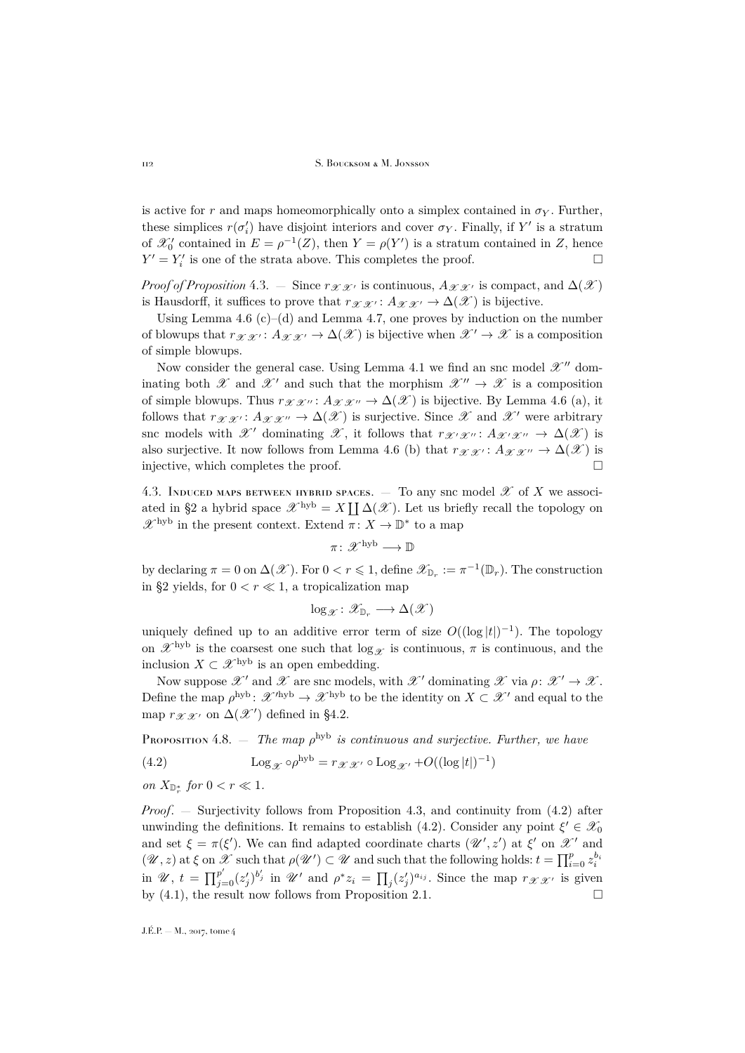is active for $r$ and maps homeomorphically onto a simplex contained in $\sigma_Y$. Further, these simplices $r(\sigma'_i)$ have disjoint interiors and cover $\sigma_Y$. Finally, if $Y'$ is a stratum of $\mathscr{X}'_0$ contained in $E = \rho^{-1}(Z)$, then $Y = \rho(Y')$ is a stratum contained in $Z$, hence $Y' = Y'_i$ is one of the strata above. This completes the proof. □

*Proof of Proposition* 4.3. — Since $r_{\mathscr{X}\mathscr{X}'}$ is continuous, $A_{\mathscr{X}\mathscr{X}'}$ is compact, and $\Delta(\mathscr{X})$ is Hausdorff, it suffices to prove that $r_{\mathscr{X}\mathscr{X}'}\colon A_{\mathscr{X}\mathscr{X}'} \to \Delta(\mathscr{X})$ is bijective.

Using Lemma 4.6 (c)–(d) and Lemma 4.7, one proves by induction on the number of blowups that $r_{\mathscr{X}\mathscr{X}'}\colon A_{\mathscr{X}\mathscr{X}'} \to \Delta(\mathscr{X})$ is bijective when $\mathscr{X}' \to \mathscr{X}$ is a composition of simple blowups.

Now consider the general case. Using Lemma 4.1 we find an snc model $\mathscr{X}''$ dominating both $\mathscr{X}$ and $\mathscr{X}'$ and such that the morphism $\mathscr{X}'' \to \mathscr{X}$ is a composition of simple blowups. Thus $r_{\mathscr{X}\mathscr{X}''}\colon A_{\mathscr{X}\mathscr{X}''} \to \Delta(\mathscr{X})$ is bijective. By Lemma 4.6 (a), it follows that $r_{\mathscr{X}\mathscr{X}'}\colon A_{\mathscr{X}\mathscr{X}''} \to \Delta(\mathscr{X})$ is surjective. Since $\mathscr{X}$ and $\mathscr{X}'$ were arbitrary snc models with $\mathscr{X}'$ dominating $\mathscr{X}$, it follows that $r_{\mathscr{X}'\mathscr{X}''}\colon A_{\mathscr{X}'\mathscr{X}''} \to \Delta(\mathscr{X})$ is also surjective. It now follows from Lemma 4.6 (b) that $r_{\mathscr{X}\mathscr{X}'}\colon A_{\mathscr{X}\mathscr{X}''} \to \Delta(\mathscr{X})$ is injective, which completes the proof. □

## 4.3. Induced maps between hybrid spaces.

— To any snc model $\mathscr{X}$ of $X$ we associated in §2 a hybrid space $\mathscr{X}^{\mathrm{hyb}} = X \coprod \Delta(\mathscr{X})$. Let us briefly recall the topology on $\mathscr{X}^{\mathrm{hyb}}$ in the present context. Extend $\pi\colon X \to \mathbb{D}^*$ to a map

$$\pi\colon \mathscr{X}^{\mathrm{hyb}} \longrightarrow \mathbb{D}$$

by declaring $\pi = 0$ on $\Delta(\mathscr{X})$. For $0 < r \leqslant 1$, define $\mathscr{X}_{\mathbb{D}_r} := \pi^{-1}(\mathbb{D}_r)$. The construction in §2 yields, for $0 < r \ll 1$, a tropicalization map

$$\log_{\mathscr{X}}\colon \mathscr{X}_{\mathbb{D}_r} \longrightarrow \Delta(\mathscr{X})$$

uniquely defined up to an additive error term of size $O((\log|t|)^{-1})$. The topology on $\mathscr{X}^{\mathrm{hyb}}$ is the coarsest one such that $\log_{\mathscr{X}}$ is continuous, $\pi$ is continuous, and the inclusion $X \subset \mathscr{X}^{\mathrm{hyb}}$ is an open embedding.

Now suppose $\mathscr{X}'$ and $\mathscr{X}$ are snc models, with $\mathscr{X}'$ dominating $\mathscr{X}$ via $\rho\colon \mathscr{X}' \to \mathscr{X}$. Define the map $\rho^{\mathrm{hyb}}\colon \mathscr{X}'^{\mathrm{hyb}} \to \mathscr{X}^{\mathrm{hyb}}$ to be the identity on $X \subset \mathscr{X}'$ and equal to the map $r_{\mathscr{X}\mathscr{X}'}$ on $\Delta(\mathscr{X}')$ defined in §4.2.

Proposition 4.8. — *The map $\rho^{\mathrm{hyb}}$ is continuous and surjective. Further, we have*

$$\operatorname{Log}_{\mathscr{X}} \circ \rho^{\mathrm{hyb}} = r_{\mathscr{X}\mathscr{X}'} \circ \operatorname{Log}_{\mathscr{X}'} + O((\log|t|)^{-1}) \tag{4.2}$$

*on $X_{\mathbb{D}_r^*}$ for $0 < r \ll 1$.*

*Proof.* — Surjectivity follows from Proposition 4.3, and continuity from (4.2) after unwinding the definitions. It remains to establish (4.2). Consider any point $\xi' \in \mathscr{X}_0$ and set $\xi = \pi(\xi')$. We can find adapted coordinate charts $(\mathscr{U}', z')$ at $\xi'$ on $\mathscr{X}'$ and $(\mathscr{U}, z)$ at $\xi$ on $\mathscr{X}$ such that $\rho(\mathscr{U}') \subset \mathscr{U}$ and such that the following holds: $t = \prod_{i=0}^p z_i^{b_i}$ in $\mathscr{U}$, $t = \prod_{j=0}^{p'} (z'_j)^{b'_j}$ in $\mathscr{U}'$ and $\rho^* z_i = \prod_j (z'_j)^{a_{ij}}$. Since the map $r_{\mathscr{X}\mathscr{X}'}$ is given by (4.1), the result now follows from Proposition 2.1. □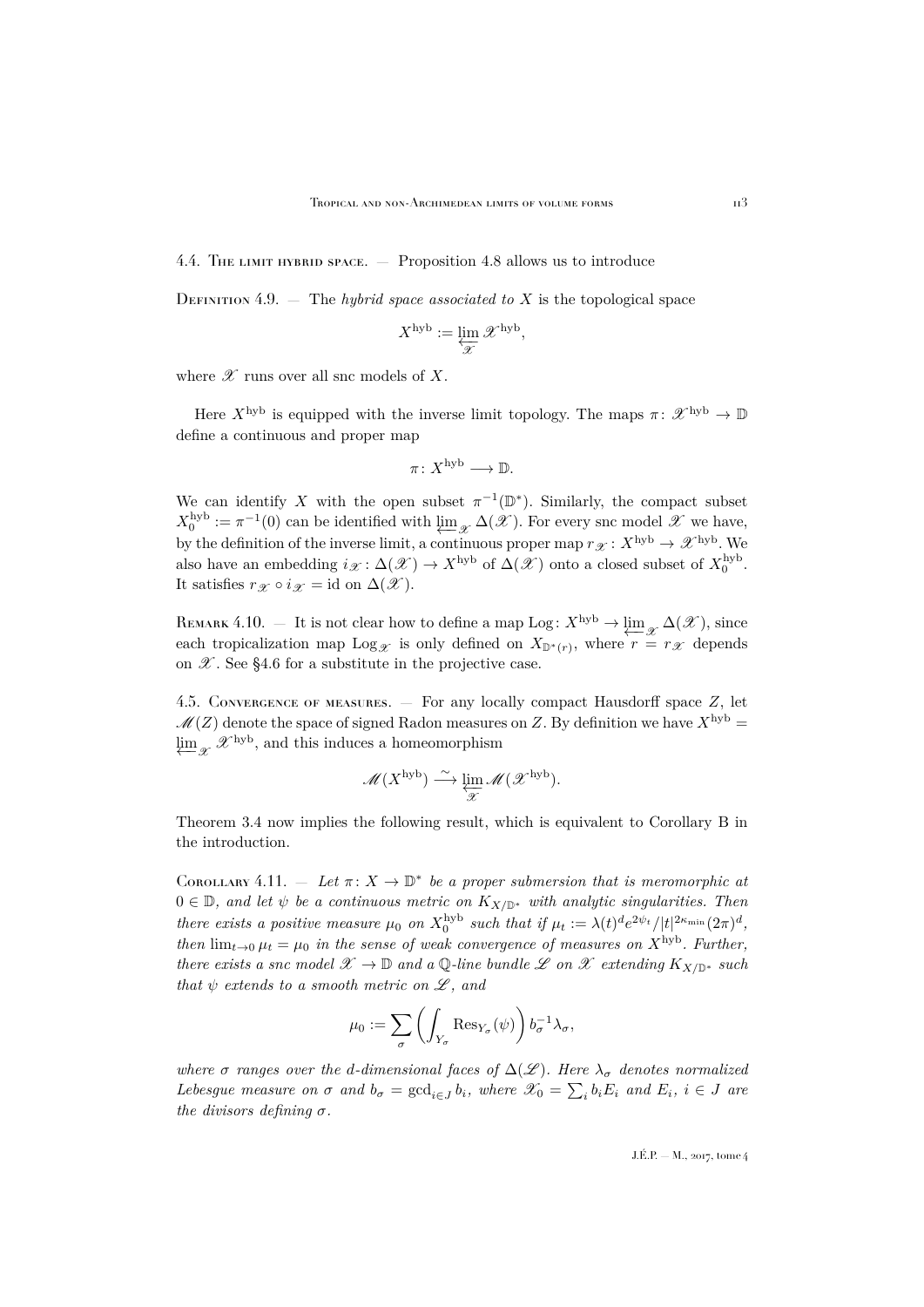4.4. The limit hybrid space. — Proposition 4.8 allows us to introduce

Definition 4.9. — The *hybrid space associated to* $X$ is the topological space

$$X^{\mathrm{hyb}} := \varprojlim_{\mathscr{X}} \mathscr{X}^{\mathrm{hyb}},$$

where $\mathscr{X}$ runs over all snc models of $X$.

Here $X^{\mathrm{hyb}}$ is equipped with the inverse limit topology. The maps $\pi\colon \mathscr{X}^{\mathrm{hyb}} \to \mathbb{D}$ define a continuous and proper map

$$\pi\colon X^{\mathrm{hyb}} \longrightarrow \mathbb{D}.$$

We can identify $X$ with the open subset $\pi^{-1}(\mathbb{D}^*)$. Similarly, the compact subset $X_0^{\mathrm{hyb}} := \pi^{-1}(0)$ can be identified with $\varprojlim_{\mathscr{X}} \Delta(\mathscr{X})$. For every snc model $\mathscr{X}$ we have, by the definition of the inverse limit, a continuous proper map $r_{\mathscr{X}}\colon X^{\mathrm{hyb}} \to \mathscr{X}^{\mathrm{hyb}}$. We also have an embedding $i_{\mathscr{X}}\colon \Delta(\mathscr{X}) \to X^{\mathrm{hyb}}$ of $\Delta(\mathscr{X})$ onto a closed subset of $X_0^{\mathrm{hyb}}$. It satisfies $r_{\mathscr{X}} \circ i_{\mathscr{X}} = \mathrm{id}$ on $\Delta(\mathscr{X})$.

Remark 4.10. — It is not clear how to define a map $\mathrm{Log}\colon X^{\mathrm{hyb}} \to \varprojlim_{\mathscr{X}} \Delta(\mathscr{X})$, since each tropicalization map $\mathrm{Log}_{\mathscr{X}}$ is only defined on $X_{\mathbb{D}^*(r)}$, where $r = r_{\mathscr{X}}$ depends on $\mathscr{X}$. See §4.6 for a substitute in the projective case.

4.5. Convergence of measures. — For any locally compact Hausdorff space $Z$, let $\mathscr{M}(Z)$ denote the space of signed Radon measures on $Z$. By definition we have $X^{\mathrm{hyb}} = \varprojlim_{\mathscr{X}} \mathscr{X}^{\mathrm{hyb}}$, and this induces a homeomorphism

$$\mathscr{M}(X^{\mathrm{hyb}}) \xrightarrow{\sim} \varprojlim_{\mathscr{X}} \mathscr{M}(\mathscr{X}^{\mathrm{hyb}}).$$

Theorem 3.4 now implies the following result, which is equivalent to Corollary B in the introduction.

Corollary 4.11. — *Let $\pi\colon X \to \mathbb{D}^*$ be a proper submersion that is meromorphic at $0 \in \mathbb{D}$, and let $\psi$ be a continuous metric on $K_{X/\mathbb{D}^*}$ with analytic singularities. Then there exists a positive measure $\mu_0$ on $X_0^{\mathrm{hyb}}$ such that if $\mu_t := \lambda(t)^d e^{2\psi_t}/|t|^{2\kappa_{\min}}(2\pi)^d$, then $\lim_{t\to 0} \mu_t = \mu_0$ in the sense of weak convergence of measures on $X^{\mathrm{hyb}}$. Further, there exists a snc model $\mathscr{X} \to \mathbb{D}$ and a $\mathbb{Q}$-line bundle $\mathscr{L}$ on $\mathscr{X}$ extending $K_{X/\mathbb{D}^*}$ such that $\psi$ extends to a smooth metric on $\mathscr{L}$, and*

$$\mu_0 := \sum_{\sigma} \left( \int_{Y_\sigma} \mathrm{Res}_{Y_\sigma}(\psi) \right) b_\sigma^{-1} \lambda_\sigma,$$

*where $\sigma$ ranges over the $d$-dimensional faces of $\Delta(\mathscr{L})$. Here $\lambda_\sigma$ denotes normalized Lebesgue measure on $\sigma$ and $b_\sigma = \gcd_{i\in J} b_i$, where $\mathscr{X}_0 = \sum_i b_i E_i$ and $E_i$, $i \in J$ are the divisors defining $\sigma$.*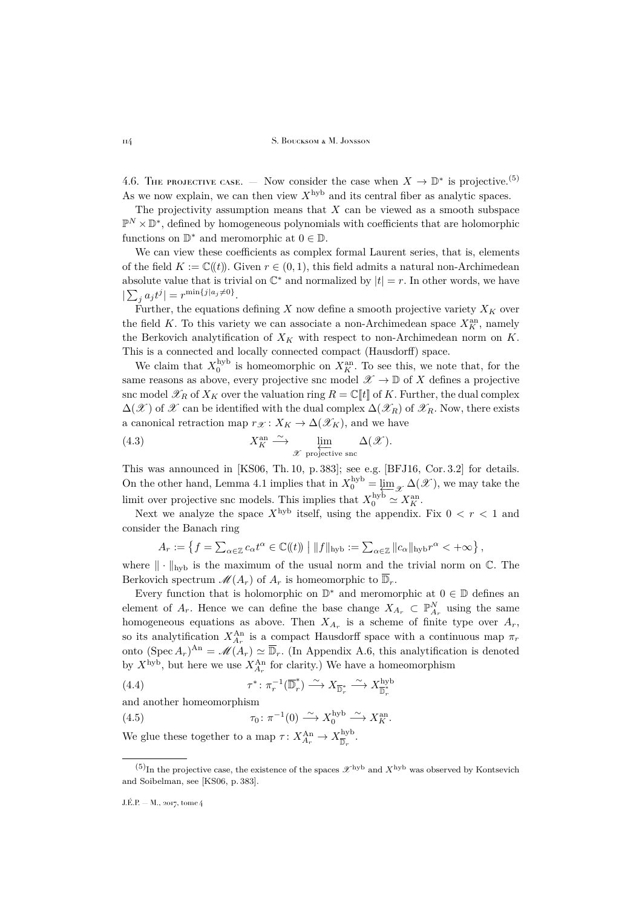4.6. The projective case. — Now consider the case when $X \to \mathbb{D}^*$ is projective.[(5)] As we now explain, we can then view $X^{\mathrm{hyb}}$ and its central fiber as analytic spaces.

The projectivity assumption means that $X$ can be viewed as a smooth subspace $\mathbb{P}^N \times \mathbb{D}^*$, defined by homogeneous polynomials with coefficients that are holomorphic functions on $\mathbb{D}^*$ and meromorphic at $0 \in \mathbb{D}$.

We can view these coefficients as complex formal Laurent series, that is, elements of the field $K := \mathbb{C}(\!(t)\!)$. Given $r \in (0,1)$, this field admits a natural non-Archimedean absolute value that is trivial on $\mathbb{C}^*$ and normalized by $|t| = r$. In other words, we have $|\sum_j a_j t^j| = r^{\min\{j \mid a_j \neq 0\}}$.

Further, the equations defining $X$ now define a smooth projective variety $X_K$ over the field $K$. To this variety we can associate a non-Archimedean space $X_K^{\mathrm{an}}$, namely the Berkovich analytification of $X_K$ with respect to non-Archimedean norm on $K$. This is a connected and locally connected compact (Hausdorff) space.

We claim that $X_0^{\mathrm{hyb}}$ is homeomorphic on $X_K^{\mathrm{an}}$. To see this, we note that, for the same reasons as above, every projective snc model $\mathscr{X} \to \mathbb{D}$ of $X$ defines a projective snc model $\mathscr{X}_R$ of $X_K$ over the valuation ring $R = \mathbb{C}[\![t]\!]$ of $K$. Further, the dual complex $\Delta(\mathscr{X})$ of $\mathscr{X}$ can be identified with the dual complex $\Delta(\mathscr{X}_R)$ of $\mathscr{X}_R$. Now, there exists a canonical retraction map $r_{\mathscr{X}} \colon X_K \to \Delta(\mathscr{X}_K)$, and we have

$$X_K^{\mathrm{an}} \xrightarrow{\sim} \varprojlim_{\mathscr{X} \text{ projective snc}} \Delta(\mathscr{X}). \tag{4.3}$$

This was announced in [KS06, Th. 10, p. 383]; see e.g. [BFJ16, Cor. 3.2] for details. On the other hand, Lemma 4.1 implies that in $X_0^{\mathrm{hyb}} = \varprojlim_{\mathscr{X}} \Delta(\mathscr{X})$, we may take the limit over projective snc models. This implies that $X_0^{\mathrm{hyb}} \simeq X_K^{\mathrm{an}}$.

Next we analyze the space $X^{\mathrm{hyb}}$ itself, using the appendix. Fix $0 < r < 1$ and consider the Banach ring

$$A_r := \left\{ f = \textstyle\sum_{\alpha \in \mathbb{Z}} c_\alpha t^\alpha \in \mathbb{C}(\!(t)\!) \;\middle|\; \|f\|_{\mathrm{hyb}} := \sum_{\alpha \in \mathbb{Z}} \|c_\alpha\|_{\mathrm{hyb}} r^\alpha < +\infty \right\},$$

where $\|\cdot\|_{\mathrm{hyb}}$ is the maximum of the usual norm and the trivial norm on $\mathbb{C}$. The Berkovich spectrum $\mathscr{M}(A_r)$ of $A_r$ is homeomorphic to $\overline{\mathbb{D}}_r$.

Every function that is holomorphic on $\mathbb{D}^*$ and meromorphic at $0 \in \mathbb{D}$ defines an element of $A_r$. Hence we can define the base change $X_{A_r} \subset \mathbb{P}^N_{A_r}$ using the same homogeneous equations as above. Then $X_{A_r}$ is a scheme of finite type over $A_r$, so its analytification $X_{A_r}^{\mathrm{An}}$ is a compact Hausdorff space with a continuous map $\pi_r$ onto $(\operatorname{Spec} A_r)^{\mathrm{An}} = \mathscr{M}(A_r) \simeq \overline{\mathbb{D}}_r$. (In Appendix A.6, this analytification is denoted by $X^{\mathrm{hyb}}$, but here we use $X_{A_r}^{\mathrm{An}}$ for clarity.) We have a homeomorphism

$$\tau^* \colon \pi_r^{-1}(\overline{\mathbb{D}}_r^*) \xrightarrow{\sim} X_{\overline{\mathbb{D}}_r^*} \xrightarrow{\sim} X^{\mathrm{hyb}}_{\overline{\mathbb{D}}_r^*} \tag{4.4}$$

and another homeomorphism

$$\tau_0 \colon \pi^{-1}(0) \xrightarrow{\sim} X_0^{\mathrm{hyb}} \xrightarrow{\sim} X_K^{\mathrm{an}}. \tag{4.5}$$

We glue these together to a map $\tau \colon X_{A_r}^{\mathrm{An}} \to X^{\mathrm{hyb}}_{\overline{\mathbb{D}}_r}$.

---

[(5)] In the projective case, the existence of the spaces $\mathscr{X}^{\mathrm{hyb}}$ and $X^{\mathrm{hyb}}$ was observed by Kontsevich and Soibelman, see [KS06, p. 383].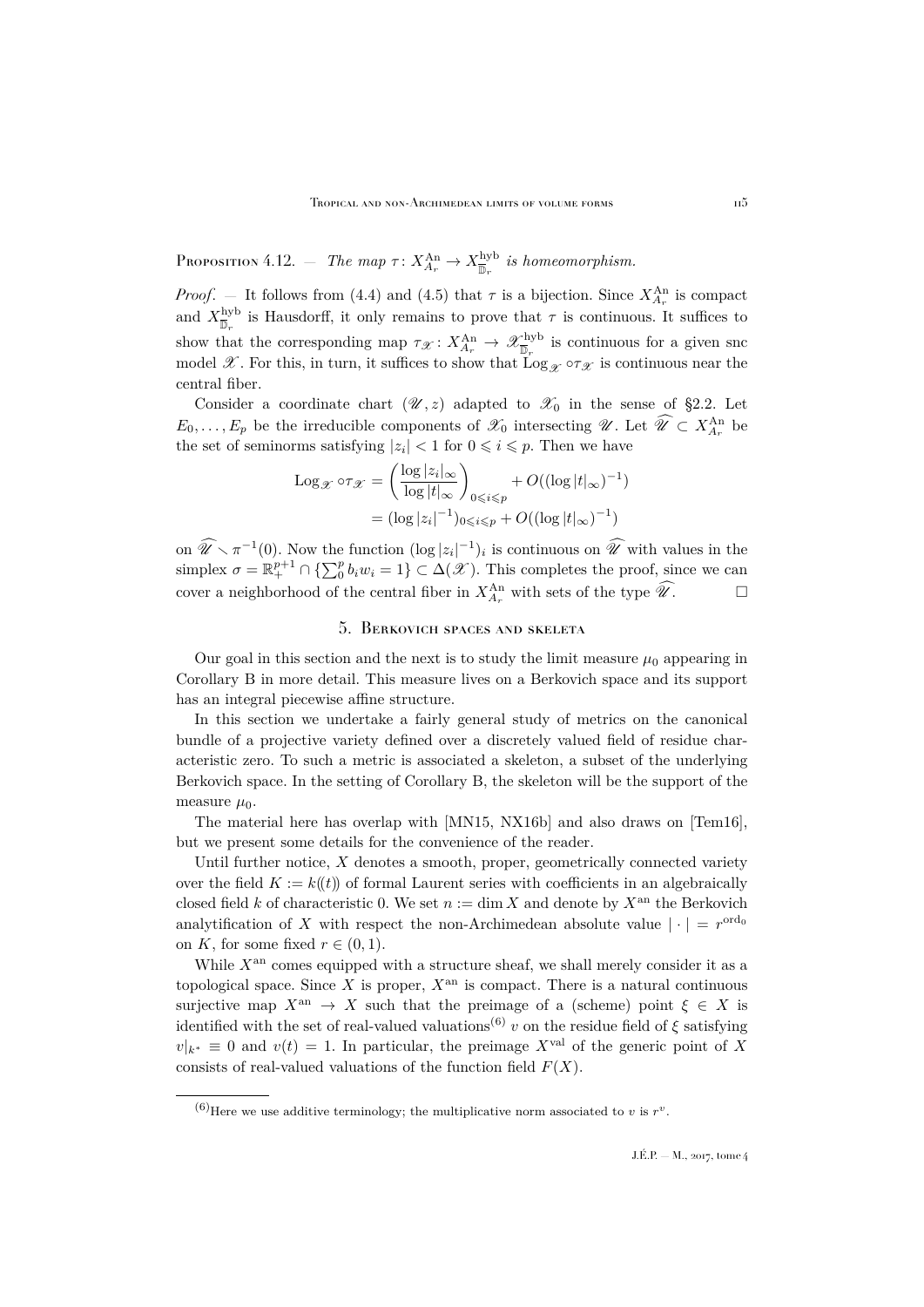Proposition 4.12. — *The map $\tau\colon X_{A_r}^{\mathrm{An}} \to X_{\mathbb{D}_r}^{\mathrm{hyb}}$ is homeomorphism.*

*Proof*. — It follows from (4.4) and (4.5) that $\tau$ is a bijection. Since $X_{A_r}^{\mathrm{An}}$ is compact and $X_{\mathbb{D}_r}^{\mathrm{hyb}}$ is Hausdorff, it only remains to prove that $\tau$ is continuous. It suffices to show that the corresponding map $\tau_{\mathscr{X}}\colon X_{A_r}^{\mathrm{An}} \to \mathscr{X}_{\mathbb{D}_r}^{\mathrm{hyb}}$ is continuous for a given snc model $\mathscr{X}$. For this, in turn, it suffices to show that $\mathrm{Log}_{\mathscr{X}} \circ \tau_{\mathscr{X}}$ is continuous near the central fiber.

Consider a coordinate chart $(\mathscr{U}, z)$ adapted to $\mathscr{X}_0$ in the sense of §2.2. Let $E_0, \dots, E_p$ be the irreducible components of $\mathscr{X}_0$ intersecting $\mathscr{U}$. Let $\widehat{\mathscr{U}} \subset X_{A_r}^{\mathrm{An}}$ be the set of seminorms satisfying $|z_i| < 1$ for $0 \leqslant i \leqslant p$. Then we have

$$
\begin{aligned}
\mathrm{Log}_{\mathscr{X}} \circ \tau_{\mathscr{X}} &= \left(\frac{\log |z_i|_\infty}{\log |t|_\infty}\right)_{0\leqslant i \leqslant p} + O((\log |t|_\infty)^{-1}) \\
&= (\log |z_i|^{-1})_{0\leqslant i\leqslant p} + O((\log |t|_\infty)^{-1})
\end{aligned}
$$

on $\widehat{\mathscr{U}} \smallsetminus \pi^{-1}(0)$. Now the function $(\log |z_i|^{-1})_i$ is continuous on $\widehat{\mathscr{U}}$ with values in the simplex $\sigma = \mathbb{R}_+^{p+1} \cap \{\sum_0^p b_i w_i = 1\} \subset \Delta(\mathscr{X})$. This completes the proof, since we can cover a neighborhood of the central fiber in $X_{A_r}^{\mathrm{An}}$ with sets of the type $\widehat{\mathscr{U}}$. $\square$

## 5. Berkovich spaces and skeleta

Our goal in this section and the next is to study the limit measure $\mu_0$ appearing in Corollary B in more detail. This measure lives on a Berkovich space and its support has an integral piecewise affine structure.

In this section we undertake a fairly general study of metrics on the canonical bundle of a projective variety defined over a discretely valued field of residue characteristic zero. To such a metric is associated a skeleton, a subset of the underlying Berkovich space. In the setting of Corollary B, the skeleton will be the support of the measure $\mu_0$.

The material here has overlap with [MN15, NX16b] and also draws on [Tem16], but we present some details for the convenience of the reader.

Until further notice, $X$ denotes a smooth, proper, geometrically connected variety over the field $K := k((t))$ of formal Laurent series with coefficients in an algebraically closed field $k$ of characteristic 0. We set $n := \dim X$ and denote by $X^{\mathrm{an}}$ the Berkovich analytification of $X$ with respect the non-Archimedean absolute value $|\cdot| = r^{\mathrm{ord}_0}$ on $K$, for some fixed $r \in (0, 1)$.

While $X^{\mathrm{an}}$ comes equipped with a structure sheaf, we shall merely consider it as a topological space. Since $X$ is proper, $X^{\mathrm{an}}$ is compact. There is a natural continuous surjective map $X^{\mathrm{an}} \to X$ such that the preimage of a (scheme) point $\xi \in X$ is identified with the set of real-valued valuations[(6)] $v$ on the residue field of $\xi$ satisfying $v|_{k^*} \equiv 0$ and $v(t) = 1$. In particular, the preimage $X^{\mathrm{val}}$ of the generic point of $X$ consists of real-valued valuations of the function field $F(X)$.

---

[(6)] Here we use additive terminology; the multiplicative norm associated to $v$ is $r^v$.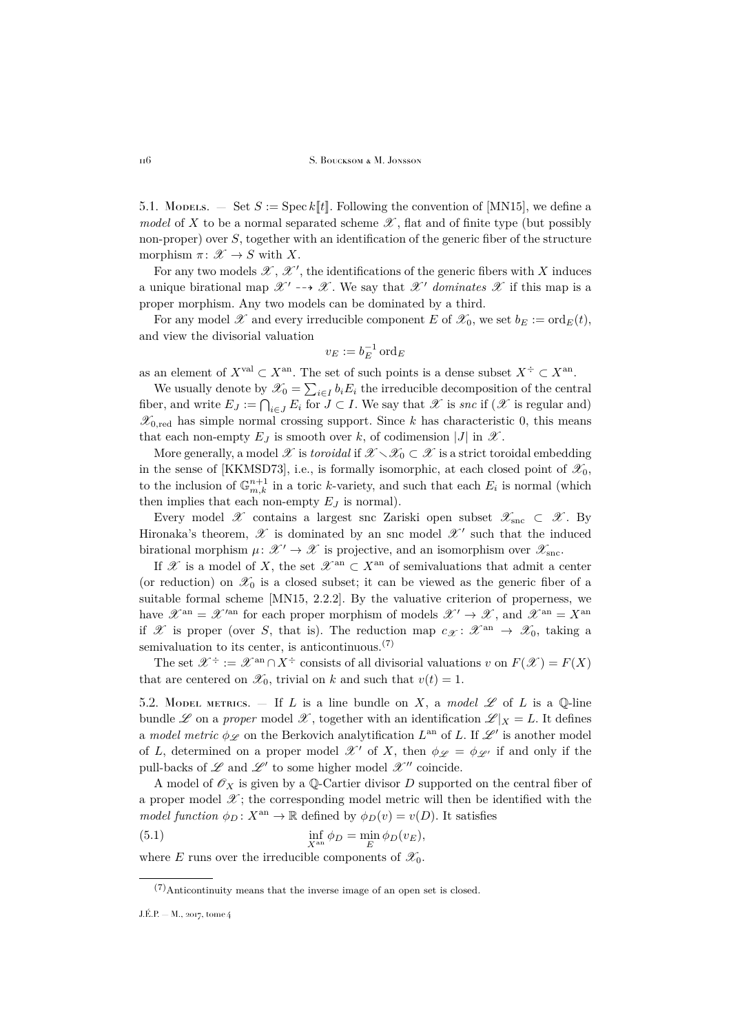5.1. Models. — Set $S := \operatorname{Spec} k[\![t]\!]$. Following the convention of [MN15], we define a *model* of $X$ to be a normal separated scheme $\mathscr{X}$, flat and of finite type (but possibly non-proper) over $S$, together with an identification of the generic fiber of the structure morphism $\pi\colon \mathscr{X} \to S$ with $X$.

For any two models $\mathscr{X}$, $\mathscr{X}'$, the identifications of the generic fibers with $X$ induces a unique birational map $\mathscr{X}' \dashrightarrow \mathscr{X}$. We say that $\mathscr{X}'$ *dominates* $\mathscr{X}$ if this map is a proper morphism. Any two models can be dominated by a third.

For any model $\mathscr{X}$ and every irreducible component $E$ of $\mathscr{X}_0$, we set $b_E := \operatorname{ord}_E(t)$, and view the divisorial valuation

$$v_E := b_E^{-1} \operatorname{ord}_E$$

as an element of $X^{\mathrm{val}} \subset X^{\mathrm{an}}$. The set of such points is a dense subset $X^{\div} \subset X^{\mathrm{an}}$.

We usually denote by $\mathscr{X}_0 = \sum_{i \in I} b_i E_i$ the irreducible decomposition of the central fiber, and write $E_J := \bigcap_{i \in J} E_i$ for $J \subset I$. We say that $\mathscr{X}$ is *snc* if ($\mathscr{X}$ is regular and) $\mathscr{X}_{0,\mathrm{red}}$ has simple normal crossing support. Since $k$ has characteristic 0, this means that each non-empty $E_J$ is smooth over $k$, of codimension $|J|$ in $\mathscr{X}$.

More generally, a model $\mathscr{X}$ is *toroidal* if $\mathscr{X} \smallsetminus \mathscr{X}_0 \subset \mathscr{X}$ is a strict toroidal embedding in the sense of [KKMSD73], i.e., is formally isomorphic, at each closed point of $\mathscr{X}_0$, to the inclusion of $\mathbb{G}_{m,k}^{n+1}$ in a toric $k$-variety, and such that each $E_i$ is normal (which then implies that each non-empty $E_J$ is normal).

Every model $\mathscr{X}$ contains a largest snc Zariski open subset $\mathscr{X}_{\mathrm{snc}} \subset \mathscr{X}$. By Hironaka's theorem, $\mathscr{X}$ is dominated by an snc model $\mathscr{X}'$ such that the induced birational morphism $\mu\colon \mathscr{X}' \to \mathscr{X}$ is projective, and an isomorphism over $\mathscr{X}_{\mathrm{snc}}$.

If $\mathscr{X}$ is a model of $X$, the set $\mathscr{X}^{\mathrm{an}} \subset X^{\mathrm{an}}$ of semivaluations that admit a center (or reduction) on $\mathscr{X}_0$ is a closed subset; it can be viewed as the generic fiber of a suitable formal scheme [MN15, 2.2.2]. By the valuative criterion of properness, we have $\mathscr{X}^{\mathrm{an}} = \mathscr{X}'^{\mathrm{an}}$ for each proper morphism of models $\mathscr{X}' \to \mathscr{X}$, and $\mathscr{X}^{\mathrm{an}} = X^{\mathrm{an}}$ if $\mathscr{X}$ is proper (over $S$, that is). The reduction map $c_{\mathscr{X}}\colon \mathscr{X}^{\mathrm{an}} \to \mathscr{X}_0$, taking a semivaluation to its center, is anticontinuous.[7]

The set $\mathscr{X}^{\div} := \mathscr{X}^{\mathrm{an}} \cap X^{\div}$ consists of all divisorial valuations $v$ on $F(\mathscr{X}) = F(X)$ that are centered on $\mathscr{X}_0$, trivial on $k$ and such that $v(t) = 1$.

5.2. Model metrics. — If $L$ is a line bundle on $X$, a *model* $\mathscr{L}$ of $L$ is a $\mathbb{Q}$-line bundle $\mathscr{L}$ on a *proper* model $\mathscr{X}$, together with an identification $\mathscr{L}|_X = L$. It defines a *model metric* $\phi_{\mathscr{L}}$ on the Berkovich analytification $L^{\mathrm{an}}$ of $L$. If $\mathscr{L}'$ is another model of $L$, determined on a proper model $\mathscr{X}'$ of $X$, then $\phi_{\mathscr{L}} = \phi_{\mathscr{L}'}$ if and only if the pull-backs of $\mathscr{L}$ and $\mathscr{L}'$ to some higher model $\mathscr{X}''$ coincide.

A model of $\mathscr{O}_X$ is given by a $\mathbb{Q}$-Cartier divisor $D$ supported on the central fiber of a proper model $\mathscr{X}$; the corresponding model metric will then be identified with the *model function* $\phi_D\colon X^{\mathrm{an}} \to \mathbb{R}$ defined by $\phi_D(v) = v(D)$. It satisfies

$$\inf_{X^{\mathrm{an}}} \phi_D = \min_E \phi_D(v_E), \tag{5.1}$$

where $E$ runs over the irreducible components of $\mathscr{X}_0$.

---

[7] Anticontinuity means that the inverse image of an open set is closed.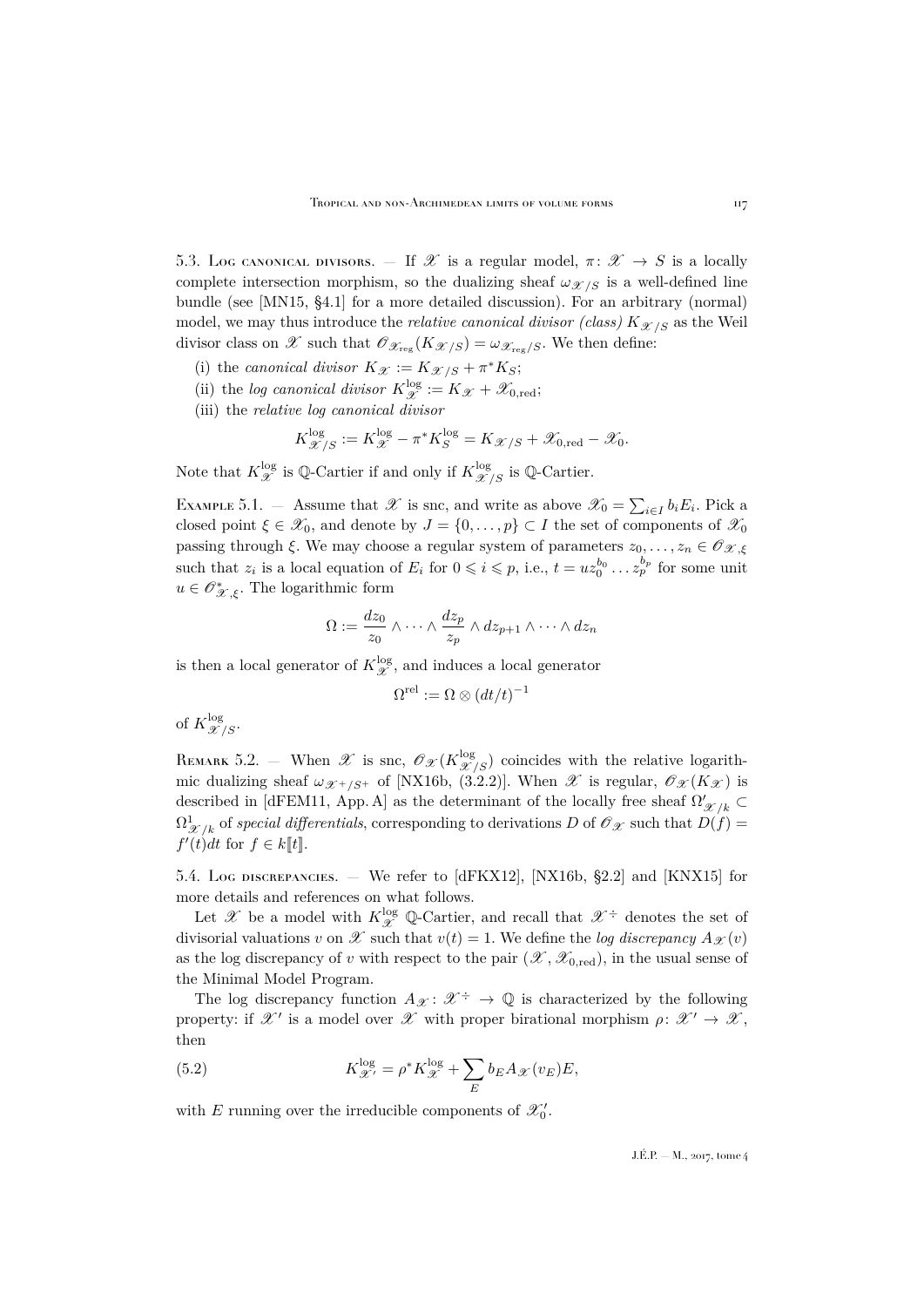5.3. Log canonical divisors. — If $\mathscr{X}$ is a regular model, $\pi\colon \mathscr{X} \to S$ is a locally complete intersection morphism, so the dualizing sheaf $\omega_{\mathscr{X}/S}$ is a well-defined line bundle (see [MN15, §4.1] for a more detailed discussion). For an arbitrary (normal) model, we may thus introduce the *relative canonical divisor (class)* $K_{\mathscr{X}/S}$ as the Weil divisor class on $\mathscr{X}$ such that $\mathscr{O}_{\mathscr{X}_{\mathrm{reg}}}(K_{\mathscr{X}/S}) = \omega_{\mathscr{X}_{\mathrm{reg}}/S}$. We then define:

(i) the *canonical divisor* $K_{\mathscr{X}} := K_{\mathscr{X}/S} + \pi^* K_S$;

(ii) the *log canonical divisor* $K^{\log}_{\mathscr{X}} := K_{\mathscr{X}} + \mathscr{X}_{0,\mathrm{red}}$;

(iii) the *relative log canonical divisor*

$$K^{\log}_{\mathscr{X}/S} := K^{\log}_{\mathscr{X}} - \pi^* K^{\log}_S = K_{\mathscr{X}/S} + \mathscr{X}_{0,\mathrm{red}} - \mathscr{X}_0.$$

Note that $K^{\log}_{\mathscr{X}}$ is $\mathbb{Q}$-Cartier if and only if $K^{\log}_{\mathscr{X}/S}$ is $\mathbb{Q}$-Cartier.

Example 5.1. — Assume that $\mathscr{X}$ is snc, and write as above $\mathscr{X}_0 = \sum_{i\in I} b_i E_i$. Pick a closed point $\xi \in \mathscr{X}_0$, and denote by $J = \{0, \ldots, p\} \subset I$ the set of components of $\mathscr{X}_0$ passing through $\xi$. We may choose a regular system of parameters $z_0, \ldots, z_n \in \mathscr{O}_{\mathscr{X},\xi}$ such that $z_i$ is a local equation of $E_i$ for $0 \leqslant i \leqslant p$, i.e., $t = u z_0^{b_0} \ldots z_p^{b_p}$ for some unit $u \in \mathscr{O}^*_{\mathscr{X},\xi}$. The logarithmic form

$$\Omega := \frac{dz_0}{z_0} \wedge \cdots \wedge \frac{dz_p}{z_p} \wedge dz_{p+1} \wedge \cdots \wedge dz_n$$

is then a local generator of $K^{\log}_{\mathscr{X}}$, and induces a local generator

$$\Omega^{\mathrm{rel}} := \Omega \otimes (dt/t)^{-1}$$

of $K^{\log}_{\mathscr{X}/S}$.

Remark 5.2. — When $\mathscr{X}$ is snc, $\mathscr{O}_{\mathscr{X}}(K^{\log}_{\mathscr{X}/S})$ coincides with the relative logarithmic dualizing sheaf $\omega_{\mathscr{X}^+/S^+}$ of [NX16b, (3.2.2)]. When $\mathscr{X}$ is regular, $\mathscr{O}_{\mathscr{X}}(K_{\mathscr{X}})$ is described in [dFEM11, App. A] as the determinant of the locally free sheaf $\Omega'_{\mathscr{X}/k} \subset \Omega^1_{\mathscr{X}/k}$ of *special differentials*, corresponding to derivations $D$ of $\mathscr{O}_{\mathscr{X}}$ such that $D(f) = f'(t)dt$ for $f \in k[\![t]\!]$.

5.4. Log discrepancies. — We refer to [dFKX12], [NX16b, §2.2] and [KNX15] for more details and references on what follows.

Let $\mathscr{X}$ be a model with $K^{\log}_{\mathscr{X}}$ $\mathbb{Q}$-Cartier, and recall that $\mathscr{X}^{\div}$ denotes the set of divisorial valuations $v$ on $\mathscr{X}$ such that $v(t) = 1$. We define the *log discrepancy* $A_{\mathscr{X}}(v)$ as the log discrepancy of $v$ with respect to the pair $(\mathscr{X}, \mathscr{X}_{0,\mathrm{red}})$, in the usual sense of the Minimal Model Program.

The log discrepancy function $A_{\mathscr{X}}\colon \mathscr{X}^{\div} \to \mathbb{Q}$ is characterized by the following property: if $\mathscr{X}'$ is a model over $\mathscr{X}$ with proper birational morphism $\rho\colon \mathscr{X}' \to \mathscr{X}$, then

$$K^{\log}_{\mathscr{X}'} = \rho^* K^{\log}_{\mathscr{X}} + \sum_E b_E A_{\mathscr{X}}(v_E) E, \tag{5.2}$$

with $E$ running over the irreducible components of $\mathscr{X}'_0$.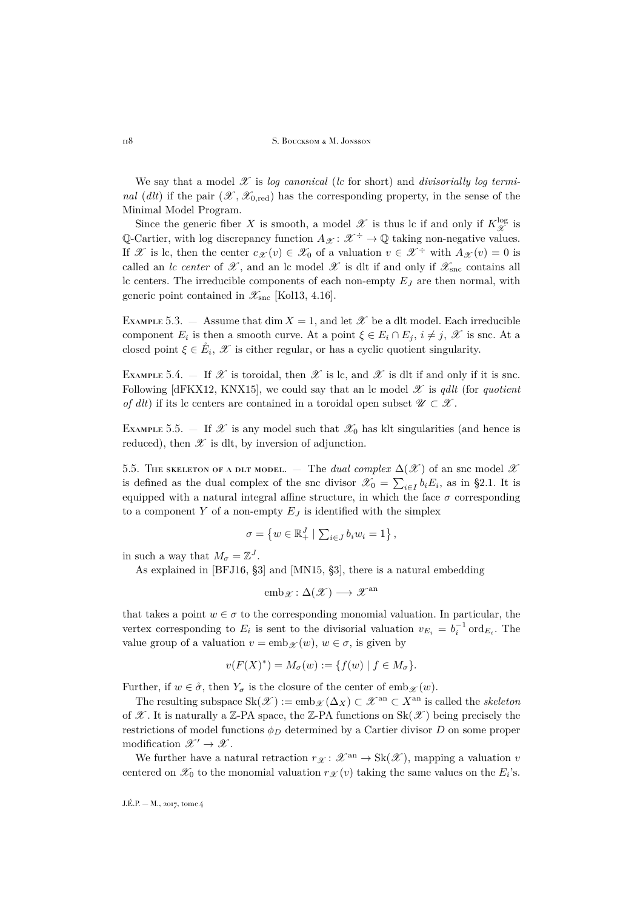We say that a model $\mathscr{X}$ is *log canonical* (*lc* for short) and *divisorially log terminal* (*dlt*) if the pair $(\mathscr{X}, \mathscr{X}_{0,\mathrm{red}})$ has the corresponding property, in the sense of the Minimal Model Program.

Since the generic fiber $X$ is smooth, a model $\mathscr{X}$ is thus lc if and only if $K^{\log}_{\mathscr{X}}$ is $\mathbb{Q}$-Cartier, with log discrepancy function $A_{\mathscr{X}} \colon \mathscr{X}^{\div} \to \mathbb{Q}$ taking non-negative values. If $\mathscr{X}$ is lc, then the center $c_{\mathscr{X}}(v) \in \mathscr{X}_0$ of a valuation $v \in \mathscr{X}^{\div}$ with $A_{\mathscr{X}}(v) = 0$ is called an *lc center* of $\mathscr{X}$, and an lc model $\mathscr{X}$ is dlt if and only if $\mathscr{X}_{\mathrm{snc}}$ contains all lc centers. The irreducible components of each non-empty $E_J$ are then normal, with generic point contained in $\mathscr{X}_{\mathrm{snc}}$ [Kol13, 4.16].

Example 5.3. — Assume that $\dim X = 1$, and let $\mathscr{X}$ be a dlt model. Each irreducible component $E_i$ is then a smooth curve. At a point $\xi \in E_i \cap E_j$, $i \neq j$, $\mathscr{X}$ is snc. At a closed point $\xi \in \mathring{E}_i$, $\mathscr{X}$ is either regular, or has a cyclic quotient singularity.

Example 5.4. — If $\mathscr{X}$ is toroidal, then $\mathscr{X}$ is lc, and $\mathscr{X}$ is dlt if and only if it is snc. Following [dFKX12, KNX15], we could say that an lc model $\mathscr{X}$ is *qdlt* (for *quotient of dlt*) if its lc centers are contained in a toroidal open subset $\mathscr{U} \subset \mathscr{X}$.

Example 5.5. — If $\mathscr{X}$ is any model such that $\mathscr{X}_0$ has klt singularities (and hence is reduced), then $\mathscr{X}$ is dlt, by inversion of adjunction.

5.5. The skeleton of a dlt model. — The *dual complex* $\Delta(\mathscr{X})$ of an snc model $\mathscr{X}$ is defined as the dual complex of the snc divisor $\mathscr{X}_0 = \sum_{i \in I} b_i E_i$, as in §2.1. It is equipped with a natural integral affine structure, in which the face $\sigma$ corresponding to a component $Y$ of a non-empty $E_J$ is identified with the simplex

$$\sigma = \left\{ w \in \mathbb{R}_+^J \mid \textstyle\sum_{i \in J} b_i w_i = 1 \right\},$$

in such a way that $M_\sigma = \mathbb{Z}^J$.

As explained in [BFJ16, §3] and [MN15, §3], there is a natural embedding

$$\mathrm{emb}_{\mathscr{X}} \colon \Delta(\mathscr{X}) \longrightarrow \mathscr{X}^{\mathrm{an}}$$

that takes a point $w \in \sigma$ to the corresponding monomial valuation. In particular, the vertex corresponding to $E_i$ is sent to the divisorial valuation $v_{E_i} = b_i^{-1} \operatorname{ord}_{E_i}$. The value group of a valuation $v = \mathrm{emb}_{\mathscr{X}}(w)$, $w \in \sigma$, is given by

$$v(F(X)^*) = M_\sigma(w) := \{ f(w) \mid f \in M_\sigma \}.$$

Further, if $w \in \mathring{\sigma}$, then $Y_\sigma$ is the closure of the center of $\mathrm{emb}_{\mathscr{X}}(w)$.

The resulting subspace $\mathrm{Sk}(\mathscr{X}) := \mathrm{emb}_{\mathscr{X}}(\Delta_X) \subset \mathscr{X}^{\mathrm{an}} \subset X^{\mathrm{an}}$ is called the *skeleton* of $\mathscr{X}$. It is naturally a $\mathbb{Z}$-PA space, the $\mathbb{Z}$-PA functions on $\mathrm{Sk}(\mathscr{X})$ being precisely the restrictions of model functions $\phi_D$ determined by a Cartier divisor $D$ on some proper modification $\mathscr{X}' \to \mathscr{X}$.

We further have a natural retraction $r_{\mathscr{X}} \colon \mathscr{X}^{\mathrm{an}} \to \mathrm{Sk}(\mathscr{X})$, mapping a valuation $v$ centered on $\mathscr{X}_0$ to the monomial valuation $r_{\mathscr{X}}(v)$ taking the same values on the $E_i$'s.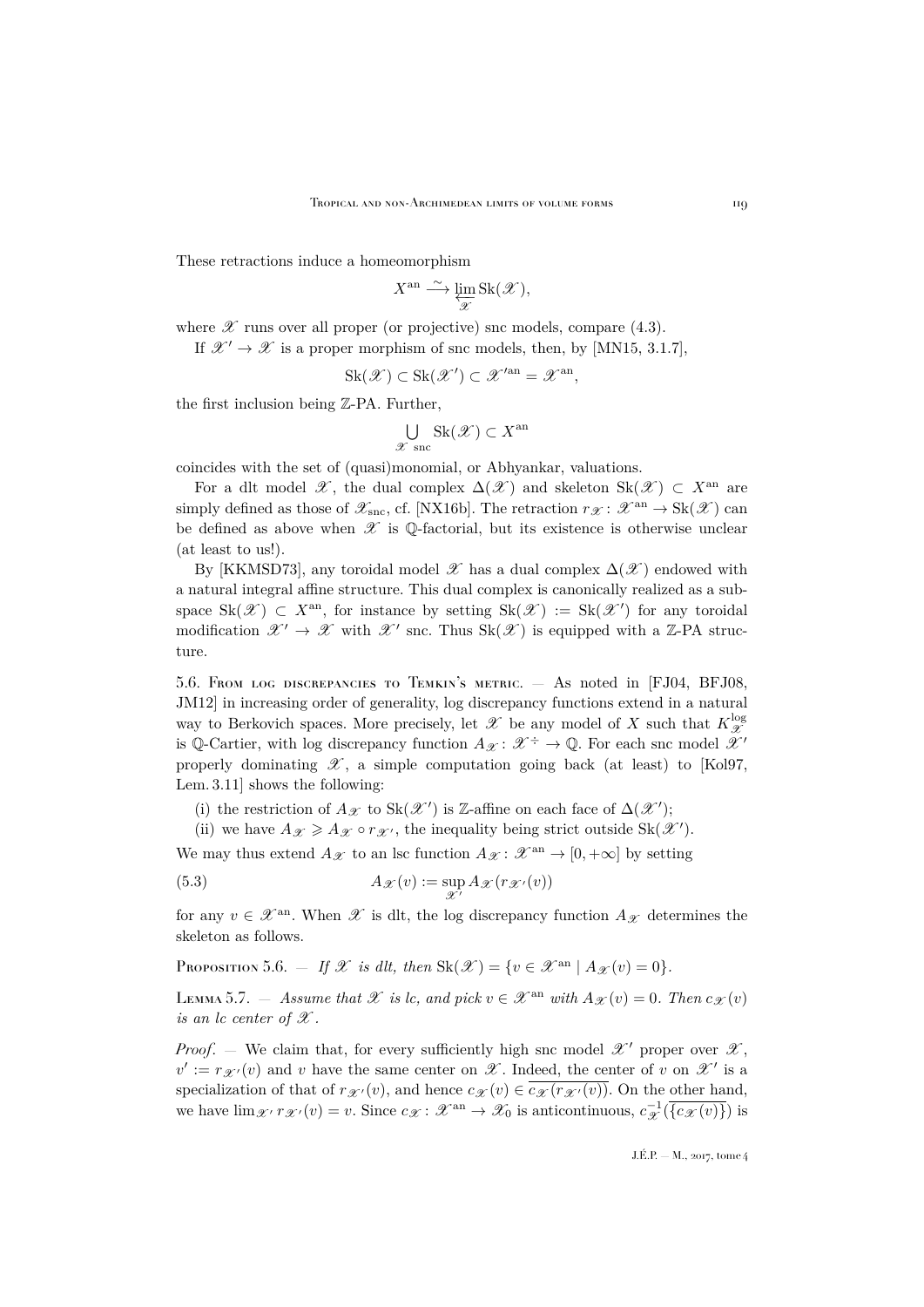These retractions induce a homeomorphism

$$X^{\mathrm{an}} \xrightarrow{\sim} \varprojlim_{\mathscr{X}} \mathrm{Sk}(\mathscr{X}),$$

where $\mathscr{X}$ runs over all proper (or projective) snc models, compare (4.3).

If $\mathscr{X}' \to \mathscr{X}$ is a proper morphism of snc models, then, by [MN15, 3.1.7],

$$\mathrm{Sk}(\mathscr{X}) \subset \mathrm{Sk}(\mathscr{X}') \subset \mathscr{X}'^{\mathrm{an}} = \mathscr{X}^{\mathrm{an}},$$

the first inclusion being $\mathbb{Z}$-PA. Further,

$$\bigcup_{\mathscr{X} \text{ snc}} \mathrm{Sk}(\mathscr{X}) \subset X^{\mathrm{an}}$$

coincides with the set of (quasi)monomial, or Abhyankar, valuations.

For a dlt model $\mathscr{X}$, the dual complex $\Delta(\mathscr{X})$ and skeleton $\mathrm{Sk}(\mathscr{X}) \subset X^{\mathrm{an}}$ are simply defined as those of $\mathscr{X}_{\mathrm{snc}}$, cf. [NX16b]. The retraction $r_{\mathscr{X}} : \mathscr{X}^{\mathrm{an}} \to \mathrm{Sk}(\mathscr{X})$ can be defined as above when $\mathscr{X}$ is $\mathbb{Q}$-factorial, but its existence is otherwise unclear (at least to us!).

By [KKMSD73], any toroidal model $\mathscr{X}$ has a dual complex $\Delta(\mathscr{X})$ endowed with a natural integral affine structure. This dual complex is canonically realized as a subspace $\mathrm{Sk}(\mathscr{X}) \subset X^{\mathrm{an}}$, for instance by setting $\mathrm{Sk}(\mathscr{X}) := \mathrm{Sk}(\mathscr{X}')$ for any toroidal modification $\mathscr{X}' \to \mathscr{X}$ with $\mathscr{X}'$ snc. Thus $\mathrm{Sk}(\mathscr{X})$ is equipped with a $\mathbb{Z}$-PA structure.

5.6. From log discrepancies to Temkin's metric. — As noted in [FJ04, BFJ08, JM12] in increasing order of generality, log discrepancy functions extend in a natural way to Berkovich spaces. More precisely, let $\mathscr{X}$ be any model of $X$ such that $K^{\log}_{\mathscr{X}}$ is $\mathbb{Q}$-Cartier, with log discrepancy function $A_{\mathscr{X}} : \mathscr{X}^{\div} \to \mathbb{Q}$. For each snc model $\mathscr{X}'$ properly dominating $\mathscr{X}$, a simple computation going back (at least) to [Kol97, Lem. 3.11] shows the following:

(i) the restriction of $A_{\mathscr{X}}$ to $\mathrm{Sk}(\mathscr{X}')$ is $\mathbb{Z}$-affine on each face of $\Delta(\mathscr{X}')$;

(ii) we have $A_{\mathscr{X}} \geqslant A_{\mathscr{X}} \circ r_{\mathscr{X}'}$, the inequality being strict outside $\mathrm{Sk}(\mathscr{X}')$.

We may thus extend $A_{\mathscr{X}}$ to an lsc function $A_{\mathscr{X}} : \mathscr{X}^{\mathrm{an}} \to [0, +\infty]$ by setting

$$A_{\mathscr{X}}(v) := \sup_{\mathscr{X}'} A_{\mathscr{X}}(r_{\mathscr{X}'}(v)) \tag{5.3}$$

for any $v \in \mathscr{X}^{\mathrm{an}}$. When $\mathscr{X}$ is dlt, the log discrepancy function $A_{\mathscr{X}}$ determines the skeleton as follows.

Proposition 5.6. — *If $\mathscr{X}$ is dlt, then $\mathrm{Sk}(\mathscr{X}) = \{v \in \mathscr{X}^{\mathrm{an}} \mid A_{\mathscr{X}}(v) = 0\}$.*

Lemma 5.7. — *Assume that $\mathscr{X}$ is lc, and pick $v \in \mathscr{X}^{\mathrm{an}}$ with $A_{\mathscr{X}}(v) = 0$. Then $c_{\mathscr{X}}(v)$ is an lc center of $\mathscr{X}$.*

*Proof*. — We claim that, for every sufficiently high snc model $\mathscr{X}'$ proper over $\mathscr{X}$, $v' := r_{\mathscr{X}'}(v)$ and $v$ have the same center on $\mathscr{X}$. Indeed, the center of $v$ on $\mathscr{X}'$ is a specialization of that of $r_{\mathscr{X}'}(v)$, and hence $c_{\mathscr{X}}(v) \in \overline{c_{\mathscr{X}}(r_{\mathscr{X}'}(v))}$. On the other hand, we have $\lim_{\mathscr{X}'} r_{\mathscr{X}'}(v) = v$. Since $c_{\mathscr{X}} : \mathscr{X}^{\mathrm{an}} \to \mathscr{X}_0$ is anticontinuous, $c_{\mathscr{X}}^{-1}(\overline{\{c_{\mathscr{X}}(v)\}})$ is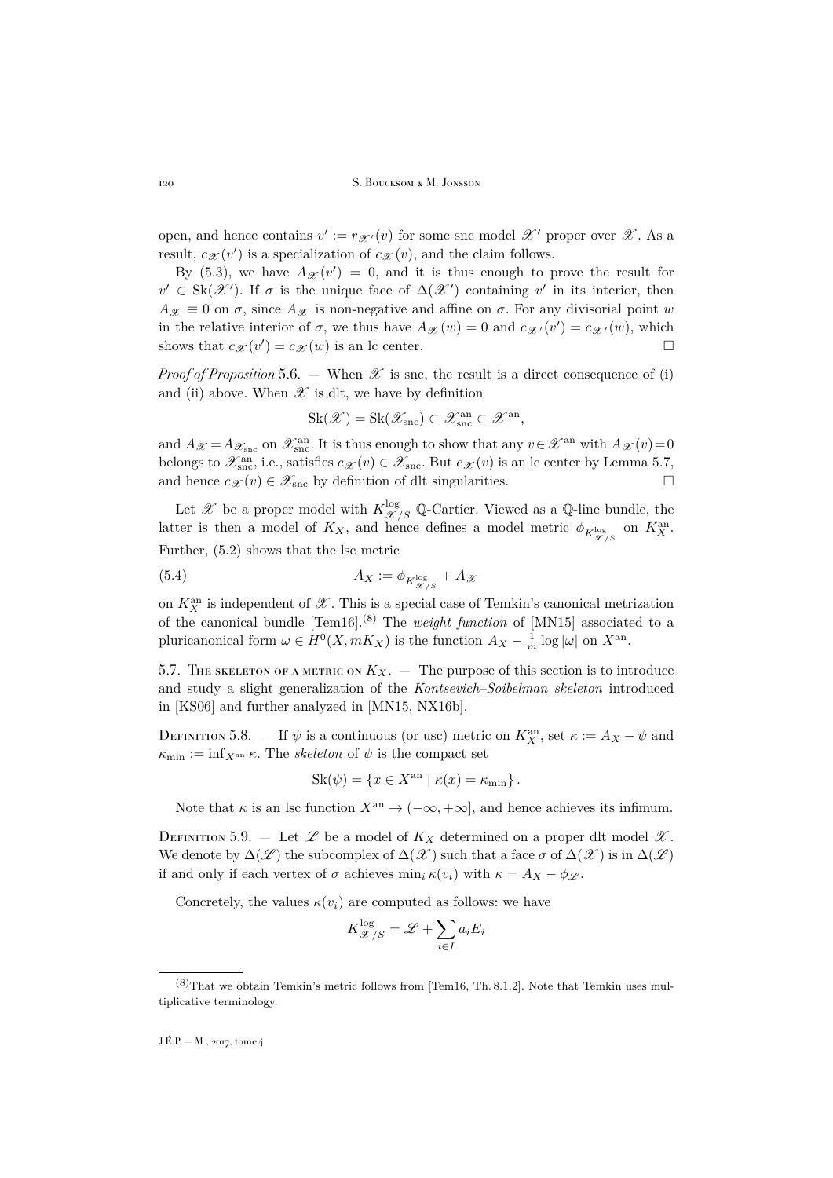open, and hence contains $v' := r_{\mathscr{X}'}(v)$ for some snc model $\mathscr{X}'$ proper over $\mathscr{X}$. As a result, $c_{\mathscr{X}}(v')$ is a specialization of $c_{\mathscr{X}}(v)$, and the claim follows.

By (5.3), we have $A_{\mathscr{X}}(v') = 0$, and it is thus enough to prove the result for $v' \in \mathrm{Sk}(\mathscr{X}')$. If $\sigma$ is the unique face of $\Delta(\mathscr{X}')$ containing $v'$ in its interior, then $A_{\mathscr{X}} \equiv 0$ on $\sigma$, since $A_{\mathscr{X}}$ is non-negative and affine on $\sigma$. For any divisorial point $w$ in the relative interior of $\sigma$, we thus have $A_{\mathscr{X}}(w) = 0$ and $c_{\mathscr{X}'}(v') = c_{\mathscr{X}'}(w)$, which shows that $c_{\mathscr{X}}(v') = c_{\mathscr{X}}(w)$ is an lc center. □

*Proof of Proposition* 5.6. — When $\mathscr{X}$ is snc, the result is a direct consequence of (i) and (ii) above. When $\mathscr{X}$ is dlt, we have by definition

$$\mathrm{Sk}(\mathscr{X}) = \mathrm{Sk}(\mathscr{X}_{\mathrm{snc}}) \subset \mathscr{X}_{\mathrm{snc}}^{\mathrm{an}} \subset \mathscr{X}^{\mathrm{an}},$$

and $A_{\mathscr{X}} = A_{\mathscr{X}_{\mathrm{snc}}}$ on $\mathscr{X}_{\mathrm{snc}}^{\mathrm{an}}$. It is thus enough to show that any $v \in \mathscr{X}^{\mathrm{an}}$ with $A_{\mathscr{X}}(v) = 0$ belongs to $\mathscr{X}_{\mathrm{snc}}^{\mathrm{an}}$, i.e., satisfies $c_{\mathscr{X}}(v) \in \mathscr{X}_{\mathrm{snc}}$. But $c_{\mathscr{X}}(v)$ is an lc center by Lemma 5.7, and hence $c_{\mathscr{X}}(v) \in \mathscr{X}_{\mathrm{snc}}$ by definition of dlt singularities. □

Let $\mathscr{X}$ be a proper model with $K^{\log}_{\mathscr{X}/S}$ $\mathbb{Q}$-Cartier. Viewed as a $\mathbb{Q}$-line bundle, the latter is then a model of $K_X$, and hence defines a model metric $\phi_{K^{\log}_{\mathscr{X}/S}}$ on $K_X^{\mathrm{an}}$. Further, (5.2) shows that the lsc metric

$$A_X := \phi_{K^{\log}_{\mathscr{X}/S}} + A_{\mathscr{X}} \tag{5.4}$$

on $K_X^{\mathrm{an}}$ is independent of $\mathscr{X}$. This is a special case of Temkin's canonical metrization of the canonical bundle [Tem16].[8] The *weight function* of [MN15] associated to a pluricanonical form $\omega \in H^0(X, mK_X)$ is the function $A_X - \frac{1}{m}\log|\omega|$ on $X^{\mathrm{an}}$.

### 5.7. The skeleton of a metric on $K_X$.

— The purpose of this section is to introduce and study a slight generalization of the *Kontsevich–Soibelman skeleton* introduced in [KS06] and further analyzed in [MN15, NX16b].

Definition 5.8. — If $\psi$ is a continuous (or usc) metric on $K_X^{\mathrm{an}}$, set $\kappa := A_X - \psi$ and $\kappa_{\min} := \inf_{X^{\mathrm{an}}} \kappa$. The *skeleton* of $\psi$ is the compact set

$$\mathrm{Sk}(\psi) = \{x \in X^{\mathrm{an}} \mid \kappa(x) = \kappa_{\min}\}.$$

Note that $\kappa$ is an lsc function $X^{\mathrm{an}} \to (-\infty, +\infty]$, and hence achieves its infimum.

Definition 5.9. — Let $\mathscr{L}$ be a model of $K_X$ determined on a proper dlt model $\mathscr{X}$. We denote by $\Delta(\mathscr{L})$ the subcomplex of $\Delta(\mathscr{X})$ such that a face $\sigma$ of $\Delta(\mathscr{X})$ is in $\Delta(\mathscr{L})$ if and only if each vertex of $\sigma$ achieves $\min_i \kappa(v_i)$ with $\kappa = A_X - \phi_{\mathscr{L}}$.

Concretely, the values $\kappa(v_i)$ are computed as follows: we have

$$K^{\log}_{\mathscr{X}/S} = \mathscr{L} + \sum_{i \in I} a_i E_i$$

[8] That we obtain Temkin's metric follows from [Tem16, Th. 8.1.2]. Note that Temkin uses multiplicative terminology.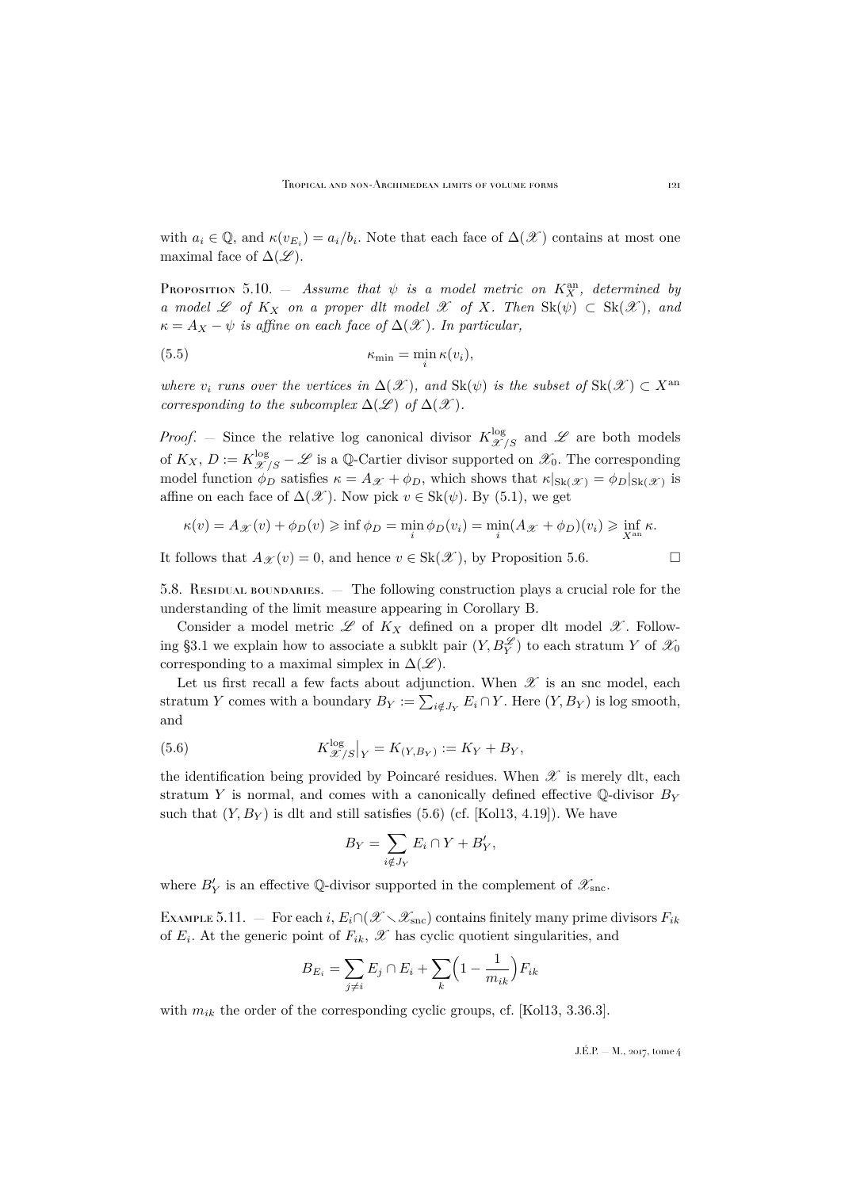with $a_i \in \mathbb{Q}$, and $\kappa(v_{E_i}) = a_i/b_i$. Note that each face of $\Delta(\mathscr{X})$ contains at most one maximal face of $\Delta(\mathscr{L})$.

Proposition 5.10. — *Assume that $\psi$ is a model metric on $K_X^{\mathrm{an}}$, determined by a model $\mathscr{L}$ of $K_X$ on a proper dlt model $\mathscr{X}$ of $X$. Then $\mathrm{Sk}(\psi) \subset \mathrm{Sk}(\mathscr{X})$, and $\kappa = A_X - \psi$ is affine on each face of $\Delta(\mathscr{X})$. In particular,*

$$\kappa_{\min} = \min_i \kappa(v_i), \tag{5.5}$$

*where $v_i$ runs over the vertices in $\Delta(\mathscr{X})$, and $\mathrm{Sk}(\psi)$ is the subset of $\mathrm{Sk}(\mathscr{X}) \subset X^{\mathrm{an}}$ corresponding to the subcomplex $\Delta(\mathscr{L})$ of $\Delta(\mathscr{X})$.*

*Proof*. — Since the relative log canonical divisor $K^{\log}_{\mathscr{X}/S}$ and $\mathscr{L}$ are both models of $K_X$, $D := K^{\log}_{\mathscr{X}/S} - \mathscr{L}$ is a $\mathbb{Q}$-Cartier divisor supported on $\mathscr{X}_0$. The corresponding model function $\phi_D$ satisfies $\kappa = A_{\mathscr{X}} + \phi_D$, which shows that $\kappa|_{\mathrm{Sk}(\mathscr{X})} = \phi_D|_{\mathrm{Sk}(\mathscr{X})}$ is affine on each face of $\Delta(\mathscr{X})$. Now pick $v \in \mathrm{Sk}(\psi)$. By (5.1), we get

$$\kappa(v) = A_{\mathscr{X}}(v) + \phi_D(v) \geqslant \inf \phi_D = \min_i \phi_D(v_i) = \min_i (A_{\mathscr{X}} + \phi_D)(v_i) \geqslant \inf_{X^{\mathrm{an}}} \kappa.$$

It follows that $A_{\mathscr{X}}(v) = 0$, and hence $v \in \mathrm{Sk}(\mathscr{X})$, by Proposition 5.6. □

5.8. Residual boundaries. — The following construction plays a crucial role for the understanding of the limit measure appearing in Corollary B.

Consider a model metric $\mathscr{L}$ of $K_X$ defined on a proper dlt model $\mathscr{X}$. Following §3.1 we explain how to associate a subklt pair $(Y, B_Y^{\mathscr{L}})$ to each stratum $Y$ of $\mathscr{X}_0$ corresponding to a maximal simplex in $\Delta(\mathscr{L})$.

Let us first recall a few facts about adjunction. When $\mathscr{X}$ is an snc model, each stratum $Y$ comes with a boundary $B_Y := \sum_{i \notin J_Y} E_i \cap Y$. Here $(Y, B_Y)$ is log smooth, and

$$K^{\log}_{\mathscr{X}/S}\big|_Y = K_{(Y,B_Y)} := K_Y + B_Y, \tag{5.6}$$

the identification being provided by Poincaré residues. When $\mathscr{X}$ is merely dlt, each stratum $Y$ is normal, and comes with a canonically defined effective $\mathbb{Q}$-divisor $B_Y$ such that $(Y, B_Y)$ is dlt and still satisfies (5.6) (cf. [Kol13, 4.19]). We have

$$B_Y = \sum_{i \notin J_Y} E_i \cap Y + B'_Y,$$

where $B'_Y$ is an effective $\mathbb{Q}$-divisor supported in the complement of $\mathscr{X}_{\mathrm{snc}}$.

Example 5.11. — For each $i$, $E_i \cap (\mathscr{X} \smallsetminus \mathscr{X}_{\mathrm{snc}})$ contains finitely many prime divisors $F_{ik}$ of $E_i$. At the generic point of $F_{ik}$, $\mathscr{X}$ has cyclic quotient singularities, and

$$B_{E_i} = \sum_{j \neq i} E_j \cap E_i + \sum_k \Big(1 - \frac{1}{m_{ik}}\Big) F_{ik}$$

with $m_{ik}$ the order of the corresponding cyclic groups, cf. [Kol13, 3.36.3].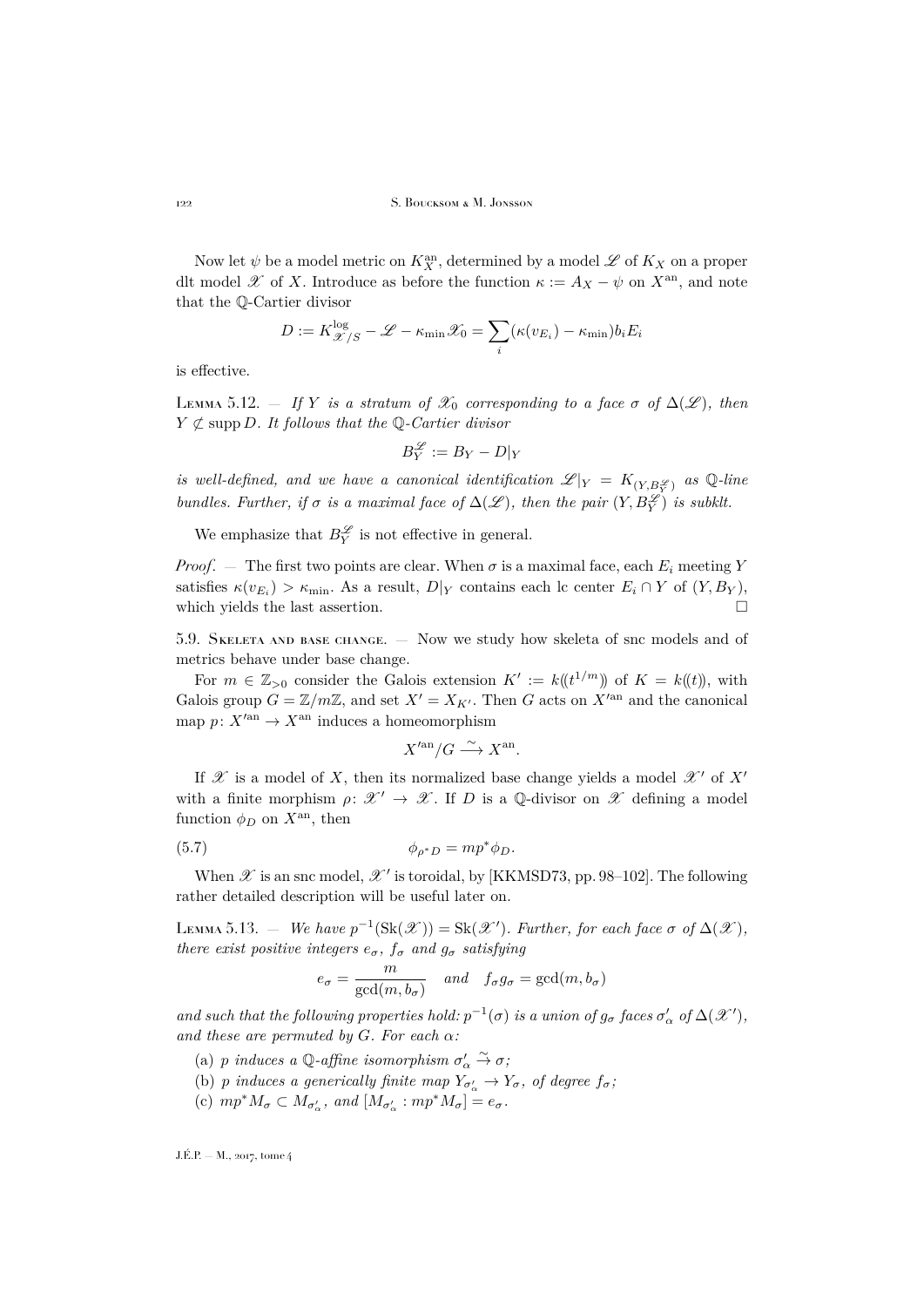Now let $\psi$ be a model metric on $K_X^{\mathrm{an}}$, determined by a model $\mathscr{L}$ of $K_X$ on a proper dlt model $\mathscr{X}$ of $X$. Introduce as before the function $\kappa := A_X - \psi$ on $X^{\mathrm{an}}$, and note that the $\mathbb{Q}$-Cartier divisor

$$D := K^{\log}_{\mathscr{X}/S} - \mathscr{L} - \kappa_{\min}\mathscr{X}_0 = \sum_i (\kappa(v_{E_i}) - \kappa_{\min}) b_i E_i$$

is effective.

**Lemma 5.12.** — *If $Y$ is a stratum of $\mathscr{X}_0$ corresponding to a face $\sigma$ of $\Delta(\mathscr{L})$, then $Y \not\subset \operatorname{supp} D$. It follows that the $\mathbb{Q}$-Cartier divisor*

$$B_Y^{\mathscr{L}} := B_Y - D|_Y$$

*is well-defined, and we have a canonical identification $\mathscr{L}|_Y = K_{(Y, B_Y^{\mathscr{L}})}$ as $\mathbb{Q}$-line bundles. Further, if $\sigma$ is a maximal face of $\Delta(\mathscr{L})$, then the pair $(Y, B_Y^{\mathscr{L}})$ is subklt.*

We emphasize that $B_Y^{\mathscr{L}}$ is not effective in general.

*Proof.* — The first two points are clear. When $\sigma$ is a maximal face, each $E_i$ meeting $Y$ satisfies $\kappa(v_{E_i}) > \kappa_{\min}$. As a result, $D|_Y$ contains each lc center $E_i \cap Y$ of $(Y, B_Y)$, which yields the last assertion. ☐

5.9. Skeleta and base change. — Now we study how skeleta of snc models and of metrics behave under base change.

For $m \in \mathbb{Z}_{>0}$ consider the Galois extension $K' := k(\!(t^{1/m})\!)$ of $K = k(\!(t)\!)$, with Galois group $G = \mathbb{Z}/m\mathbb{Z}$, and set $X' = X_{K'}$. Then $G$ acts on $X'^{\mathrm{an}}$ and the canonical map $p \colon X'^{\mathrm{an}} \to X^{\mathrm{an}}$ induces a homeomorphism

$$X'^{\mathrm{an}}/G \xrightarrow{\sim} X^{\mathrm{an}}.$$

If $\mathscr{X}$ is a model of $X$, then its normalized base change yields a model $\mathscr{X}'$ of $X'$ with a finite morphism $\rho \colon \mathscr{X}' \to \mathscr{X}$. If $D$ is a $\mathbb{Q}$-divisor on $\mathscr{X}$ defining a model function $\phi_D$ on $X^{\mathrm{an}}$, then

$$\phi_{\rho^* D} = m p^* \phi_D. \tag{5.7}$$

When $\mathscr{X}$ is an snc model, $\mathscr{X}'$ is toroidal, by [KKMSD73, pp. 98–102]. The following rather detailed description will be useful later on.

**Lemma 5.13.** — *We have $p^{-1}(\mathrm{Sk}(\mathscr{X})) = \mathrm{Sk}(\mathscr{X}')$. Further, for each face $\sigma$ of $\Delta(\mathscr{X})$, there exist positive integers $e_\sigma$, $f_\sigma$ and $g_\sigma$ satisfying*

$$e_\sigma = \frac{m}{\gcd(m, b_\sigma)} \quad \text{and} \quad f_\sigma g_\sigma = \gcd(m, b_\sigma)$$

*and such that the following properties hold: $p^{-1}(\sigma)$ is a union of $g_\sigma$ faces $\sigma'_\alpha$ of $\Delta(\mathscr{X}')$, and these are permuted by $G$. For each $\alpha$:*

(a) *$p$ induces a $\mathbb{Q}$-affine isomorphism $\sigma'_\alpha \xrightarrow{\sim} \sigma$;*

(b) *$p$ induces a generically finite map $Y_{\sigma'_\alpha} \to Y_\sigma$, of degree $f_\sigma$;*

(c) *$m p^* M_\sigma \subset M_{\sigma'_\alpha}$, and $[M_{\sigma'_\alpha} : m p^* M_\sigma] = e_\sigma$.*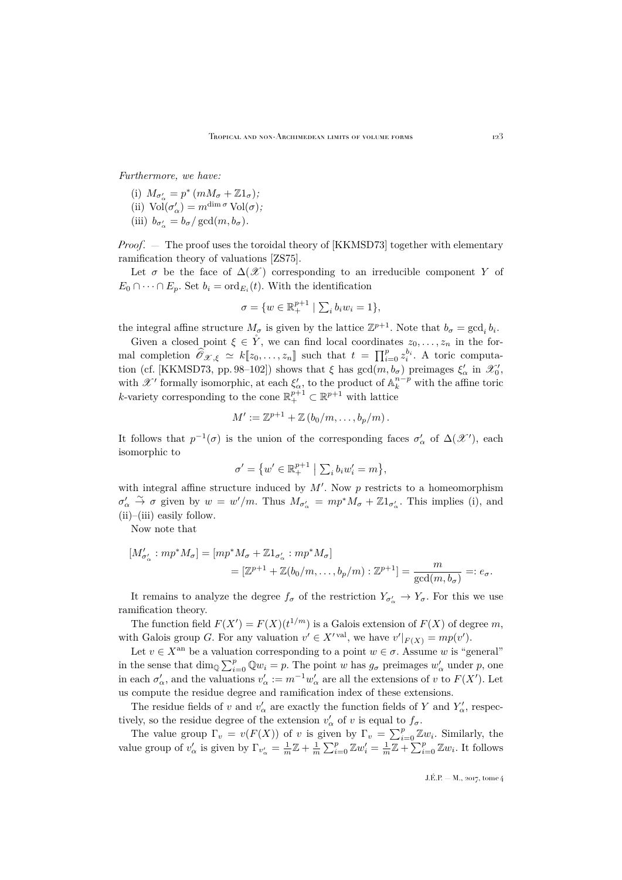*Furthermore, we have:*

(i) $M_{\sigma'_\alpha} = p^*\left(mM_\sigma + \mathbb{Z}1_\sigma\right)$;
(ii) $\mathrm{Vol}(\sigma'_\alpha) = m^{\dim\sigma}\,\mathrm{Vol}(\sigma)$;
(iii) $b_{\sigma'_\alpha} = b_\sigma/\gcd(m, b_\sigma)$.

*Proof*. — The proof uses the toroidal theory of [KKMSD73] together with elementary ramification theory of valuations [ZS75].

Let $\sigma$ be the face of $\Delta(\mathscr{X})$ corresponding to an irreducible component $Y$ of $E_0 \cap \cdots \cap E_p$. Set $b_i = \mathrm{ord}_{E_i}(t)$. With the identification

$$\sigma = \{w \in \mathbb{R}_+^{p+1} \mid \textstyle\sum_i b_i w_i = 1\},$$

the integral affine structure $M_\sigma$ is given by the lattice $\mathbb{Z}^{p+1}$. Note that $b_\sigma = \gcd_i b_i$.

Given a closed point $\xi \in \mathring{Y}$, we can find local coordinates $z_0, \ldots, z_n$ in the formal completion $\widehat{\mathscr{O}}_{\mathscr{X},\xi} \simeq k[\![z_0, \ldots, z_n]\!]$ such that $t = \prod_{i=0}^p z_i^{b_i}$. A toric computation (cf. [KKMSD73, pp. 98–102]) shows that $\xi$ has $\gcd(m, b_\sigma)$ preimages $\xi'_\alpha$ in $\mathscr{X}'_0$, with $\mathscr{X}'$ formally isomorphic, at each $\xi'_\alpha$, to the product of $\mathbb{A}_k^{n-p}$ with the affine toric $k$-variety corresponding to the cone $\mathbb{R}_+^{p+1} \subset \mathbb{R}^{p+1}$ with lattice

$$M' := \mathbb{Z}^{p+1} + \mathbb{Z}\left(b_0/m, \ldots, b_p/m\right).$$

It follows that $p^{-1}(\sigma)$ is the union of the corresponding faces $\sigma'_\alpha$ of $\Delta(\mathscr{X}')$, each isomorphic to

$$\sigma' = \left\{w' \in \mathbb{R}_+^{p+1} \;\middle|\; \textstyle\sum_i b_i w'_i = m\right\},$$

with integral affine structure induced by $M'$. Now $p$ restricts to a homeomorphism $\sigma'_\alpha \overset{\sim}{\to} \sigma$ given by $w = w'/m$. Thus $M_{\sigma'_\alpha} = mp^*M_\sigma + \mathbb{Z}1_{\sigma'_\alpha}$. This implies (i), and (ii)–(iii) easily follow.

Now note that

$$\begin{aligned}
[M'_{\sigma'_\alpha} : mp^*M_\sigma] &= [mp^*M_\sigma + \mathbb{Z}1_{\sigma'_\alpha} : mp^*M_\sigma] \\
&= [\mathbb{Z}^{p+1} + \mathbb{Z}(b_0/m, \ldots, b_p/m) : \mathbb{Z}^{p+1}] = \frac{m}{\gcd(m, b_\sigma)} =: e_\sigma.
\end{aligned}$$

It remains to analyze the degree $f_\sigma$ of the restriction $Y_{\sigma'_\alpha} \to Y_\sigma$. For this we use ramification theory.

The function field $F(X') = F(X)(t^{1/m})$ is a Galois extension of $F(X)$ of degree $m$, with Galois group $G$. For any valuation $v' \in X'^{\mathrm{val}}$, we have $v'|_{F(X)} = mp(v')$.

Let $v \in X^{\mathrm{an}}$ be a valuation corresponding to a point $w \in \sigma$. Assume $w$ is "general" in the sense that $\dim_{\mathbb{Q}} \sum_{i=0}^p \mathbb{Q}w_i = p$. The point $w$ has $g_\sigma$ preimages $w'_\alpha$ under $p$, one in each $\sigma'_\alpha$, and the valuations $v'_\alpha := m^{-1}w'_\alpha$ are all the extensions of $v$ to $F(X')$. Let us compute the residue degree and ramification index of these extensions.

The residue fields of $v$ and $v'_\alpha$ are exactly the function fields of $Y$ and $Y'_\alpha$, respectively, so the residue degree of the extension $v'_\alpha$ of $v$ is equal to $f_\sigma$.

The value group $\Gamma_v = v(F(X))$ of $v$ is given by $\Gamma_v = \sum_{i=0}^p \mathbb{Z}w_i$. Similarly, the value group of $v'_\alpha$ is given by $\Gamma_{v'_\alpha} = \frac{1}{m}\mathbb{Z} + \frac{1}{m}\sum_{i=0}^p \mathbb{Z}w'_i = \frac{1}{m}\mathbb{Z} + \sum_{i=0}^p \mathbb{Z}w_i$. It follows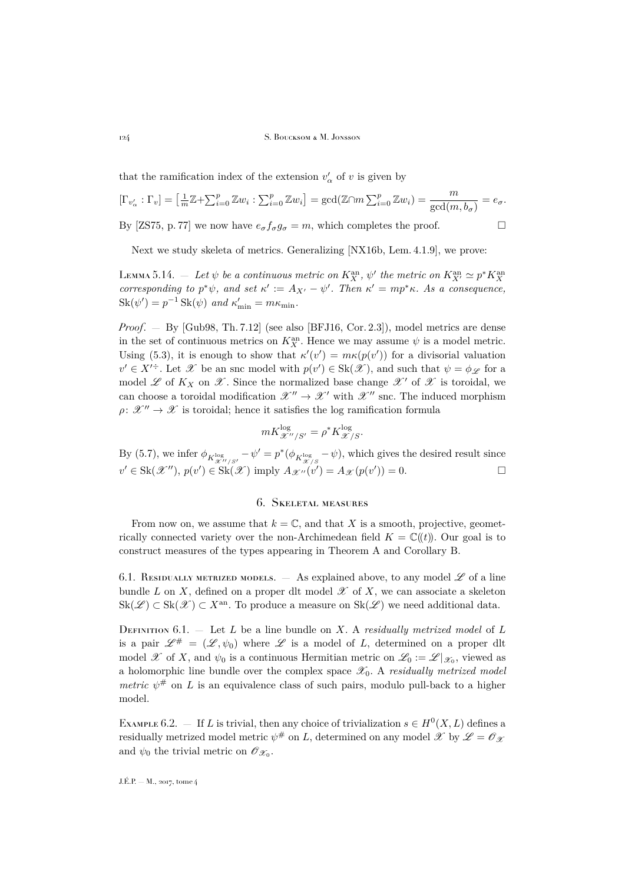that the ramification index of the extension $v'_\alpha$ of $v$ is given by

$$[\Gamma_{v'_\alpha} : \Gamma_v] = \big[\tfrac{1}{m}\mathbb{Z} + \textstyle\sum_{i=0}^p \mathbb{Z}w_i : \sum_{i=0}^p \mathbb{Z}w_i\big] = \gcd(\mathbb{Z} \cap m\textstyle\sum_{i=0}^p \mathbb{Z}w_i) = \dfrac{m}{\gcd(m, b_\sigma)} = e_\sigma.$$

By [ZS75, p. 77] we now have $e_\sigma f_\sigma g_\sigma = m$, which completes the proof. □

Next we study skeleta of metrics. Generalizing [NX16b, Lem. 4.1.9], we prove:

Lemma 5.14. — *Let $\psi$ be a continuous metric on $K_X^{\mathrm{an}}$, $\psi'$ the metric on $K_{X'}^{\mathrm{an}} \simeq p^* K_X^{\mathrm{an}}$ corresponding to $p^*\psi$, and set $\kappa' := A_{X'} - \psi'$. Then $\kappa' = mp^*\kappa$. As a consequence, $\mathrm{Sk}(\psi') = p^{-1}\,\mathrm{Sk}(\psi)$ and $\kappa'_{\min} = m\kappa_{\min}$.*

*Proof*. — By [Gub98, Th. 7.12] (see also [BFJ16, Cor. 2.3]), model metrics are dense in the set of continuous metrics on $K_X^{\mathrm{an}}$. Hence we may assume $\psi$ is a model metric. Using (5.3), it is enough to show that $\kappa'(v') = m\kappa(p(v'))$ for a divisorial valuation $v' \in X'^{\div}$. Let $\mathscr{X}$ be an snc model with $p(v') \in \mathrm{Sk}(\mathscr{X})$, and such that $\psi = \phi_{\mathscr{L}}$ for a model $\mathscr{L}$ of $K_X$ on $\mathscr{X}$. Since the normalized base change $\mathscr{X}'$ of $\mathscr{X}$ is toroidal, we can choose a toroidal modification $\mathscr{X}'' \to \mathscr{X}'$ with $\mathscr{X}''$ snc. The induced morphism $\rho\colon \mathscr{X}'' \to \mathscr{X}$ is toroidal; hence it satisfies the log ramification formula

$$mK^{\log}_{\mathscr{X}''/S'} = \rho^* K^{\log}_{\mathscr{X}/S}.$$

By (5.7), we infer $\phi_{K^{\log}_{\mathscr{X}''/S'}} - \psi' = p^*(\phi_{K^{\log}_{\mathscr{X}/S}} - \psi)$, which gives the desired result since $v' \in \mathrm{Sk}(\mathscr{X}'')$, $p(v') \in \mathrm{Sk}(\mathscr{X})$ imply $A_{\mathscr{X}''}(v') = A_{\mathscr{X}}(p(v')) = 0$. □

## 6. Skeletal measures

From now on, we assume that $k = \mathbb{C}$, and that $X$ is a smooth, projective, geometrically connected variety over the non-Archimedean field $K = \mathbb{C}(\!(t)\!)$. Our goal is to construct measures of the types appearing in Theorem A and Corollary B.

6.1. Residually metrized models. — As explained above, to any model $\mathscr{L}$ of a line bundle $L$ on $X$, defined on a proper dlt model $\mathscr{X}$ of $X$, we can associate a skeleton $\mathrm{Sk}(\mathscr{L}) \subset \mathrm{Sk}(\mathscr{X}) \subset X^{\mathrm{an}}$. To produce a measure on $\mathrm{Sk}(\mathscr{L})$ we need additional data.

Definition 6.1. — Let $L$ be a line bundle on $X$. A *residually metrized model* of $L$ is a pair $\mathscr{L}^\# = (\mathscr{L}, \psi_0)$ where $\mathscr{L}$ is a model of $L$, determined on a proper dlt model $\mathscr{X}$ of $X$, and $\psi_0$ is a continuous Hermitian metric on $\mathscr{L}_0 := \mathscr{L}|_{\mathscr{X}_0}$, viewed as a holomorphic line bundle over the complex space $\mathscr{X}_0$. A *residually metrized model metric* $\psi^\#$ on $L$ is an equivalence class of such pairs, modulo pull-back to a higher model.

Example 6.2. — If $L$ is trivial, then any choice of trivialization $s \in H^0(X, L)$ defines a residually metrized model metric $\psi^\#$ on $L$, determined on any model $\mathscr{X}$ by $\mathscr{L} = \mathscr{O}_{\mathscr{X}}$ and $\psi_0$ the trivial metric on $\mathscr{O}_{\mathscr{X}_0}$.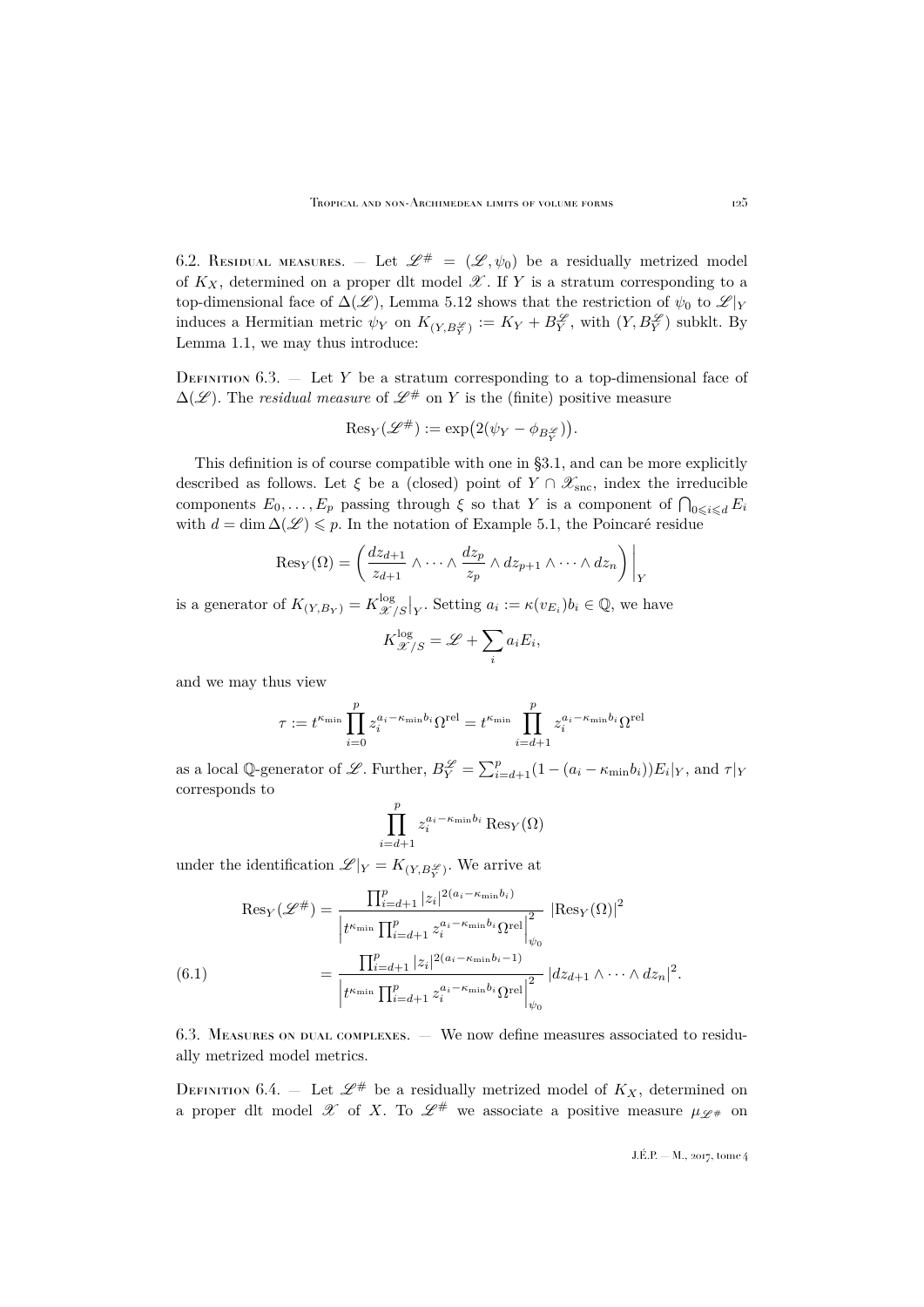6.2. Residual measures. — Let $\mathscr{L}^\# = (\mathscr{L}, \psi_0)$ be a residually metrized model of $K_X$, determined on a proper dlt model $\mathscr{X}$. If $Y$ is a stratum corresponding to a top-dimensional face of $\Delta(\mathscr{L})$, Lemma 5.12 shows that the restriction of $\psi_0$ to $\mathscr{L}|_Y$ induces a Hermitian metric $\psi_Y$ on $K_{(Y,B_Y^{\mathscr{L}})} := K_Y + B_Y^{\mathscr{L}}$, with $(Y, B_Y^{\mathscr{L}})$ subklt. By Lemma 1.1, we may thus introduce:

Definition 6.3. — Let $Y$ be a stratum corresponding to a top-dimensional face of $\Delta(\mathscr{L})$. The *residual measure* of $\mathscr{L}^\#$ on $Y$ is the (finite) positive measure

$$\operatorname{Res}_Y(\mathscr{L}^\#) := \exp\big(2(\psi_Y - \phi_{B_Y^{\mathscr{L}}})\big).$$

This definition is of course compatible with one in §3.1, and can be more explicitly described as follows. Let $\xi$ be a (closed) point of $Y \cap \mathscr{X}_{\mathrm{snc}}$, index the irreducible components $E_0, \dots, E_p$ passing through $\xi$ so that $Y$ is a component of $\bigcap_{0\leqslant i\leqslant d} E_i$ with $d = \dim \Delta(\mathscr{L}) \leqslant p$. In the notation of Example 5.1, the Poincaré residue

$$\operatorname{Res}_Y(\Omega) = \left(\frac{dz_{d+1}}{z_{d+1}} \wedge \cdots \wedge \frac{dz_p}{z_p} \wedge dz_{p+1} \wedge \cdots \wedge dz_n\right)\bigg|_Y$$

is a generator of $K_{(Y,B_Y)} = K^{\log}_{\mathscr{X}/S}\big|_Y$. Setting $a_i := \kappa(v_{E_i}) b_i \in \mathbb{Q}$, we have

$$K^{\log}_{\mathscr{X}/S} = \mathscr{L} + \sum_i a_i E_i,$$

and we may thus view

$$\tau := t^{\kappa_{\min}} \prod_{i=0}^p z_i^{a_i - \kappa_{\min} b_i} \Omega^{\mathrm{rel}} = t^{\kappa_{\min}} \prod_{i=d+1}^p z_i^{a_i - \kappa_{\min} b_i} \Omega^{\mathrm{rel}}$$

as a local $\mathbb{Q}$-generator of $\mathscr{L}$. Further, $B_Y^{\mathscr{L}} = \sum_{i=d+1}^p (1 - (a_i - \kappa_{\min} b_i)) E_i|_Y$, and $\tau|_Y$ corresponds to

$$\prod_{i=d+1}^p z_i^{a_i - \kappa_{\min} b_i} \operatorname{Res}_Y(\Omega)$$

under the identification $\mathscr{L}|_Y = K_{(Y,B_Y^{\mathscr{L}})}$. We arrive at

$$\begin{aligned}
\operatorname{Res}_Y(\mathscr{L}^\#) &= \frac{\prod_{i=d+1}^p |z_i|^{2(a_i - \kappa_{\min} b_i)}}{\left|t^{\kappa_{\min}} \prod_{i=d+1}^p z_i^{a_i - \kappa_{\min} b_i} \Omega^{\mathrm{rel}}\right|^2_{\psi_0}} \; |\operatorname{Res}_Y(\Omega)|^2 \\
&= \frac{\prod_{i=d+1}^p |z_i|^{2(a_i - \kappa_{\min} b_i - 1)}}{\left|t^{\kappa_{\min}} \prod_{i=d+1}^p z_i^{a_i - \kappa_{\min} b_i} \Omega^{\mathrm{rel}}\right|^2_{\psi_0}} \; |dz_{d+1} \wedge \cdots \wedge dz_n|^2. \qquad (6.1)
\end{aligned}$$

6.3. Measures on dual complexes. — We now define measures associated to residually metrized model metrics.

Definition 6.4. — Let $\mathscr{L}^\#$ be a residually metrized model of $K_X$, determined on a proper dlt model $\mathscr{X}$ of $X$. To $\mathscr{L}^\#$ we associate a positive measure $\mu_{\mathscr{L}^\#}$ on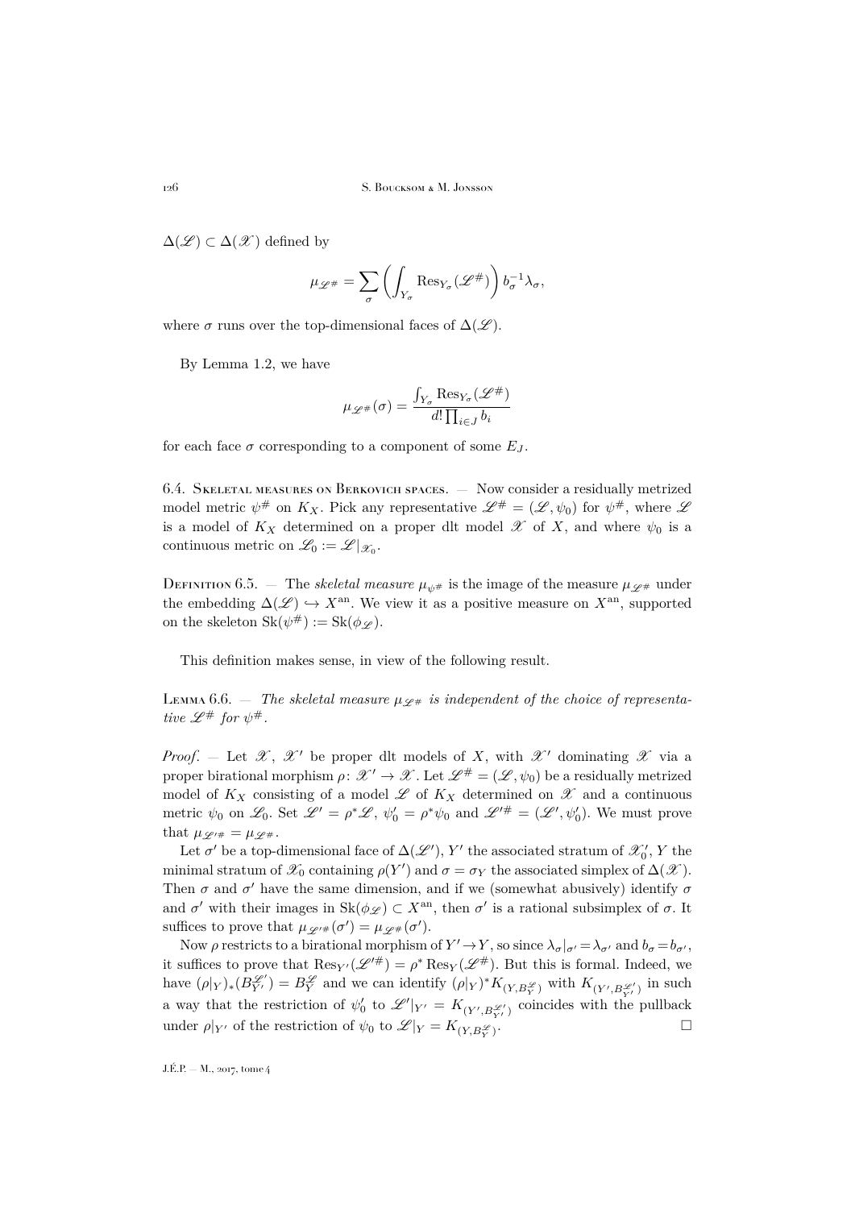$\Delta(\mathscr{L}) \subset \Delta(\mathscr{X})$ defined by

$$\mu_{\mathscr{L}^\#} = \sum_\sigma \left( \int_{Y_\sigma} \operatorname{Res}_{Y_\sigma}(\mathscr{L}^\#) \right) b_\sigma^{-1} \lambda_\sigma,$$

where $\sigma$ runs over the top-dimensional faces of $\Delta(\mathscr{L})$.

By Lemma 1.2, we have

$$\mu_{\mathscr{L}^\#}(\sigma) = \frac{\int_{Y_\sigma} \operatorname{Res}_{Y_\sigma}(\mathscr{L}^\#)}{d! \prod_{i \in J} b_i}$$

for each face $\sigma$ corresponding to a component of some $E_J$.

## 6.4. Skeletal measures on Berkovich spaces.

— Now consider a residually metrized model metric $\psi^\#$ on $K_X$. Pick any representative $\mathscr{L}^\# = (\mathscr{L}, \psi_0)$ for $\psi^\#$, where $\mathscr{L}$ is a model of $K_X$ determined on a proper dlt model $\mathscr{X}$ of $X$, and where $\psi_0$ is a continuous metric on $\mathscr{L}_0 := \mathscr{L}|_{\mathscr{X}_0}$.

Definition 6.5. — The *skeletal measure* $\mu_{\psi^\#}$ is the image of the measure $\mu_{\mathscr{L}^\#}$ under the embedding $\Delta(\mathscr{L}) \hookrightarrow X^{\mathrm{an}}$. We view it as a positive measure on $X^{\mathrm{an}}$, supported on the skeleton $\operatorname{Sk}(\psi^\#) := \operatorname{Sk}(\phi_{\mathscr{L}})$.

This definition makes sense, in view of the following result.

Lemma 6.6. — *The skeletal measure $\mu_{\mathscr{L}^\#}$ is independent of the choice of representative $\mathscr{L}^\#$ for $\psi^\#$.*

*Proof*. — Let $\mathscr{X}$, $\mathscr{X}'$ be proper dlt models of $X$, with $\mathscr{X}'$ dominating $\mathscr{X}$ via a proper birational morphism $\rho \colon \mathscr{X}' \to \mathscr{X}$. Let $\mathscr{L}^\# = (\mathscr{L}, \psi_0)$ be a residually metrized model of $K_X$ consisting of a model $\mathscr{L}$ of $K_X$ determined on $\mathscr{X}$ and a continuous metric $\psi_0$ on $\mathscr{L}_0$. Set $\mathscr{L}' = \rho^*\mathscr{L}$, $\psi_0' = \rho^*\psi_0$ and $\mathscr{L}'^\# = (\mathscr{L}', \psi_0')$. We must prove that $\mu_{\mathscr{L}'^\#} = \mu_{\mathscr{L}^\#}$.

Let $\sigma'$ be a top-dimensional face of $\Delta(\mathscr{L}')$, $Y'$ the associated stratum of $\mathscr{X}_0'$, $Y$ the minimal stratum of $\mathscr{X}_0$ containing $\rho(Y')$ and $\sigma = \sigma_Y$ the associated simplex of $\Delta(\mathscr{X})$. Then $\sigma$ and $\sigma'$ have the same dimension, and if we (somewhat abusively) identify $\sigma$ and $\sigma'$ with their images in $\operatorname{Sk}(\phi_{\mathscr{L}}) \subset X^{\mathrm{an}}$, then $\sigma'$ is a rational subsimplex of $\sigma$. It suffices to prove that $\mu_{\mathscr{L}'^\#}(\sigma') = \mu_{\mathscr{L}^\#}(\sigma')$.

Now $\rho$ restricts to a birational morphism of $Y' \to Y$, so since $\lambda_\sigma|_{\sigma'} = \lambda_{\sigma'}$ and $b_\sigma = b_{\sigma'}$, it suffices to prove that $\operatorname{Res}_{Y'}(\mathscr{L}'^\#) = \rho^* \operatorname{Res}_Y(\mathscr{L}^\#)$. But this is formal. Indeed, we have $(\rho|_Y)_*(B_{Y'}^{\mathscr{L}'}) = B_Y^{\mathscr{L}}$ and we can identify $(\rho|_Y)^* K_{(Y, B_Y^{\mathscr{L}})}$ with $K_{(Y', B_{Y'}^{\mathscr{L}'})}$ in such a way that the restriction of $\psi_0'$ to $\mathscr{L}'|_{Y'} = K_{(Y', B_{Y'}^{\mathscr{L}'})}$ coincides with the pullback under $\rho|_{Y'}$ of the restriction of $\psi_0$ to $\mathscr{L}|_Y = K_{(Y, B_Y^{\mathscr{L}})}$. □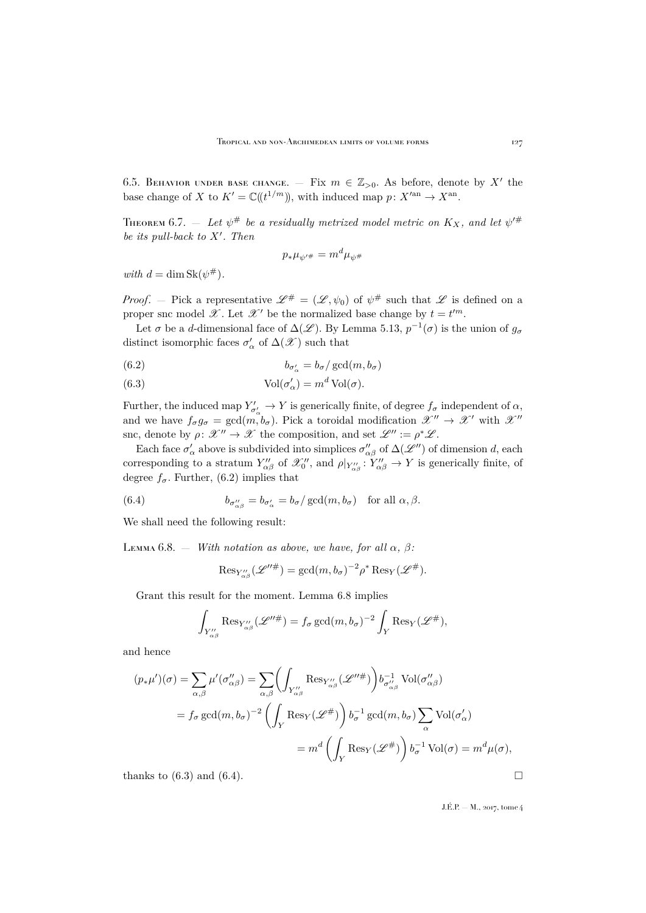6.5. Behavior under base change. — Fix $m \in \mathbb{Z}_{>0}$. As before, denote by $X'$ the base change of $X$ to $K' = \mathbb{C}(\!(t^{1/m})\!)$, with induced map $p\colon X'^{\mathrm{an}} \to X^{\mathrm{an}}$.

Theorem 6.7. — *Let $\psi^{\#}$ be a residually metrized model metric on $K_X$, and let $\psi'^{\#}$ be its pull-back to $X'$. Then*

$$p_*\mu_{\psi'^{\#}} = m^d \mu_{\psi^{\#}}$$

*with $d = \dim \mathrm{Sk}(\psi^{\#})$.*

*Proof*. — Pick a representative $\mathscr{L}^{\#} = (\mathscr{L}, \psi_0)$ of $\psi^{\#}$ such that $\mathscr{L}$ is defined on a proper snc model $\mathscr{X}$. Let $\mathscr{X}'$ be the normalized base change by $t = t'^m$.

Let $\sigma$ be a $d$-dimensional face of $\Delta(\mathscr{L})$. By Lemma 5.13, $p^{-1}(\sigma)$ is the union of $g_\sigma$ distinct isomorphic faces $\sigma'_\alpha$ of $\Delta(\mathscr{X}')$ such that

$$b_{\sigma'_\alpha} = b_\sigma / \gcd(m, b_\sigma) \tag{6.2}$$

$$\mathrm{Vol}(\sigma'_\alpha) = m^d \,\mathrm{Vol}(\sigma). \tag{6.3}$$

Further, the induced map $Y'_{\sigma'_\alpha} \to Y$ is generically finite, of degree $f_\sigma$ independent of $\alpha$, and we have $f_\sigma g_\sigma = \gcd(m, b_\sigma)$. Pick a toroidal modification $\mathscr{X}'' \to \mathscr{X}'$ with $\mathscr{X}''$ snc, denote by $\rho\colon \mathscr{X}'' \to \mathscr{X}$ the composition, and set $\mathscr{L}'' := \rho^*\mathscr{L}$.

Each face $\sigma'_\alpha$ above is subdivided into simplices $\sigma''_{\alpha\beta}$ of $\Delta(\mathscr{L}'')$ of dimension $d$, each corresponding to a stratum $Y''_{\alpha\beta}$ of $\mathscr{X}''_0$, and $\rho|_{Y''_{\alpha\beta}}\colon Y''_{\alpha\beta} \to Y$ is generically finite, of degree $f_\sigma$. Further, (6.2) implies that

$$b_{\sigma''_{\alpha\beta}} = b_{\sigma'_\alpha} = b_\sigma / \gcd(m, b_\sigma) \quad \text{for all } \alpha, \beta. \tag{6.4}$$

We shall need the following result:

Lemma 6.8. — *With notation as above, we have, for all $\alpha$, $\beta$:*

$$\mathrm{Res}_{Y''_{\alpha\beta}}(\mathscr{L}''^{\#}) = \gcd(m, b_\sigma)^{-2} \rho^* \,\mathrm{Res}_Y(\mathscr{L}^{\#}).$$

Grant this result for the moment. Lemma 6.8 implies

$$\int_{Y''_{\alpha\beta}} \mathrm{Res}_{Y''_{\alpha\beta}}(\mathscr{L}''^{\#}) = f_\sigma \gcd(m, b_\sigma)^{-2} \int_Y \mathrm{Res}_Y(\mathscr{L}^{\#}),$$

and hence

$$\begin{aligned}
(p_*\mu')(\sigma) = \sum_{\alpha,\beta} \mu'(\sigma''_{\alpha\beta}) &= \sum_{\alpha,\beta} \left( \int_{Y''_{\alpha\beta}} \mathrm{Res}_{Y''_{\alpha\beta}}(\mathscr{L}''^{\#}) \right) b^{-1}_{\sigma''_{\alpha\beta}} \,\mathrm{Vol}(\sigma''_{\alpha\beta}) \\
&= f_\sigma \gcd(m, b_\sigma)^{-2} \left( \int_Y \mathrm{Res}_Y(\mathscr{L}^{\#}) \right) b_\sigma^{-1} \gcd(m, b_\sigma) \sum_\alpha \mathrm{Vol}(\sigma'_\alpha) \\
&= m^d \left( \int_Y \mathrm{Res}_Y(\mathscr{L}^{\#}) \right) b_\sigma^{-1} \,\mathrm{Vol}(\sigma) = m^d \mu(\sigma),
\end{aligned}$$

thanks to (6.3) and (6.4). $\square$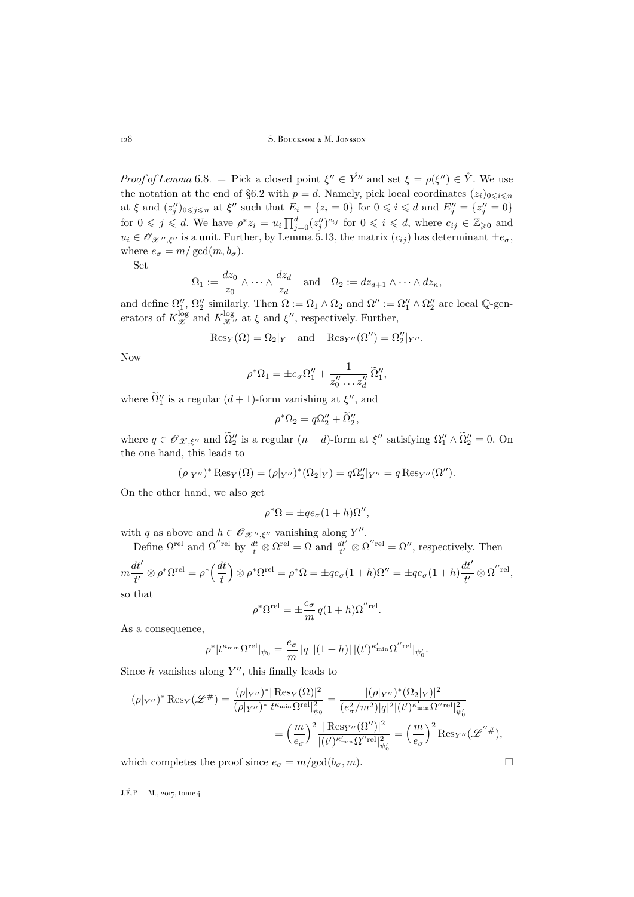*Proof of Lemma* 6.8. — Pick a closed point $\xi'' \in \mathring{Y}''$ and set $\xi = \rho(\xi'') \in \mathring{Y}$. We use the notation at the end of §6.2 with $p = d$. Namely, pick local coordinates $(z_i)_{0\leqslant i\leqslant n}$ at $\xi$ and $(z''_j)_{0\leqslant j\leqslant n}$ at $\xi''$ such that $E_i = \{z_i = 0\}$ for $0 \leqslant i \leqslant d$ and $E''_j = \{z''_j = 0\}$ for $0 \leqslant j \leqslant d$. We have $\rho^* z_i = u_i \prod_{j=0}^d (z''_j)^{c_{ij}}$ for $0 \leqslant i \leqslant d$, where $c_{ij} \in \mathbb{Z}_{\geqslant 0}$ and $u_i \in \mathscr{O}_{\mathscr{X}'',\xi''}$ is a unit. Further, by Lemma 5.13, the matrix $(c_{ij})$ has determinant $\pm e_\sigma$, where $e_\sigma = m/\gcd(m, b_\sigma)$.

Set

$$\Omega_1 := \frac{dz_0}{z_0} \wedge \cdots \wedge \frac{dz_d}{z_d} \quad \text{and} \quad \Omega_2 := dz_{d+1} \wedge \cdots \wedge dz_n,$$

and define $\Omega''_1$, $\Omega''_2$ similarly. Then $\Omega := \Omega_1 \wedge \Omega_2$ and $\Omega'' := \Omega''_1 \wedge \Omega''_2$ are local $\mathbb{Q}$-generators of $K^{\log}_{\mathscr{X}}$ and $K^{\log}_{\mathscr{X}''}$ at $\xi$ and $\xi''$, respectively. Further,

$$\operatorname{Res}_Y(\Omega) = \Omega_2|_Y \quad \text{and} \quad \operatorname{Res}_{Y''}(\Omega'') = \Omega''_2|_{Y''}.$$

Now

$$\rho^*\Omega_1 = \pm e_\sigma \Omega''_1 + \frac{1}{z''_0 \dots z''_d}\, \widetilde{\Omega}''_1,$$

where $\widetilde{\Omega}''_1$ is a regular $(d+1)$-form vanishing at $\xi''$, and

$$\rho^*\Omega_2 = q\Omega''_2 + \widetilde{\Omega}''_2,$$

where $q \in \mathscr{O}_{\mathscr{X},\xi''}$ and $\widetilde{\Omega}''_2$ is a regular $(n-d)$-form at $\xi''$ satisfying $\Omega''_1 \wedge \widetilde{\Omega}''_2 = 0$. On the one hand, this leads to

$$(\rho|_{Y''})^* \operatorname{Res}_Y(\Omega) = (\rho|_{Y''})^*(\Omega_2|_Y) = q\Omega''_2|_{Y''} = q \operatorname{Res}_{Y''}(\Omega'').$$

On the other hand, we also get

$$\rho^*\Omega = \pm q e_\sigma (1+h)\Omega'',$$

with $q$ as above and $h \in \mathscr{O}_{\mathscr{X}'',\xi''}$ vanishing along $Y''$.

Define $\Omega^{\mathrm{rel}}$ and $\Omega''^{\mathrm{rel}}$ by $\frac{dt}{t} \otimes \Omega^{\mathrm{rel}} = \Omega$ and $\frac{dt'}{t'} \otimes \Omega''^{\mathrm{rel}} = \Omega''$, respectively. Then

$$m\frac{dt'}{t'} \otimes \rho^*\Omega^{\mathrm{rel}} = \rho^*\Big(\frac{dt}{t}\Big) \otimes \rho^*\Omega^{\mathrm{rel}} = \rho^*\Omega = \pm q e_\sigma(1+h)\Omega'' = \pm q e_\sigma(1+h)\frac{dt'}{t'} \otimes \Omega''^{\mathrm{rel}},$$

so that

$$\rho^*\Omega^{\mathrm{rel}} = \pm \frac{e_\sigma}{m}\, q(1+h)\Omega''^{\mathrm{rel}}.$$

As a consequence,

$$\rho^*|t^{\kappa_{\min}}\Omega^{\mathrm{rel}}|_{\psi_0} = \frac{e_\sigma}{m}\, |q|\, |(1+h)|\, |(t')^{\kappa'_{\min}}\Omega''^{\mathrm{rel}}|_{\psi'_0}.$$

Since $h$ vanishes along $Y''$, this finally leads to

$$\begin{aligned}
(\rho|_{Y''})^* \operatorname{Res}_Y(\mathscr{L}^\#) &= \frac{(\rho|_{Y''})^*|\operatorname{Res}_Y(\Omega)|^2}{(\rho|_{Y''})^*|t^{\kappa_{\min}}\Omega^{\mathrm{rel}}|^2_{\psi_0}} = \frac{|(\rho|_{Y''})^*(\Omega_2|_Y)|^2}{(e_\sigma^2/m^2)|q|^2|(t')^{\kappa'_{\min}}\Omega''^{\mathrm{rel}}|^2_{\psi'_0}} \\
&= \Big(\frac{m}{e_\sigma}\Big)^2 \frac{|\operatorname{Res}_{Y''}(\Omega'')|^2}{|(t')^{\kappa'_{\min}}\Omega''^{\mathrm{rel}}|^2_{\psi'_0}} = \Big(\frac{m}{e_\sigma}\Big)^2 \operatorname{Res}_{Y''}(\mathscr{L}''^\#),
\end{aligned}$$

which completes the proof since $e_\sigma = m/\gcd(b_\sigma, m)$. $\square$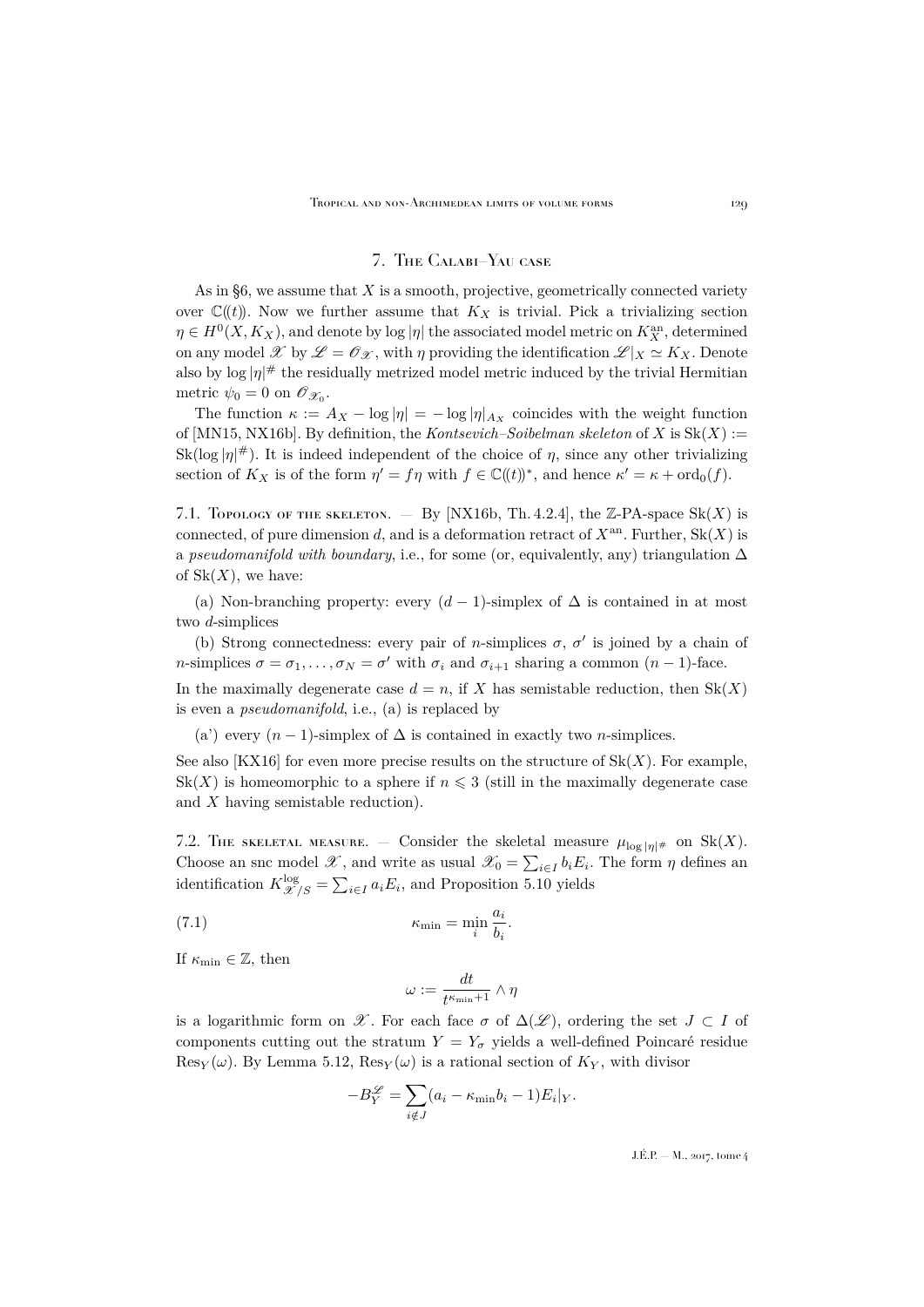## 7. The Calabi–Yau case

As in §6, we assume that $X$ is a smooth, projective, geometrically connected variety over $\mathbb{C}(\!(t)\!)$. Now we further assume that $K_X$ is trivial. Pick a trivializing section $\eta \in H^0(X, K_X)$, and denote by $\log|\eta|$ the associated model metric on $K_X^{\mathrm{an}}$, determined on any model $\mathscr{X}$ by $\mathscr{L} = \mathscr{O}_{\mathscr{X}}$, with $\eta$ providing the identification $\mathscr{L}|_X \simeq K_X$. Denote also by $\log|\eta|^\#$ the residually metrized model metric induced by the trivial Hermitian metric $\psi_0 = 0$ on $\mathscr{O}_{\mathscr{X}_0}$.

The function $\kappa := A_X - \log|\eta| = -\log|\eta|_{A_X}$ coincides with the weight function of [MN15, NX16b]. By definition, the *Kontsevich–Soibelman skeleton* of $X$ is $\mathrm{Sk}(X) := \mathrm{Sk}(\log|\eta|^\#)$. It is indeed independent of the choice of $\eta$, since any other trivializing section of $K_X$ is of the form $\eta' = f\eta$ with $f \in \mathbb{C}(\!(t)\!)^*$, and hence $\kappa' = \kappa + \mathrm{ord}_0(f)$.

7.1. Topology of the skeleton. — By [NX16b, Th. 4.2.4], the $\mathbb{Z}$-PA-space $\mathrm{Sk}(X)$ is connected, of pure dimension $d$, and is a deformation retract of $X^{\mathrm{an}}$. Further, $\mathrm{Sk}(X)$ is a *pseudomanifold with boundary*, i.e., for some (or, equivalently, any) triangulation $\Delta$ of $\mathrm{Sk}(X)$, we have:

(a) Non-branching property: every $(d-1)$-simplex of $\Delta$ is contained in at most two $d$-simplices

(b) Strong connectedness: every pair of $n$-simplices $\sigma$, $\sigma'$ is joined by a chain of $n$-simplices $\sigma = \sigma_1, \ldots, \sigma_N = \sigma'$ with $\sigma_i$ and $\sigma_{i+1}$ sharing a common $(n-1)$-face.

In the maximally degenerate case $d = n$, if $X$ has semistable reduction, then $\mathrm{Sk}(X)$ is even a *pseudomanifold*, i.e., (a) is replaced by

(a') every $(n-1)$-simplex of $\Delta$ is contained in exactly two $n$-simplices.

See also [KX16] for even more precise results on the structure of $\mathrm{Sk}(X)$. For example, $\mathrm{Sk}(X)$ is homeomorphic to a sphere if $n \leqslant 3$ (still in the maximally degenerate case and $X$ having semistable reduction).

7.2. The skeletal measure. — Consider the skeletal measure $\mu_{\log|\eta|^\#}$ on $\mathrm{Sk}(X)$. Choose an snc model $\mathscr{X}$, and write as usual $\mathscr{X}_0 = \sum_{i \in I} b_i E_i$. The form $\eta$ defines an identification $K^{\log}_{\mathscr{X}/S} = \sum_{i \in I} a_i E_i$, and Proposition 5.10 yields

$$\kappa_{\min} = \min_i \frac{a_i}{b_i}. \tag{7.1}$$

If $\kappa_{\min} \in \mathbb{Z}$, then

$$\omega := \frac{dt}{t^{\kappa_{\min}+1}} \wedge \eta$$

is a logarithmic form on $\mathscr{X}$. For each face $\sigma$ of $\Delta(\mathscr{L})$, ordering the set $J \subset I$ of components cutting out the stratum $Y = Y_\sigma$ yields a well-defined Poincaré residue $\mathrm{Res}_Y(\omega)$. By Lemma 5.12, $\mathrm{Res}_Y(\omega)$ is a rational section of $K_Y$, with divisor

$$-B_Y^{\mathscr{L}} = \sum_{i \notin J} (a_i - \kappa_{\min} b_i - 1) E_i|_Y.$$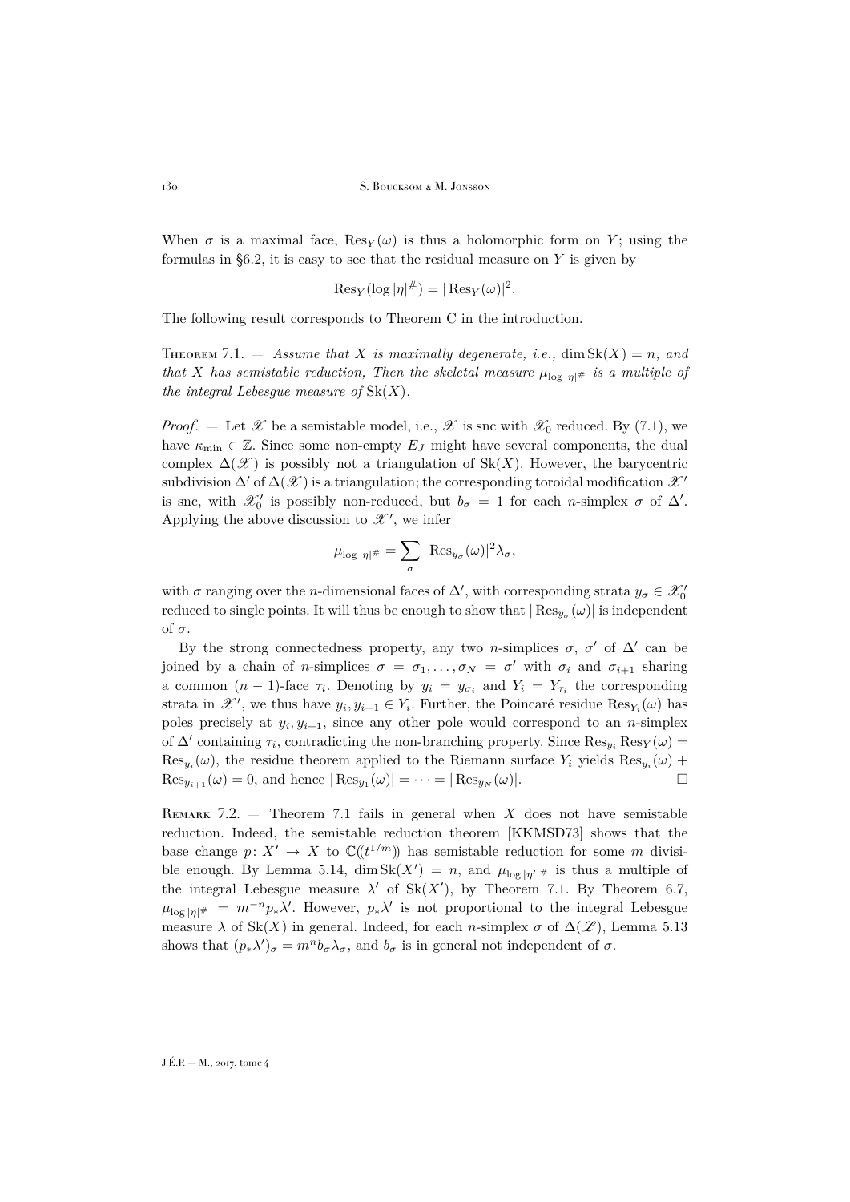When $\sigma$ is a maximal face, $\operatorname{Res}_Y(\omega)$ is thus a holomorphic form on $Y$; using the formulas in §6.2, it is easy to see that the residual measure on $Y$ is given by

$$\operatorname{Res}_Y(\log|\eta|^{\#}) = |\operatorname{Res}_Y(\omega)|^2.$$

The following result corresponds to Theorem C in the introduction.

Theorem 7.1. — *Assume that $X$ is maximally degenerate, i.e., $\dim \operatorname{Sk}(X) = n$, and that $X$ has semistable reduction, Then the skeletal measure $\mu_{\log|\eta|^{\#}}$ is a multiple of the integral Lebesgue measure of $\operatorname{Sk}(X)$.*

*Proof*. — Let $\mathscr{X}$ be a semistable model, i.e., $\mathscr{X}$ is snc with $\mathscr{X}_0$ reduced. By (7.1), we have $\kappa_{\min} \in \mathbb{Z}$. Since some non-empty $E_J$ might have several components, the dual complex $\Delta(\mathscr{X})$ is possibly not a triangulation of $\operatorname{Sk}(X)$. However, the barycentric subdivision $\Delta'$ of $\Delta(\mathscr{X})$ is a triangulation; the corresponding toroidal modification $\mathscr{X}'$ is snc, with $\mathscr{X}'_0$ is possibly non-reduced, but $b_\sigma = 1$ for each $n$-simplex $\sigma$ of $\Delta'$. Applying the above discussion to $\mathscr{X}'$, we infer

$$\mu_{\log|\eta|^{\#}} = \sum_\sigma |\operatorname{Res}_{y_\sigma}(\omega)|^2 \lambda_\sigma,$$

with $\sigma$ ranging over the $n$-dimensional faces of $\Delta'$, with corresponding strata $y_\sigma \in \mathscr{X}'_0$ reduced to single points. It will thus be enough to show that $|\operatorname{Res}_{y_\sigma}(\omega)|$ is independent of $\sigma$.

By the strong connectedness property, any two $n$-simplices $\sigma$, $\sigma'$ of $\Delta'$ can be joined by a chain of $n$-simplices $\sigma = \sigma_1, \dots, \sigma_N = \sigma'$ with $\sigma_i$ and $\sigma_{i+1}$ sharing a common $(n-1)$-face $\tau_i$. Denoting by $y_i = y_{\sigma_i}$ and $Y_i = Y_{\tau_i}$ the corresponding strata in $\mathscr{X}'$, we thus have $y_i, y_{i+1} \in Y_i$. Further, the Poincaré residue $\operatorname{Res}_{Y_i}(\omega)$ has poles precisely at $y_i, y_{i+1}$, since any other pole would correspond to an $n$-simplex of $\Delta'$ containing $\tau_i$, contradicting the non-branching property. Since $\operatorname{Res}_{y_i}\operatorname{Res}_Y(\omega) = \operatorname{Res}_{y_i}(\omega)$, the residue theorem applied to the Riemann surface $Y_i$ yields $\operatorname{Res}_{y_i}(\omega) + \operatorname{Res}_{y_{i+1}}(\omega) = 0$, and hence $|\operatorname{Res}_{y_1}(\omega)| = \cdots = |\operatorname{Res}_{y_N}(\omega)|$. □

Remark 7.2. — Theorem 7.1 fails in general when $X$ does not have semistable reduction. Indeed, the semistable reduction theorem [KKMSD73] shows that the base change $p\colon X' \to X$ to $\mathbb{C}(\!(t^{1/m})\!)$ has semistable reduction for some $m$ divisible enough. By Lemma 5.14, $\dim \operatorname{Sk}(X') = n$, and $\mu_{\log|\eta'|^{\#}}$ is thus a multiple of the integral Lebesgue measure $\lambda'$ of $\operatorname{Sk}(X')$, by Theorem 7.1. By Theorem 6.7, $\mu_{\log|\eta|^{\#}} = m^{-n} p_* \lambda'$. However, $p_*\lambda'$ is not proportional to the integral Lebesgue measure $\lambda$ of $\operatorname{Sk}(X)$ in general. Indeed, for each $n$-simplex $\sigma$ of $\Delta(\mathscr{L})$, Lemma 5.13 shows that $(p_*\lambda')_\sigma = m^n b_\sigma \lambda_\sigma$, and $b_\sigma$ is in general not independent of $\sigma$.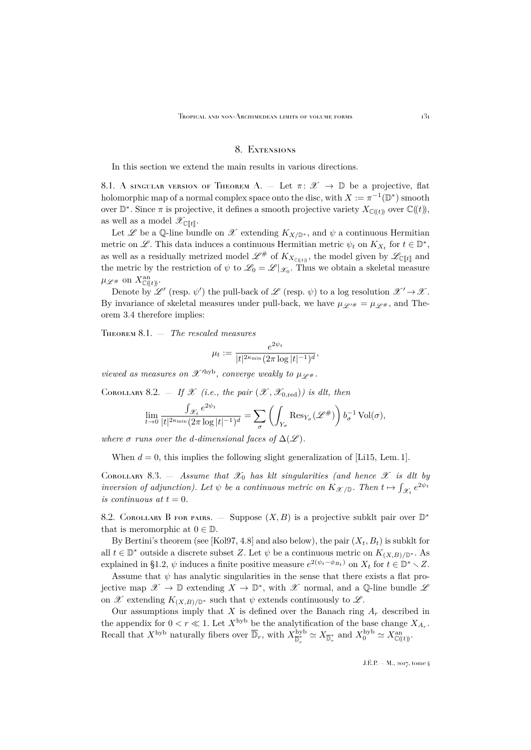## 8. Extensions

In this section we extend the main results in various directions.

### 8.1. A singular version of Theorem A

— Let $\pi\colon \mathscr{X} \to \mathbb{D}$ be a projective, flat holomorphic map of a normal complex space onto the disc, with $X := \pi^{-1}(\mathbb{D}^*)$ smooth over $\mathbb{D}^*$. Since $\pi$ is projective, it defines a smooth projective variety $X_{\mathbb{C}(\!(t)\!)}$ over $\mathbb{C}(\!(t)\!)$, as well as a model $\mathscr{X}_{\mathbb{C}[\![t]\!]}$.

Let $\mathscr{L}$ be a $\mathbb{Q}$-line bundle on $\mathscr{X}$ extending $K_{X/\mathbb{D}^*}$, and $\psi$ a continuous Hermitian metric on $\mathscr{L}$. This data induces a continuous Hermitian metric $\psi_t$ on $K_{X_t}$ for $t \in \mathbb{D}^*$, as well as a residually metrized model $\mathscr{L}^\#$ of $K_{X_{\mathbb{C}(\!(t)\!)}}$, the model given by $\mathscr{L}_{\mathbb{C}[\![t]\!]}$ and the metric by the restriction of $\psi$ to $\mathscr{L}_0 = \mathscr{L}|_{\mathscr{X}_0}$. Thus we obtain a skeletal measure $\mu_{\mathscr{L}^\#}$ on $X^{\mathrm{an}}_{\mathbb{C}(\!(t)\!)}$.

Denote by $\mathscr{L}'$ (resp. $\psi'$) the pull-back of $\mathscr{L}$ (resp. $\psi$) to a log resolution $\mathscr{X}' \to \mathscr{X}$. By invariance of skeletal measures under pull-back, we have $\mu_{\mathscr{L}'^\#} = \mu_{\mathscr{L}^\#}$, and Theorem 3.4 therefore implies:

Theorem 8.1. — *The rescaled measures*

$$\mu_t := \frac{e^{2\psi_t}}{|t|^{2\kappa_{\min}}(2\pi \log |t|^{-1})^d},$$

*viewed as measures on $\mathscr{X}'^{\mathrm{hyb}}$, converge weakly to $\mu_{\mathscr{L}^\#}$.*

Corollary 8.2. — *If $\mathscr{X}$ (i.e., the pair $(\mathscr{X}, \mathscr{X}_{0,\mathrm{red}})$) is dlt, then*

$$\lim_{t\to 0} \frac{\int_{\mathscr{X}_t} e^{2\psi_t}}{|t|^{2\kappa_{\min}}(2\pi \log |t|^{-1})^d} = \sum_\sigma \left(\int_{Y_\sigma} \mathrm{Res}_{Y_\sigma}(\mathscr{L}^\#)\right) b_\sigma^{-1} \operatorname{Vol}(\sigma),$$

*where $\sigma$ runs over the $d$-dimensional faces of $\Delta(\mathscr{L})$.*

When $d = 0$, this implies the following slight generalization of [Li15, Lem. 1].

Corollary 8.3. — *Assume that $\mathscr{X}_0$ has klt singularities (and hence $\mathscr{X}$ is dlt by inversion of adjunction). Let $\psi$ be a continuous metric on $K_{\mathscr{X}/\mathbb{D}}$. Then $t \mapsto \int_{\mathscr{X}_t} e^{2\psi_t}$ is continuous at $t = 0$.*

### 8.2. Corollary B for pairs

— Suppose $(X, B)$ is a projective subklt pair over $\mathbb{D}^*$ that is meromorphic at $0 \in \mathbb{D}$.

By Bertini's theorem (see [Kol97, 4.8] and also below), the pair $(X_t, B_t)$ is subklt for all $t \in \mathbb{D}^*$ outside a discrete subset $Z$. Let $\psi$ be a continuous metric on $K_{(X,B)/\mathbb{D}^*}$. As explained in §1.2, $\psi$ induces a finite positive measure $e^{2(\psi_t - \phi_{B_t})}$ on $X_t$ for $t \in \mathbb{D}^* \smallsetminus Z$.

Assume that $\psi$ has analytic singularities in the sense that there exists a flat projective map $\mathscr{X} \to \mathbb{D}$ extending $X \to \mathbb{D}^*$, with $\mathscr{X}$ normal, and a $\mathbb{Q}$-line bundle $\mathscr{L}$ on $\mathscr{X}$ extending $K_{(X,B)/\mathbb{D}^*}$ such that $\psi$ extends continuously to $\mathscr{L}$.

Our assumptions imply that $X$ is defined over the Banach ring $A_r$ described in the appendix for $0 < r \ll 1$. Let $X^{\mathrm{hyb}}$ be the analytification of the base change $X_{A_r}$. Recall that $X^{\mathrm{hyb}}$ naturally fibers over $\overline{\mathbb{D}}_r$, with $X^{\mathrm{hyb}}_{\overline{\mathbb{D}}_r^*} \simeq X_{\overline{\mathbb{D}}_r^*}$ and $X^{\mathrm{hyb}}_0 \simeq X^{\mathrm{an}}_{\mathbb{C}(\!(t)\!)}$.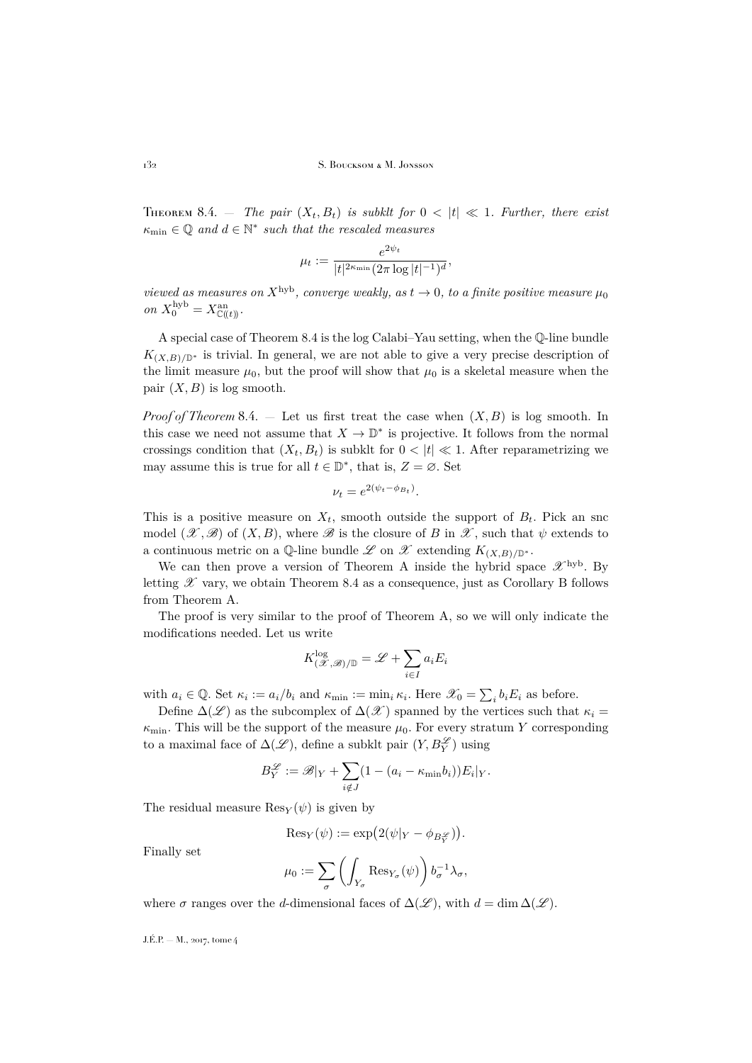**Theorem 8.4.** — *The pair $(X_t, B_t)$ is subklt for $0 < |t| \ll 1$. Further, there exist $\kappa_{\min} \in \mathbb{Q}$ and $d \in \mathbb{N}^*$ such that the rescaled measures*

$$\mu_t := \frac{e^{2\psi_t}}{|t|^{2\kappa_{\min}}(2\pi \log |t|^{-1})^d},$$

*viewed as measures on $X^{\mathrm{hyb}}$, converge weakly, as $t \to 0$, to a finite positive measure $\mu_0$ on $X_0^{\mathrm{hyb}} = X^{\mathrm{an}}_{\mathbb{C}((t))}$.*

A special case of Theorem 8.4 is the log Calabi–Yau setting, when the $\mathbb{Q}$-line bundle $K_{(X,B)/\mathbb{D}^*}$ is trivial. In general, we are not able to give a very precise description of the limit measure $\mu_0$, but the proof will show that $\mu_0$ is a skeletal measure when the pair $(X, B)$ is log smooth.

*Proof of Theorem 8.4.* — Let us first treat the case when $(X, B)$ is log smooth. In this case we need not assume that $X \to \mathbb{D}^*$ is projective. It follows from the normal crossings condition that $(X_t, B_t)$ is subklt for $0 < |t| \ll 1$. After reparametrizing we may assume this is true for all $t \in \mathbb{D}^*$, that is, $Z = \varnothing$. Set

$$\nu_t = e^{2(\psi_t - \phi_{B_t})}.$$

This is a positive measure on $X_t$, smooth outside the support of $B_t$. Pick an snc model $(\mathscr{X}, \mathscr{B})$ of $(X, B)$, where $\mathscr{B}$ is the closure of $B$ in $\mathscr{X}$, such that $\psi$ extends to a continuous metric on a $\mathbb{Q}$-line bundle $\mathscr{L}$ on $\mathscr{X}$ extending $K_{(X,B)/\mathbb{D}^*}$.

We can then prove a version of Theorem A inside the hybrid space $\mathscr{X}^{\mathrm{hyb}}$. By letting $\mathscr{X}$ vary, we obtain Theorem 8.4 as a consequence, just as Corollary B follows from Theorem A.

The proof is very similar to the proof of Theorem A, so we will only indicate the modifications needed. Let us write

$$K^{\log}_{(\mathscr{X},\mathscr{B})/\mathbb{D}} = \mathscr{L} + \sum_{i \in I} a_i E_i$$

with $a_i \in \mathbb{Q}$. Set $\kappa_i := a_i/b_i$ and $\kappa_{\min} := \min_i \kappa_i$. Here $\mathscr{X}_0 = \sum_i b_i E_i$ as before.

Define $\Delta(\mathscr{L})$ as the subcomplex of $\Delta(\mathscr{X})$ spanned by the vertices such that $\kappa_i = \kappa_{\min}$. This will be the support of the measure $\mu_0$. For every stratum $Y$ corresponding to a maximal face of $\Delta(\mathscr{L})$, define a subklt pair $(Y, B_Y^{\mathscr{L}})$ using

$$B_Y^{\mathscr{L}} := \mathscr{B}|_Y + \sum_{i \notin J} (1 - (a_i - \kappa_{\min} b_i)) E_i|_Y.$$

The residual measure $\mathrm{Res}_Y(\psi)$ is given by

$$\mathrm{Res}_Y(\psi) := \exp\bigl(2(\psi|_Y - \phi_{B_Y^{\mathscr{L}}})\bigr).$$

Finally set

$$\mu_0 := \sum_\sigma \left( \int_{Y_\sigma} \mathrm{Res}_{Y_\sigma}(\psi) \right) b_\sigma^{-1} \lambda_\sigma,$$

where $\sigma$ ranges over the $d$-dimensional faces of $\Delta(\mathscr{L})$, with $d = \dim \Delta(\mathscr{L})$.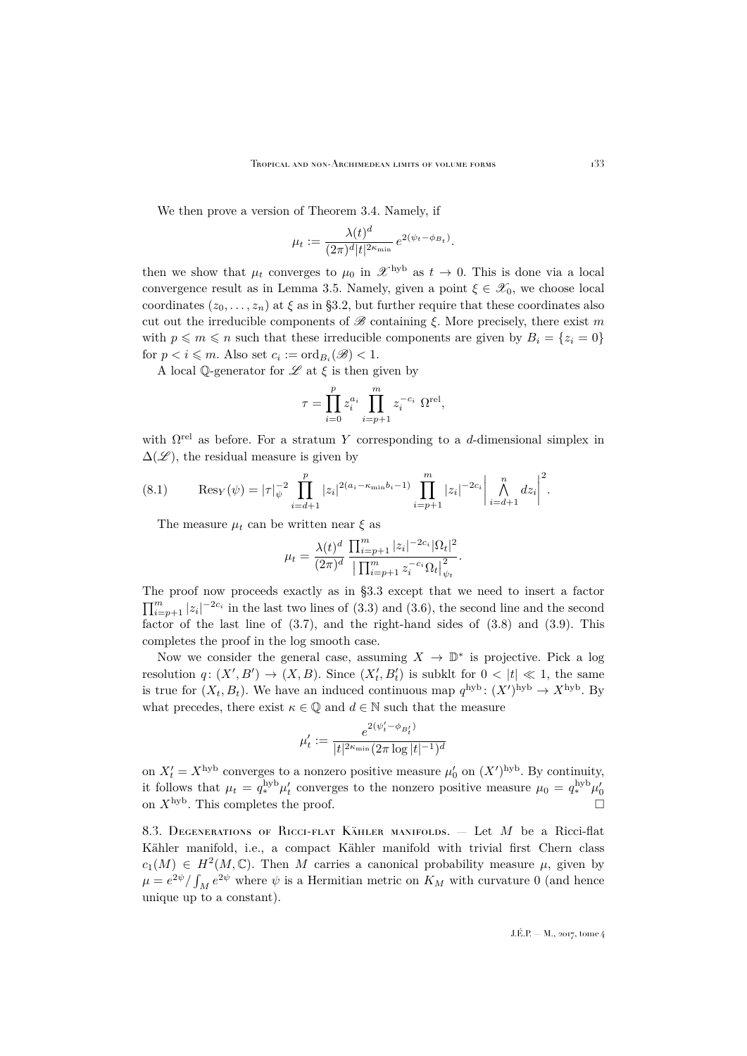We then prove a version of Theorem 3.4. Namely, if

$$\mu_t := \frac{\lambda(t)^d}{(2\pi)^d |t|^{2\kappa_{\min}}} e^{2(\psi_t - \phi_{B_t})}.$$

then we show that $\mu_t$ converges to $\mu_0$ in $\mathscr{X}^{\mathrm{hyb}}$ as $t \to 0$. This is done via a local convergence result as in Lemma 3.5. Namely, given a point $\xi \in \mathscr{X}_0$, we choose local coordinates $(z_0, \ldots, z_n)$ at $\xi$ as in §3.2, but further require that these coordinates also cut out the irreducible components of $\mathscr{B}$ containing $\xi$. More precisely, there exist $m$ with $p \leqslant m \leqslant n$ such that these irreducible components are given by $B_i = \{z_i = 0\}$ for $p < i \leqslant m$. Also set $c_i := \operatorname{ord}_{B_i}(\mathscr{B}) < 1$.

A local $\mathbb{Q}$-generator for $\mathscr{L}$ at $\xi$ is then given by

$$\tau = \prod_{i=0}^{p} z_i^{a_i} \prod_{i=p+1}^{m} z_i^{-c_i}\ \Omega^{\mathrm{rel}},$$

with $\Omega^{\mathrm{rel}}$ as before. For a stratum $Y$ corresponding to a $d$-dimensional simplex in $\Delta(\mathscr{L})$, the residual measure is given by

$$\operatorname{Res}_Y(\psi) = |\tau|_\psi^{-2} \prod_{i=d+1}^{p} |z_i|^{2(a_i - \kappa_{\min} b_i - 1)} \prod_{i=p+1}^{m} |z_i|^{-2c_i} \left| \bigwedge_{i=d+1}^{n} dz_i \right|^2. \tag{8.1}$$

The measure $\mu_t$ can be written near $\xi$ as

$$\mu_t = \frac{\lambda(t)^d}{(2\pi)^d} \frac{\prod_{i=p+1}^{m} |z_i|^{-2c_i} |\Omega_t|^2}{\left| \prod_{i=p+1}^{m} z_i^{-c_i} \Omega_t \right|_{\psi_t}^2}.$$

The proof now proceeds exactly as in §3.3 except that we need to insert a factor $\prod_{i=p+1}^{m} |z_i|^{-2c_i}$ in the last two lines of (3.3) and (3.6), the second line and the second factor of the last line of (3.7), and the right-hand sides of (3.8) and (3.9). This completes the proof in the log smooth case.

Now we consider the general case, assuming $X \to \mathbb{D}^*$ is projective. Pick a log resolution $q\colon (X', B') \to (X, B)$. Since $(X'_t, B'_t)$ is subklt for $0 < |t| \ll 1$, the same is true for $(X_t, B_t)$. We have an induced continuous map $q^{\mathrm{hyb}}\colon (X')^{\mathrm{hyb}} \to X^{\mathrm{hyb}}$. By what precedes, there exist $\kappa \in \mathbb{Q}$ and $d \in \mathbb{N}$ such that the measure

$$\mu'_t := \frac{e^{2(\psi'_t - \phi_{B'_t})}}{|t|^{2\kappa_{\min}} (2\pi \log |t|^{-1})^d}$$

on $X'_t = X^{\mathrm{hyb}}$ converges to a nonzero positive measure $\mu'_0$ on $(X')^{\mathrm{hyb}}$. By continuity, it follows that $\mu_t = q_*^{\mathrm{hyb}} \mu'_t$ converges to the nonzero positive measure $\mu_0 = q_*^{\mathrm{hyb}} \mu'_0$ on $X^{\mathrm{hyb}}$. This completes the proof. $\square$

8.3. Degenerations of Ricci-flat Kähler manifolds. — Let $M$ be a Ricci-flat Kähler manifold, i.e., a compact Kähler manifold with trivial first Chern class $c_1(M) \in H^2(M, \mathbb{C})$. Then $M$ carries a canonical probability measure $\mu$, given by $\mu = e^{2\psi} / \int_M e^{2\psi}$ where $\psi$ is a Hermitian metric on $K_M$ with curvature 0 (and hence unique up to a constant).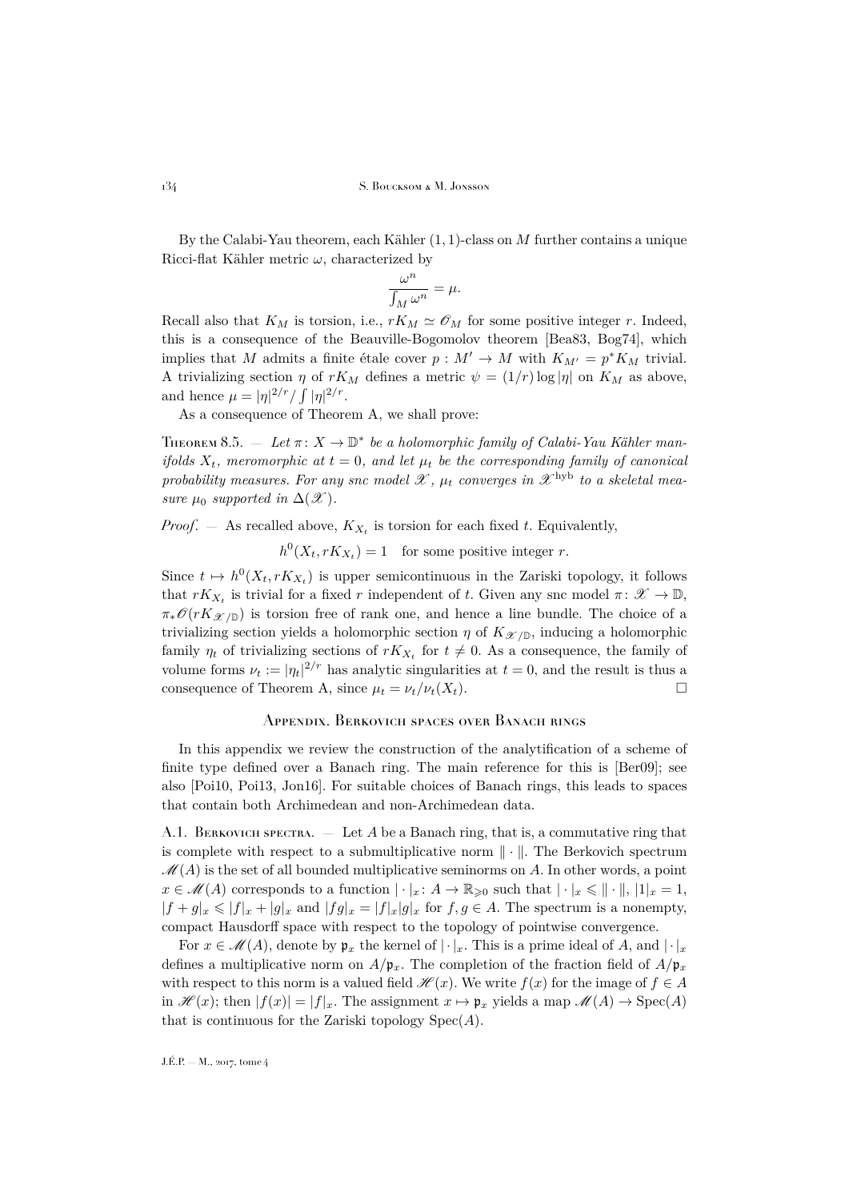By the Calabi-Yau theorem, each Kähler $(1,1)$-class on $M$ further contains a unique Ricci-flat Kähler metric $\omega$, characterized by

$$\frac{\omega^n}{\int_M \omega^n} = \mu.$$

Recall also that $K_M$ is torsion, i.e., $rK_M \simeq \mathscr{O}_M$ for some positive integer $r$. Indeed, this is a consequence of the Beauville-Bogomolov theorem [Bea83, Bog74], which implies that $M$ admits a finite étale cover $p : M' \to M$ with $K_{M'} = p^* K_M$ trivial. A trivializing section $\eta$ of $rK_M$ defines a metric $\psi = (1/r)\log|\eta|$ on $K_M$ as above, and hence $\mu = |\eta|^{2/r}/\int |\eta|^{2/r}$.

As a consequence of Theorem A, we shall prove:

Theorem 8.5. — *Let $\pi\colon X \to \mathbb{D}^*$ be a holomorphic family of Calabi-Yau Kähler manifolds $X_t$, meromorphic at $t=0$, and let $\mu_t$ be the corresponding family of canonical probability measures. For any snc model $\mathscr{X}$, $\mu_t$ converges in $\mathscr{X}^{\mathrm{hyb}}$ to a skeletal measure $\mu_0$ supported in $\Delta(\mathscr{X})$.*

*Proof*. — As recalled above, $K_{X_t}$ is torsion for each fixed $t$. Equivalently,

$$h^0(X_t, rK_{X_t}) = 1 \quad \text{for some positive integer } r.$$

Since $t \mapsto h^0(X_t, rK_{X_t})$ is upper semicontinuous in the Zariski topology, it follows that $rK_{X_t}$ is trivial for a fixed $r$ independent of $t$. Given any snc model $\pi\colon \mathscr{X} \to \mathbb{D}$, $\pi_* \mathscr{O}(rK_{\mathscr{X}/\mathbb{D}})$ is torsion free of rank one, and hence a line bundle. The choice of a trivializing section yields a holomorphic section $\eta$ of $K_{\mathscr{X}/\mathbb{D}}$, inducing a holomorphic family $\eta_t$ of trivializing sections of $rK_{X_t}$ for $t \neq 0$. As a consequence, the family of volume forms $\nu_t := |\eta_t|^{2/r}$ has analytic singularities at $t=0$, and the result is thus a consequence of Theorem A, since $\mu_t = \nu_t/\nu_t(X_t)$. $\square$

## Appendix. Berkovich spaces over Banach rings

In this appendix we review the construction of the analytification of a scheme of finite type defined over a Banach ring. The main reference for this is [Ber09]; see also [Poi10, Poi13, Jon16]. For suitable choices of Banach rings, this leads to spaces that contain both Archimedean and non-Archimedean data.

A.1. Berkovich spectra. — Let $A$ be a Banach ring, that is, a commutative ring that is complete with respect to a submultiplicative norm $\|\cdot\|$. The Berkovich spectrum $\mathscr{M}(A)$ is the set of all bounded multiplicative seminorms on $A$. In other words, a point $x \in \mathscr{M}(A)$ corresponds to a function $|\cdot|_x\colon A \to \mathbb{R}_{\geqslant 0}$ such that $|\cdot|_x \leqslant \|\cdot\|$, $|1|_x = 1$, $|f+g|_x \leqslant |f|_x + |g|_x$ and $|fg|_x = |f|_x |g|_x$ for $f, g \in A$. The spectrum is a nonempty, compact Hausdorff space with respect to the topology of pointwise convergence.

For $x \in \mathscr{M}(A)$, denote by $\mathfrak{p}_x$ the kernel of $|\cdot|_x$. This is a prime ideal of $A$, and $|\cdot|_x$ defines a multiplicative norm on $A/\mathfrak{p}_x$. The completion of the fraction field of $A/\mathfrak{p}_x$ with respect to this norm is a valued field $\mathscr{H}(x)$. We write $f(x)$ for the image of $f \in A$ in $\mathscr{H}(x)$; then $|f(x)| = |f|_x$. The assignment $x \mapsto \mathfrak{p}_x$ yields a map $\mathscr{M}(A) \to \mathrm{Spec}(A)$ that is continuous for the Zariski topology $\mathrm{Spec}(A)$.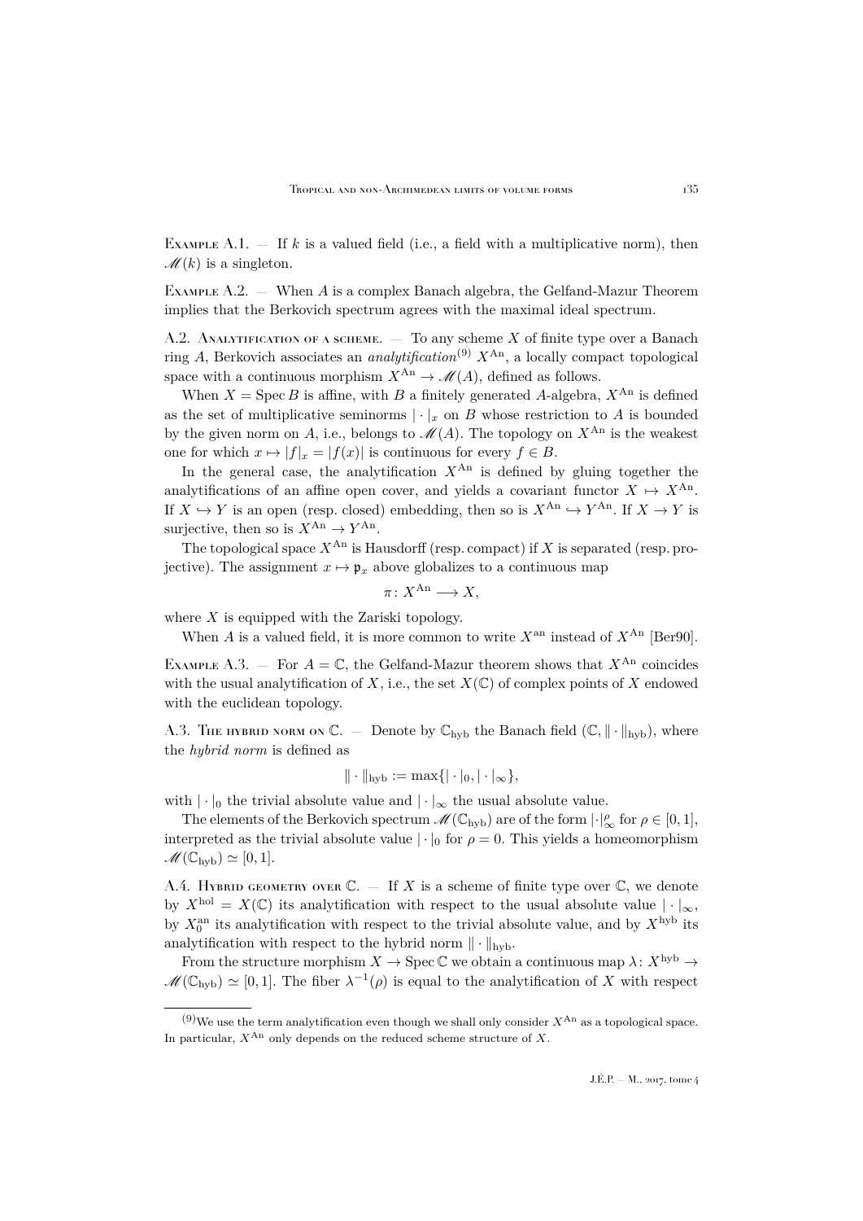Example A.1. — If $k$ is a valued field (i.e., a field with a multiplicative norm), then $\mathscr{M}(k)$ is a singleton.

Example A.2. — When $A$ is a complex Banach algebra, the Gelfand-Mazur Theorem implies that the Berkovich spectrum agrees with the maximal ideal spectrum.

A.2. Analytification of a scheme. — To any scheme $X$ of finite type over a Banach ring $A$, Berkovich associates an *analytification*[9] $X^{\mathrm{An}}$, a locally compact topological space with a continuous morphism $X^{\mathrm{An}} \to \mathscr{M}(A)$, defined as follows.

When $X = \operatorname{Spec} B$ is affine, with $B$ a finitely generated $A$-algebra, $X^{\mathrm{An}}$ is defined as the set of multiplicative seminorms $|\cdot|_x$ on $B$ whose restriction to $A$ is bounded by the given norm on $A$, i.e., belongs to $\mathscr{M}(A)$. The topology on $X^{\mathrm{An}}$ is the weakest one for which $x \mapsto |f|_x = |f(x)|$ is continuous for every $f \in B$.

In the general case, the analytification $X^{\mathrm{An}}$ is defined by gluing together the analytifications of an affine open cover, and yields a covariant functor $X \mapsto X^{\mathrm{An}}$. If $X \hookrightarrow Y$ is an open (resp. closed) embedding, then so is $X^{\mathrm{An}} \hookrightarrow Y^{\mathrm{An}}$. If $X \to Y$ is surjective, then so is $X^{\mathrm{An}} \to Y^{\mathrm{An}}$.

The topological space $X^{\mathrm{An}}$ is Hausdorff (resp. compact) if $X$ is separated (resp. projective). The assignment $x \mapsto \mathfrak{p}_x$ above globalizes to a continuous map

$$\pi \colon X^{\mathrm{An}} \longrightarrow X,$$

where $X$ is equipped with the Zariski topology.

When $A$ is a valued field, it is more common to write $X^{\mathrm{an}}$ instead of $X^{\mathrm{An}}$ [Ber90].

Example A.3. — For $A = \mathbb{C}$, the Gelfand-Mazur theorem shows that $X^{\mathrm{An}}$ coincides with the usual analytification of $X$, i.e., the set $X(\mathbb{C})$ of complex points of $X$ endowed with the euclidean topology.

A.3. The hybrid norm on $\mathbb{C}$. — Denote by $\mathbb{C}_{\mathrm{hyb}}$ the Banach field $(\mathbb{C}, \|\cdot\|_{\mathrm{hyb}})$, where the *hybrid norm* is defined as

$$\|\cdot\|_{\mathrm{hyb}} := \max\{|\cdot|_0, |\cdot|_\infty\},$$

with $|\cdot|_0$ the trivial absolute value and $|\cdot|_\infty$ the usual absolute value.

The elements of the Berkovich spectrum $\mathscr{M}(\mathbb{C}_{\mathrm{hyb}})$ are of the form $|\cdot|_\infty^\rho$ for $\rho \in [0,1]$, interpreted as the trivial absolute value $|\cdot|_0$ for $\rho = 0$. This yields a homeomorphism $\mathscr{M}(\mathbb{C}_{\mathrm{hyb}}) \simeq [0,1]$.

A.4. Hybrid geometry over $\mathbb{C}$. — If $X$ is a scheme of finite type over $\mathbb{C}$, we denote by $X^{\mathrm{hol}} = X(\mathbb{C})$ its analytification with respect to the usual absolute value $|\cdot|_\infty$, by $X_0^{\mathrm{an}}$ its analytification with respect to the trivial absolute value, and by $X^{\mathrm{hyb}}$ its analytification with respect to the hybrid norm $\|\cdot\|_{\mathrm{hyb}}$.

From the structure morphism $X \to \operatorname{Spec} \mathbb{C}$ we obtain a continuous map $\lambda \colon X^{\mathrm{hyb}} \to \mathscr{M}(\mathbb{C}_{\mathrm{hyb}}) \simeq [0,1]$. The fiber $\lambda^{-1}(\rho)$ is equal to the analytification of $X$ with respect

[9] We use the term analytification even though we shall only consider $X^{\mathrm{An}}$ as a topological space. In particular, $X^{\mathrm{An}}$ only depends on the reduced scheme structure of $X$.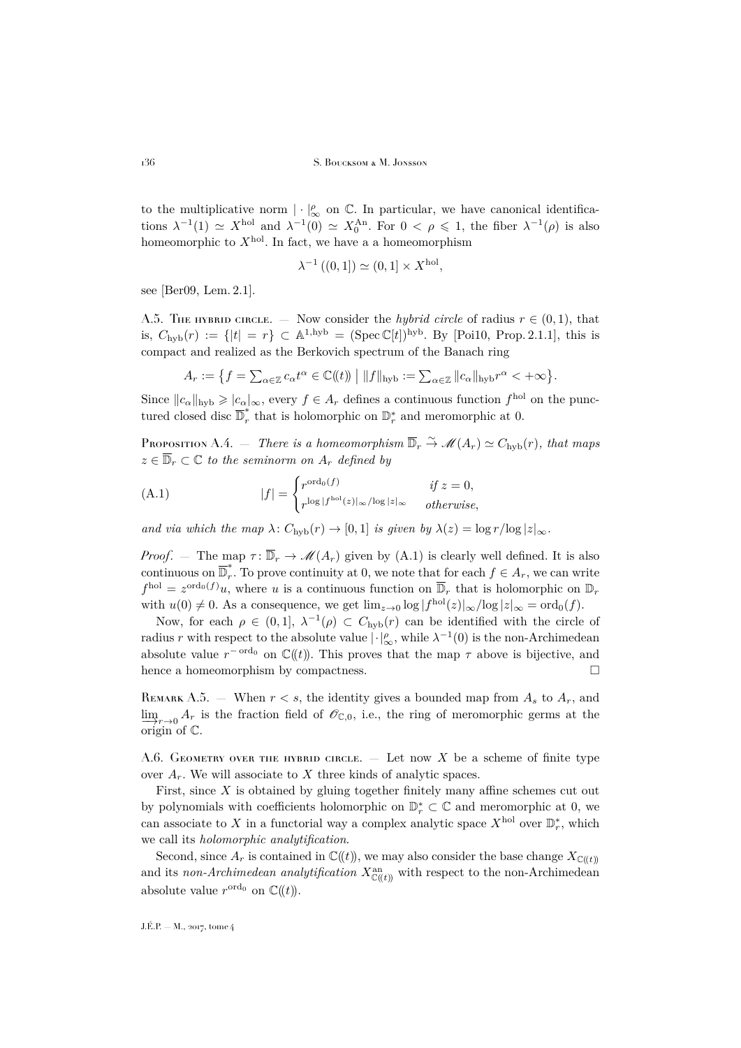to the multiplicative norm $|\cdot|_\infty^\rho$ on $\mathbb{C}$. In particular, we have canonical identifications $\lambda^{-1}(1) \simeq X^{\mathrm{hol}}$ and $\lambda^{-1}(0) \simeq X_0^{\mathrm{An}}$. For $0 < \rho \leqslant 1$, the fiber $\lambda^{-1}(\rho)$ is also homeomorphic to $X^{\mathrm{hol}}$. In fact, we have a a homeomorphism

$$\lambda^{-1}((0,1]) \simeq (0,1] \times X^{\mathrm{hol}},$$

see [Ber09, Lem. 2.1].

A.5. The hybrid circle. — Now consider the *hybrid circle* of radius $r \in (0,1)$, that is, $C_{\mathrm{hyb}}(r) := \{|t| = r\} \subset \mathbb{A}^{1,\mathrm{hyb}} = (\operatorname{Spec} \mathbb{C}[t])^{\mathrm{hyb}}$. By [Poi10, Prop. 2.1.1], this is compact and realized as the Berkovich spectrum of the Banach ring

$$A_r := \Big\{ f = \sum_{\alpha \in \mathbb{Z}} c_\alpha t^\alpha \in \mathbb{C}(\!(t)\!) \;\Big|\; \|f\|_{\mathrm{hyb}} := \sum_{\alpha \in \mathbb{Z}} \|c_\alpha\|_{\mathrm{hyb}} r^\alpha < +\infty \Big\}.$$

Since $\|c_\alpha\|_{\mathrm{hyb}} \geqslant |c_\alpha|_\infty$, every $f \in A_r$ defines a continuous function $f^{\mathrm{hol}}$ on the punctured closed disc $\overline{\mathbb{D}}_r^*$ that is holomorphic on $\mathbb{D}_r^*$ and meromorphic at 0.

Proposition A.4. — *There is a homeomorphism $\overline{\mathbb{D}}_r \xrightarrow{\sim} \mathscr{M}(A_r) \simeq C_{\mathrm{hyb}}(r)$, that maps $z \in \overline{\mathbb{D}}_r \subset \mathbb{C}$ to the seminorm on $A_r$ defined by*

$$|f| = \begin{cases} r^{\operatorname{ord}_0(f)} & \text{if } z = 0, \\ r^{\log|f^{\mathrm{hol}}(z)|_\infty / \log|z|_\infty} & \text{otherwise,} \end{cases} \tag{A.1}$$

*and via which the map $\lambda\colon C_{\mathrm{hyb}}(r) \to [0,1]$ is given by $\lambda(z) = \log r / \log|z|_\infty$.*

*Proof*. — The map $\tau\colon \overline{\mathbb{D}}_r \to \mathscr{M}(A_r)$ given by (A.1) is clearly well defined. It is also continuous on $\overline{\mathbb{D}}_r^*$. To prove continuity at 0, we note that for each $f \in A_r$, we can write $f^{\mathrm{hol}} = z^{\operatorname{ord}_0(f)} u$, where $u$ is a continuous function on $\overline{\mathbb{D}}_r$ that is holomorphic on $\mathbb{D}_r$ with $u(0) \neq 0$. As a consequence, we get $\lim_{z\to 0} \log|f^{\mathrm{hol}}(z)|_\infty / \log|z|_\infty = \operatorname{ord}_0(f)$.

Now, for each $\rho \in (0,1]$, $\lambda^{-1}(\rho) \subset C_{\mathrm{hyb}}(r)$ can be identified with the circle of radius $r$ with respect to the absolute value $|\cdot|_\infty^\rho$, while $\lambda^{-1}(0)$ is the non-Archimedean absolute value $r^{-\operatorname{ord}_0}$ on $\mathbb{C}(\!(t)\!)$. This proves that the map $\tau$ above is bijective, and hence a homeomorphism by compactness. $\square$

Remark A.5. — When $r < s$, the identity gives a bounded map from $A_s$ to $A_r$, and $\varinjlim_{r\to 0} A_r$ is the fraction field of $\mathscr{O}_{\mathbb{C},0}$, i.e., the ring of meromorphic germs at the origin of $\mathbb{C}$.

A.6. Geometry over the hybrid circle. — Let now $X$ be a scheme of finite type over $A_r$. We will associate to $X$ three kinds of analytic spaces.

First, since $X$ is obtained by gluing together finitely many affine schemes cut out by polynomials with coefficients holomorphic on $\mathbb{D}_r^* \subset \mathbb{C}$ and meromorphic at 0, we can associate to $X$ in a functorial way a complex analytic space $X^{\mathrm{hol}}$ over $\mathbb{D}_r^*$, which we call its *holomorphic analytification*.

Second, since $A_r$ is contained in $\mathbb{C}(\!(t)\!)$, we may also consider the base change $X_{\mathbb{C}(\!(t)\!)}$ and its *non-Archimedean analytification* $X_{\mathbb{C}(\!(t)\!)}^{\mathrm{an}}$ with respect to the non-Archimedean absolute value $r^{\operatorname{ord}_0}$ on $\mathbb{C}(\!(t)\!)$.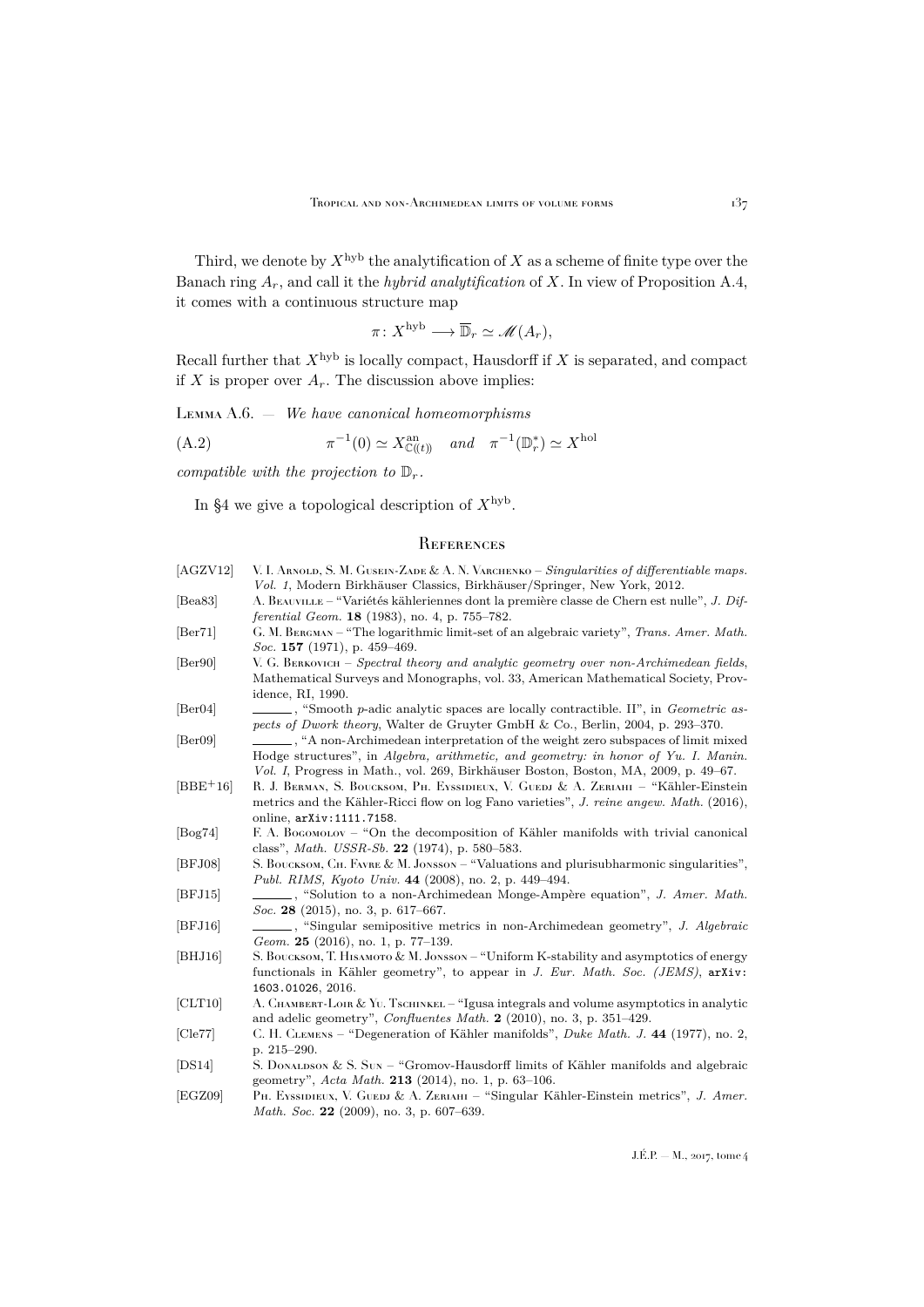Third, we denote by $X^{\mathrm{hyb}}$ the analytification of $X$ as a scheme of finite type over the Banach ring $A_r$, and call it the *hybrid analytification* of $X$. In view of Proposition A.4, it comes with a continuous structure map

$$\pi\colon X^{\mathrm{hyb}} \longrightarrow \overline{\mathbb{D}}_r \simeq \mathscr{M}(A_r),$$

Recall further that $X^{\mathrm{hyb}}$ is locally compact, Hausdorff if $X$ is separated, and compact if $X$ is proper over $A_r$. The discussion above implies:

Lemma A.6. — *We have canonical homeomorphisms*

$$\pi^{-1}(0) \simeq X^{\mathrm{an}}_{\mathbb{C}((t))} \quad \textit{and} \quad \pi^{-1}(\mathbb{D}_r^*) \simeq X^{\mathrm{hol}} \tag{A.2}$$

*compatible with the projection to* $\mathbb{D}_r$.

In §4 we give a topological description of $X^{\mathrm{hyb}}$.

## References

[AGZV12] V. I. Arnold, S. M. Gusein-Zade & A. N. Varchenko – *Singularities of differentiable maps. Vol. 1*, Modern Birkhäuser Classics, Birkhäuser/Springer, New York, 2012.

[Bea83] A. Beauville – "Variétés kähleriennes dont la première classe de Chern est nulle", *J. Differential Geom.* **18** (1983), no. 4, p. 755–782.

[Ber71] G. M. Bergman – "The logarithmic limit-set of an algebraic variety", *Trans. Amer. Math. Soc.* **157** (1971), p. 459–469.

[Ber90] V. G. Berkovich – *Spectral theory and analytic geometry over non-Archimedean fields*, Mathematical Surveys and Monographs, vol. 33, American Mathematical Society, Providence, RI, 1990.

[Ber04] ______, "Smooth $p$-adic analytic spaces are locally contractible. II", in *Geometric aspects of Dwork theory*, Walter de Gruyter GmbH & Co., Berlin, 2004, p. 293–370.

[Ber09] ______, "A non-Archimedean interpretation of the weight zero subspaces of limit mixed Hodge structures", in *Algebra, arithmetic, and geometry: in honor of Yu. I. Manin. Vol. I*, Progress in Math., vol. 269, Birkhäuser Boston, Boston, MA, 2009, p. 49–67.

[BBE+16] R. J. Berman, S. Boucksom, Ph. Eyssidieux, V. Guedj & A. Zeriahi – "Kähler-Einstein metrics and the Kähler-Ricci flow on log Fano varieties", *J. reine angew. Math.* (2016), online, arXiv:1111.7158.

[Bog74] F. A. Bogomolov – "On the decomposition of Kähler manifolds with trivial canonical class", *Math. USSR-Sb.* **22** (1974), p. 580–583.

[BFJ08] S. Boucksom, Ch. Favre & M. Jonsson – "Valuations and plurisubharmonic singularities", *Publ. RIMS, Kyoto Univ.* **44** (2008), no. 2, p. 449–494.

[BFJ15] ______, "Solution to a non-Archimedean Monge-Ampère equation", *J. Amer. Math. Soc.* **28** (2015), no. 3, p. 617–667.

[BFJ16] ______, "Singular semipositive metrics in non-Archimedean geometry", *J. Algebraic Geom.* **25** (2016), no. 1, p. 77–139.

[BHJ16] S. Boucksom, T. Hisamoto & M. Jonsson – "Uniform K-stability and asymptotics of energy functionals in Kähler geometry", to appear in *J. Eur. Math. Soc. (JEMS)*, arXiv:1603.01026, 2016.

[CLT10] A. Chambert-Loir & Yu. Tschinkel – "Igusa integrals and volume asymptotics in analytic and adelic geometry", *Confluentes Math.* **2** (2010), no. 3, p. 351–429.

[Cle77] C. H. Clemens – "Degeneration of Kähler manifolds", *Duke Math. J.* **44** (1977), no. 2, p. 215–290.

[DS14] S. Donaldson & S. Sun – "Gromov-Hausdorff limits of Kähler manifolds and algebraic geometry", *Acta Math.* **213** (2014), no. 1, p. 63–106.

[EGZ09] Ph. Eyssidieux, V. Guedj & A. Zeriahi – "Singular Kähler-Einstein metrics", *J. Amer. Math. Soc.* **22** (2009), no. 3, p. 607–639.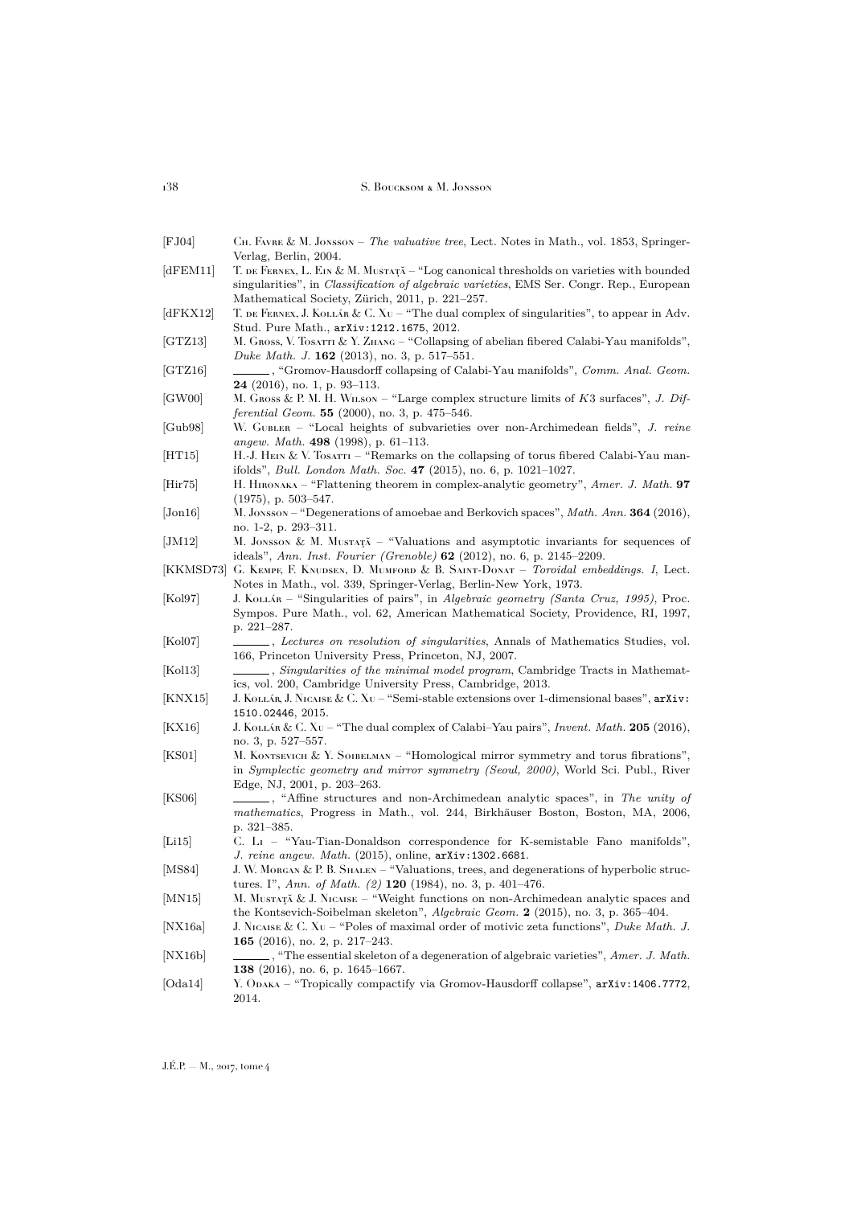[FJ04] Ch. Favre & M. Jonsson – *The valuative tree*, Lect. Notes in Math., vol. 1853, Springer-Verlag, Berlin, 2004.

[dFEM11] T. de Fernex, L. Ein & M. Mustaţă – "Log canonical thresholds on varieties with bounded singularities", in *Classification of algebraic varieties*, EMS Ser. Congr. Rep., European Mathematical Society, Zürich, 2011, p. 221–257.

[dFKX12] T. de Fernex, J. Kollár & C. Xu – "The dual complex of singularities", to appear in Adv. Stud. Pure Math., arXiv:1212.1675, 2012.

[GTZ13] M. Gross, V. Tosatti & Y. Zhang – "Collapsing of abelian fibered Calabi-Yau manifolds", *Duke Math. J.* **162** (2013), no. 3, p. 517–551.

[GTZ16] ______, "Gromov-Hausdorff collapsing of Calabi-Yau manifolds", *Comm. Anal. Geom.* **24** (2016), no. 1, p. 93–113.

[GW00] M. Gross & P. M. H. Wilson – "Large complex structure limits of $K3$ surfaces", *J. Differential Geom.* **55** (2000), no. 3, p. 475–546.

[Gub98] W. Gubler – "Local heights of subvarieties over non-Archimedean fields", *J. reine angew. Math.* **498** (1998), p. 61–113.

[HT15] H.-J. Hein & V. Tosatti – "Remarks on the collapsing of torus fibered Calabi-Yau manifolds", *Bull. London Math. Soc.* **47** (2015), no. 6, p. 1021–1027.

[Hir75] H. Hironaka – "Flattening theorem in complex-analytic geometry", *Amer. J. Math.* **97** (1975), p. 503–547.

[Jon16] M. Jonsson – "Degenerations of amoebae and Berkovich spaces", *Math. Ann.* **364** (2016), no. 1-2, p. 293–311.

[JM12] M. Jonsson & M. Mustaţă – "Valuations and asymptotic invariants for sequences of ideals", *Ann. Inst. Fourier (Grenoble)* **62** (2012), no. 6, p. 2145–2209.

[KKMSD73] G. Kempf, F. Knudsen, D. Mumford & B. Saint-Donat – *Toroidal embeddings. I*, Lect. Notes in Math., vol. 339, Springer-Verlag, Berlin-New York, 1973.

[Kol97] J. Kollár – "Singularities of pairs", in *Algebraic geometry (Santa Cruz, 1995)*, Proc. Sympos. Pure Math., vol. 62, American Mathematical Society, Providence, RI, 1997, p. 221–287.

[Kol07] ______, *Lectures on resolution of singularities*, Annals of Mathematics Studies, vol. 166, Princeton University Press, Princeton, NJ, 2007.

[Kol13] ______, *Singularities of the minimal model program*, Cambridge Tracts in Mathematics, vol. 200, Cambridge University Press, Cambridge, 2013.

[KNX15] J. Kollár, J. Nicaise & C. Xu – "Semi-stable extensions over 1-dimensional bases", arXiv:1510.02446, 2015.

[KX16] J. Kollár & C. Xu – "The dual complex of Calabi–Yau pairs", *Invent. Math.* **205** (2016), no. 3, p. 527–557.

[KS01] M. Kontsevich & Y. Soibelman – "Homological mirror symmetry and torus fibrations", in *Symplectic geometry and mirror symmetry (Seoul, 2000)*, World Sci. Publ., River Edge, NJ, 2001, p. 203–263.

[KS06] ______, "Affine structures and non-Archimedean analytic spaces", in *The unity of mathematics*, Progress in Math., vol. 244, Birkhäuser Boston, Boston, MA, 2006, p. 321–385.

[Li15] C. Li – "Yau-Tian-Donaldson correspondence for K-semistable Fano manifolds", *J. reine angew. Math.* (2015), online, arXiv:1302.6681.

[MS84] J. W. Morgan & P. B. Shalen – "Valuations, trees, and degenerations of hyperbolic structures. I", *Ann. of Math. (2)* **120** (1984), no. 3, p. 401–476.

[MN15] M. Mustaţă & J. Nicaise – "Weight functions on non-Archimedean analytic spaces and the Kontsevich-Soibelman skeleton", *Algebraic Geom.* **2** (2015), no. 3, p. 365–404.

[NX16a] J. Nicaise & C. Xu – "Poles of maximal order of motivic zeta functions", *Duke Math. J.* **165** (2016), no. 2, p. 217–243.

[NX16b] ______, "The essential skeleton of a degeneration of algebraic varieties", *Amer. J. Math.* **138** (2016), no. 6, p. 1645–1667.

[Oda14] Y. Odaka – "Tropically compactify via Gromov-Hausdorff collapse", arXiv:1406.7772, 2014.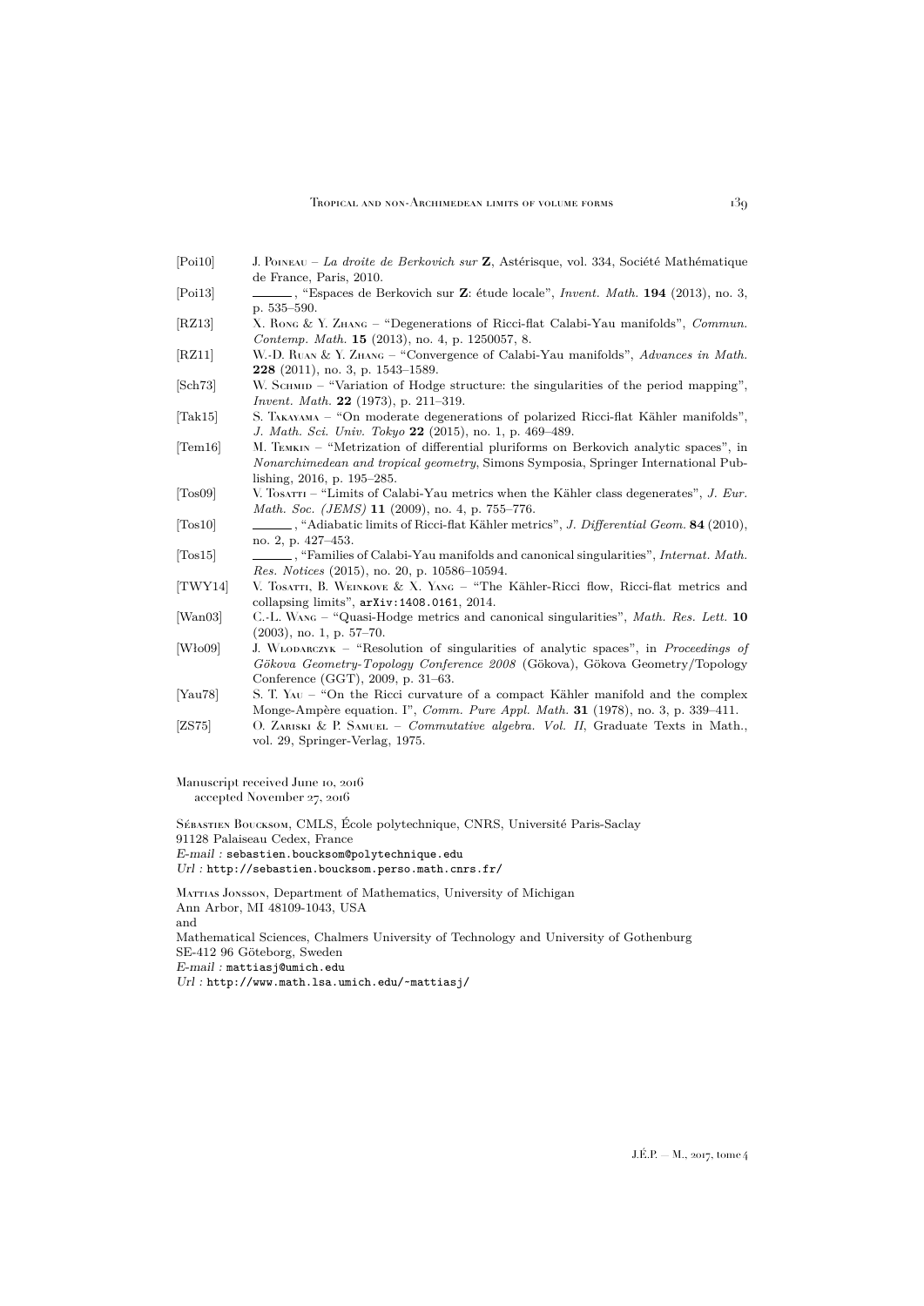[Poi10] J. Poineau – *La droite de Berkovich sur* **Z**, Astérisque, vol. 334, Société Mathématique de France, Paris, 2010.

[Poi13] ______, "Espaces de Berkovich sur **Z**: étude locale", *Invent. Math.* **194** (2013), no. 3, p. 535–590.

[RZ13] X. Rong & Y. Zhang – "Degenerations of Ricci-flat Calabi-Yau manifolds", *Commun. Contemp. Math.* **15** (2013), no. 4, p. 1250057, 8.

[RZ11] W.-D. Ruan & Y. Zhang – "Convergence of Calabi-Yau manifolds", *Advances in Math.* **228** (2011), no. 3, p. 1543–1589.

[Sch73] W. Schmid – "Variation of Hodge structure: the singularities of the period mapping", *Invent. Math.* **22** (1973), p. 211–319.

[Tak15] S. Takayama – "On moderate degenerations of polarized Ricci-flat Kähler manifolds", *J. Math. Sci. Univ. Tokyo* **22** (2015), no. 1, p. 469–489.

[Tem16] M. Temkin – "Metrization of differential pluriforms on Berkovich analytic spaces", in *Nonarchimedean and tropical geometry*, Simons Symposia, Springer International Publishing, 2016, p. 195–285.

[Tos09] V. Tosatti – "Limits of Calabi-Yau metrics when the Kähler class degenerates", *J. Eur. Math. Soc. (JEMS)* **11** (2009), no. 4, p. 755–776.

[Tos10] ______, "Adiabatic limits of Ricci-flat Kähler metrics", *J. Differential Geom.* **84** (2010), no. 2, p. 427–453.

[Tos15] ______, "Families of Calabi-Yau manifolds and canonical singularities", *Internat. Math. Res. Notices* (2015), no. 20, p. 10586–10594.

[TWY14] V. Tosatti, B. Weinkove & X. Yang – "The Kähler-Ricci flow, Ricci-flat metrics and collapsing limits", `arXiv:1408.0161`, 2014.

[Wan03] C.-L. Wang – "Quasi-Hodge metrics and canonical singularities", *Math. Res. Lett.* **10** (2003), no. 1, p. 57–70.

[Wło09] J. Włodarczyk – "Resolution of singularities of analytic spaces", in *Proceedings of Gökova Geometry-Topology Conference 2008* (Gökova), Gökova Geometry/Topology Conference (GGT), 2009, p. 31–63.

[Yau78] S. T. Yau – "On the Ricci curvature of a compact Kähler manifold and the complex Monge-Ampère equation. I", *Comm. Pure Appl. Math.* **31** (1978), no. 3, p. 339–411.

[ZS75] O. Zariski & P. Samuel – *Commutative algebra. Vol. II*, Graduate Texts in Math., vol. 29, Springer-Verlag, 1975.

Manuscript received June 10, 2016
accepted November 27, 2016

Sébastien Boucksom, CMLS, École polytechnique, CNRS, Université Paris-Saclay
91128 Palaiseau Cedex, France
*E-mail :* `sebastien.boucksom@polytechnique.edu`
*Url :* `http://sebastien.boucksom.perso.math.cnrs.fr/`

Mattias Jonsson, Department of Mathematics, University of Michigan
Ann Arbor, MI 48109-1043, USA
and
Mathematical Sciences, Chalmers University of Technology and University of Gothenburg
SE-412 96 Göteborg, Sweden
*E-mail :* `mattiasj@umich.edu`
*Url :* `http://www.math.lsa.umich.edu/~mattiasj/`